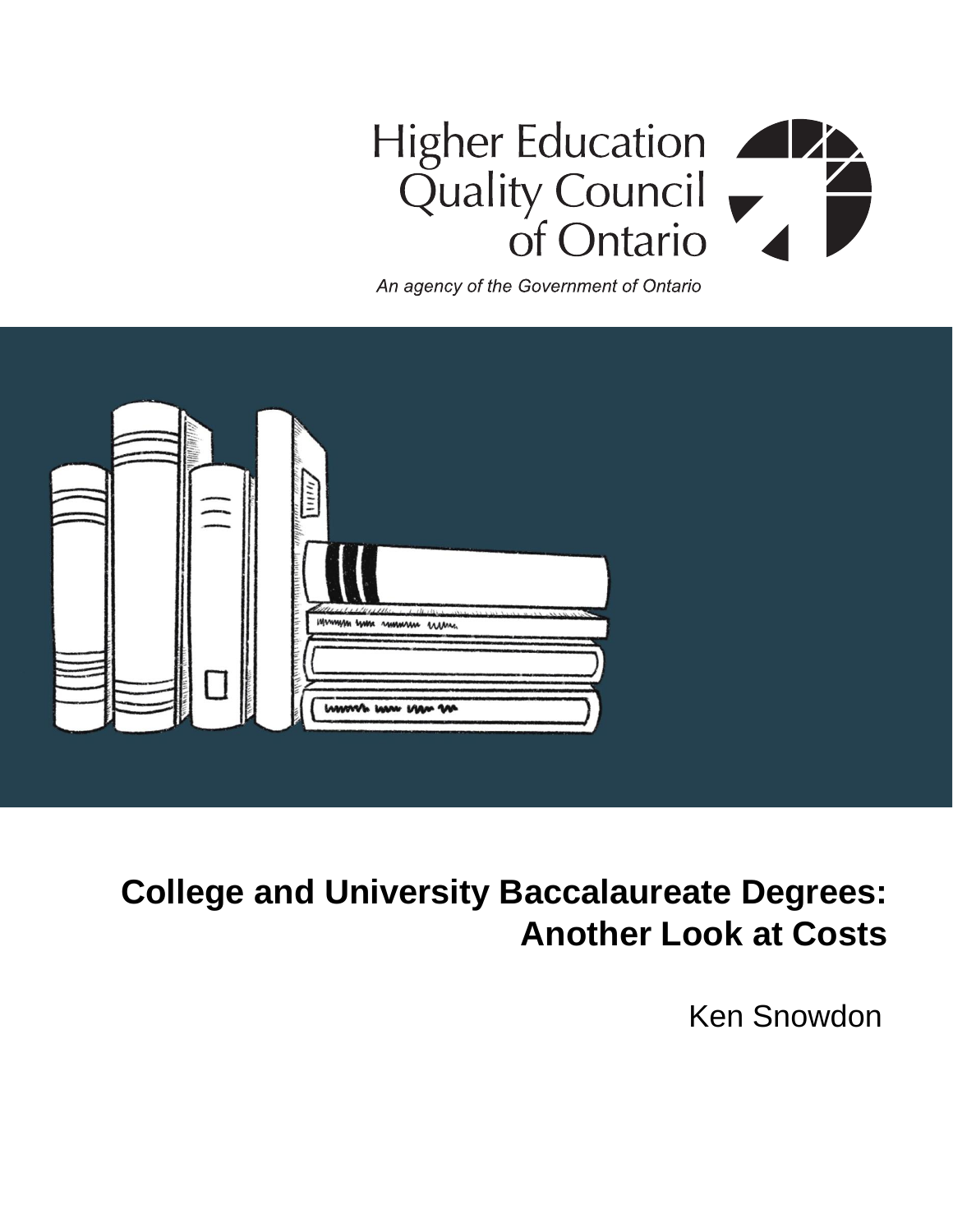Higher Education Quality Council of Ontario

*An agency of the Government of Ontario*

# College and University Baccalaureate Degrees: Another Look at Costs

Ken Snowdon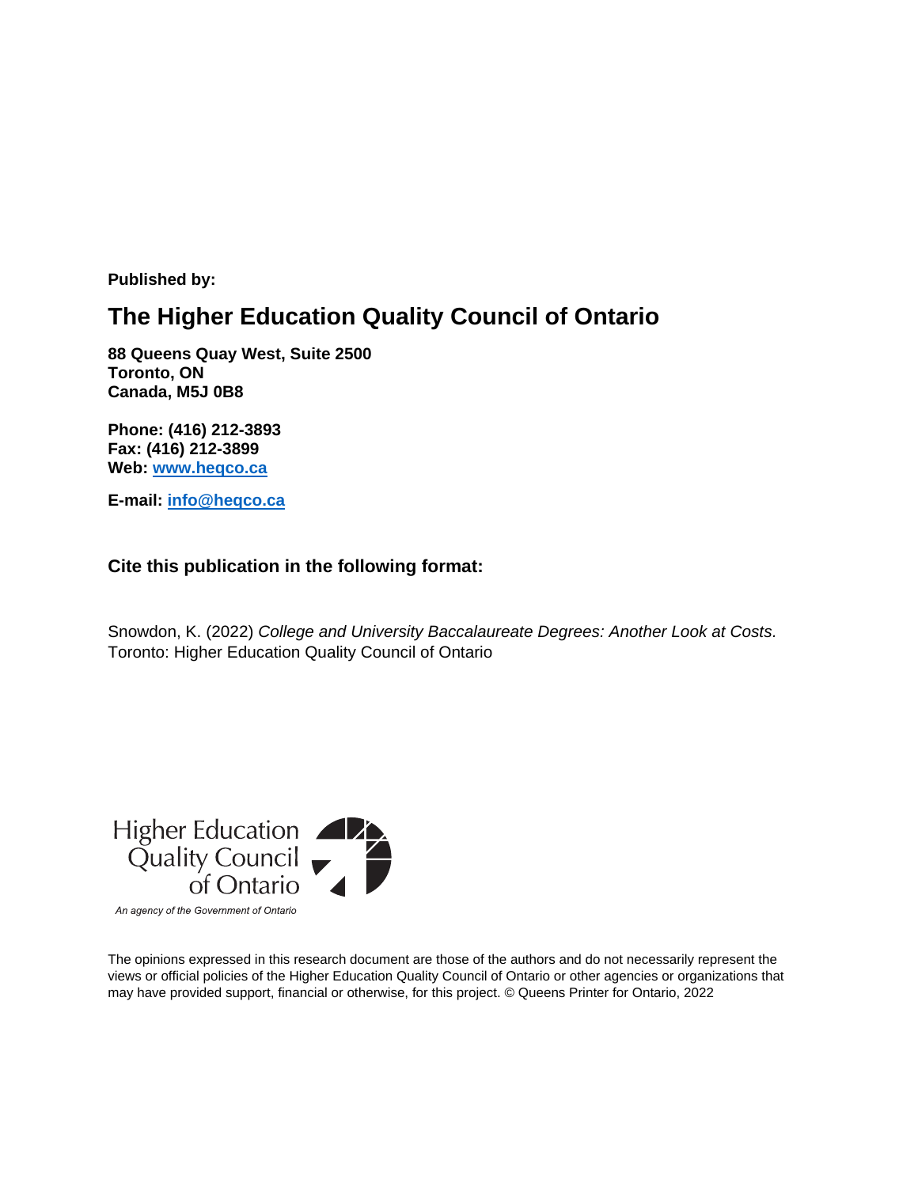**Published by:**

## The Higher Education Quality Council of Ontario

**88 Queens Quay West, Suite 2500**
**Toronto, ON**
**Canada, M5J 0B8**

**Phone: (416) 212-3893**
**Fax: (416) 212-3899**
**Web: www.heqco.ca**

**E-mail: info@heqco.ca**

### Cite this publication in the following format:

Snowdon, K. (2022) *College and University Baccalaureate Degrees: Another Look at Costs*. Toronto: Higher Education Quality Council of Ontario

Higher Education Quality Council of Ontario

*An agency of the Government of Ontario*

The opinions expressed in this research document are those of the authors and do not necessarily represent the views or official policies of the Higher Education Quality Council of Ontario or other agencies or organizations that may have provided support, financial or otherwise, for this project. © Queens Printer for Ontario, 2022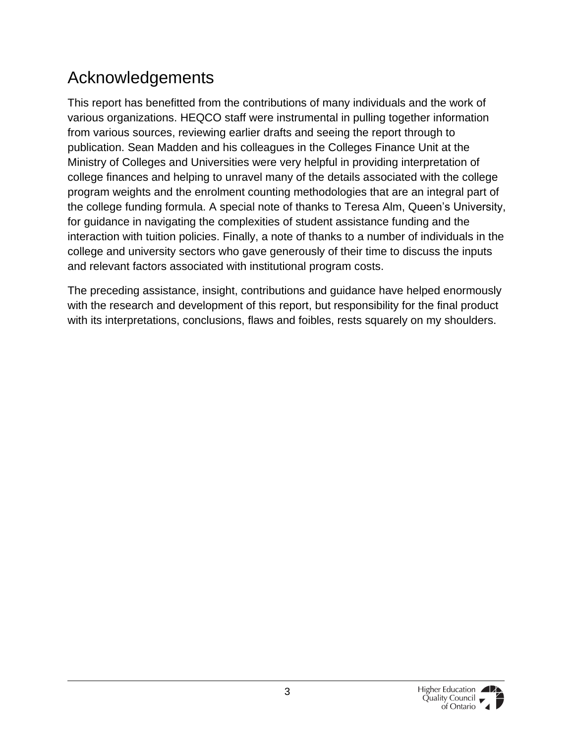# Acknowledgements

This report has benefitted from the contributions of many individuals and the work of various organizations. HEQCO staff were instrumental in pulling together information from various sources, reviewing earlier drafts and seeing the report through to publication. Sean Madden and his colleagues in the Colleges Finance Unit at the Ministry of Colleges and Universities were very helpful in providing interpretation of college finances and helping to unravel many of the details associated with the college program weights and the enrolment counting methodologies that are an integral part of the college funding formula. A special note of thanks to Teresa Alm, Queen's University, for guidance in navigating the complexities of student assistance funding and the interaction with tuition policies. Finally, a note of thanks to a number of individuals in the college and university sectors who gave generously of their time to discuss the inputs and relevant factors associated with institutional program costs.

The preceding assistance, insight, contributions and guidance have helped enormously with the research and development of this report, but responsibility for the final product with its interpretations, conclusions, flaws and foibles, rests squarely on my shoulders.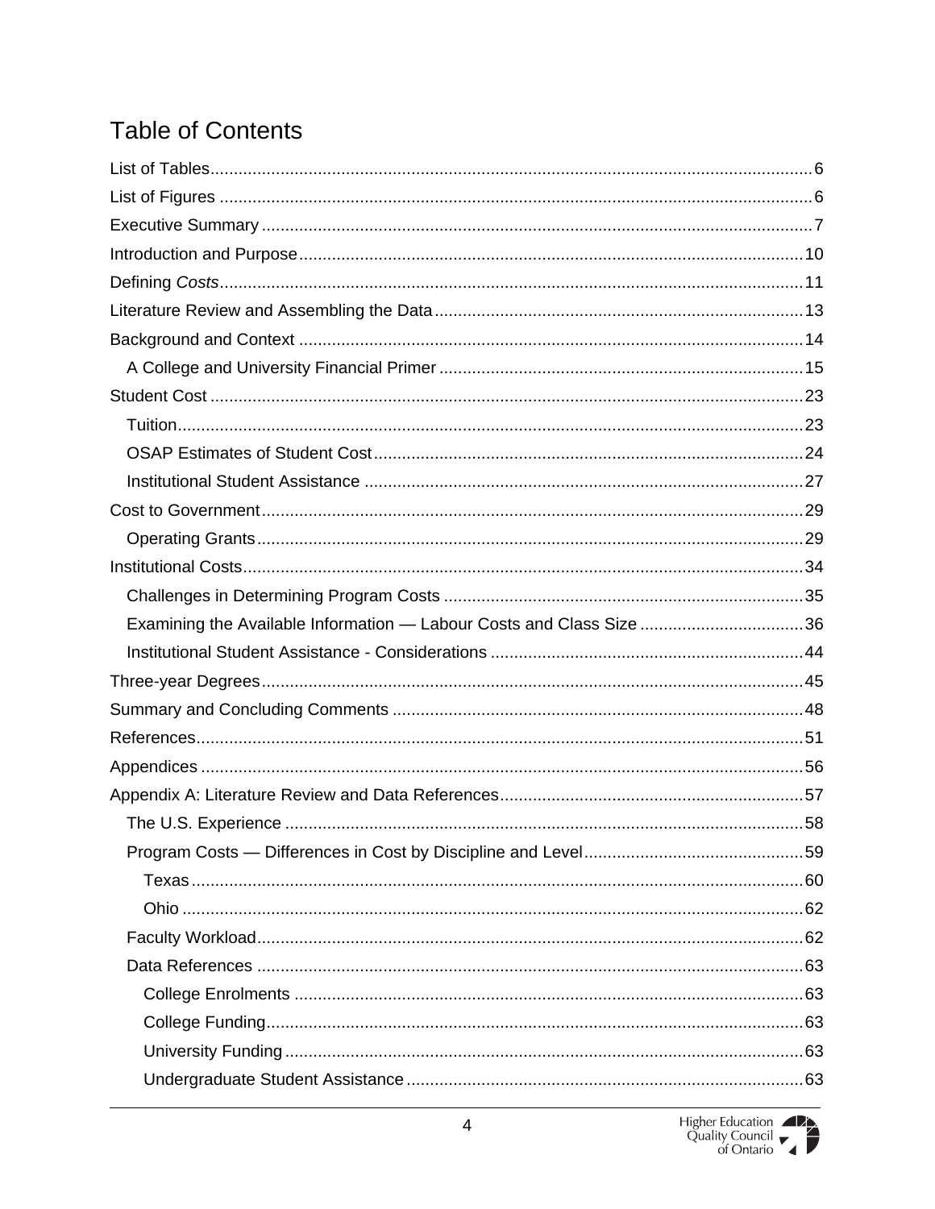# Table of Contents

- List of Tables ... 6
- List of Figures ... 6
- Executive Summary ... 7
- Introduction and Purpose ... 10
- Defining *Costs* ... 11
- Literature Review and Assembling the Data ... 13
- Background and Context ... 14
  - A College and University Financial Primer ... 15
- Student Cost ... 23
  - Tuition ... 23
  - OSAP Estimates of Student Cost ... 24
  - Institutional Student Assistance ... 27
- Cost to Government ... 29
  - Operating Grants ... 29
- Institutional Costs ... 34
  - Challenges in Determining Program Costs ... 35
  - Examining the Available Information — Labour Costs and Class Size ... 36
  - Institutional Student Assistance - Considerations ... 44
- Three-year Degrees ... 45
- Summary and Concluding Comments ... 48
- References ... 51
- Appendices ... 56
- Appendix A: Literature Review and Data References ... 57
  - The U.S. Experience ... 58
  - Program Costs — Differences in Cost by Discipline and Level ... 59
    - Texas ... 60
    - Ohio ... 62
  - Faculty Workload ... 62
  - Data References ... 63
    - College Enrolments ... 63
    - College Funding ... 63
    - University Funding ... 63
    - Undergraduate Student Assistance ... 63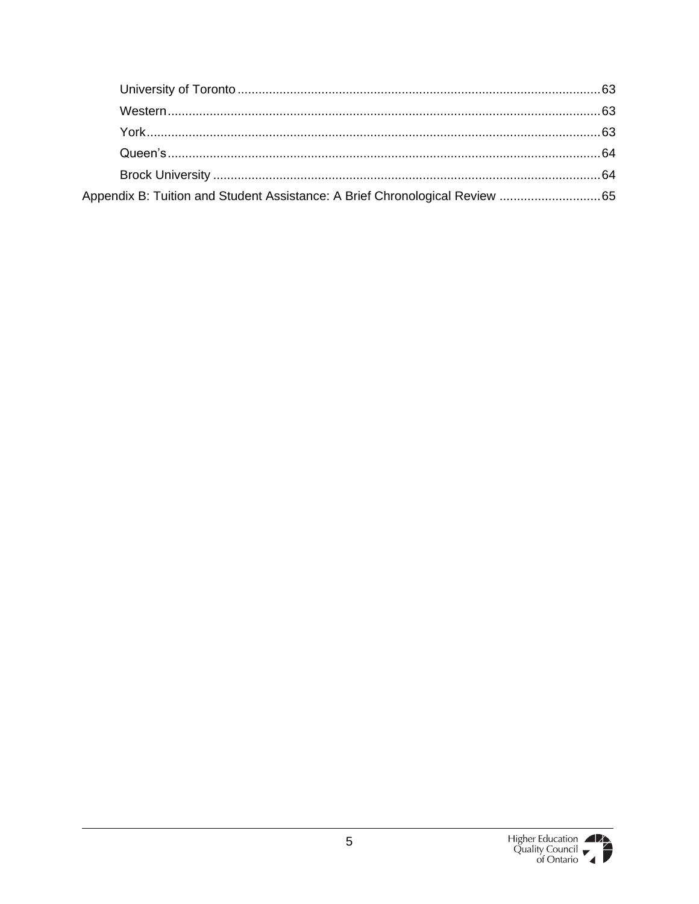- University of Toronto ........................................................ 63
- Western ........................................................ 63
- York ........................................................ 63
- Queen's ........................................................ 64
- Brock University ........................................................ 64

Appendix B: Tuition and Student Assistance: A Brief Chronological Review ........................ 65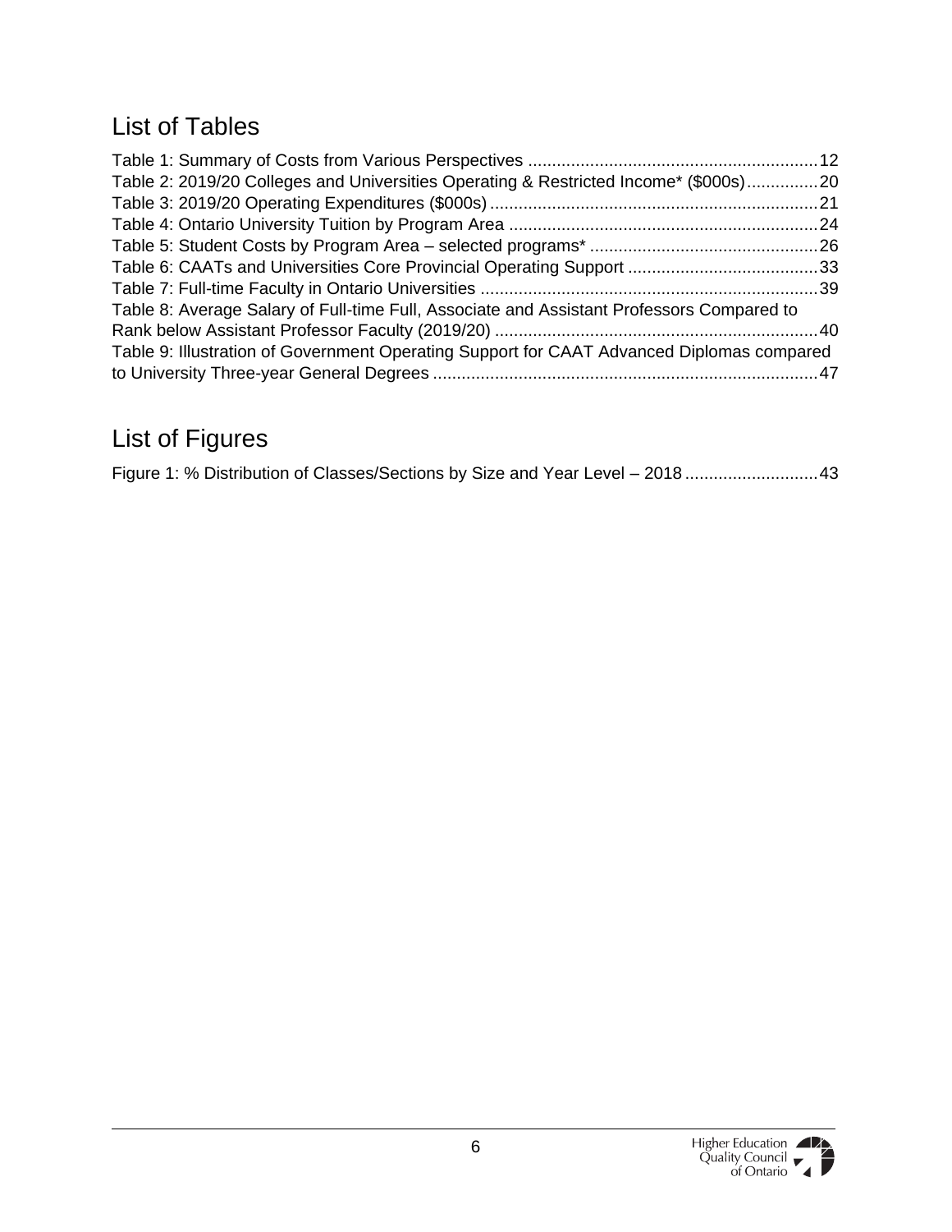## List of Tables

Table 1: Summary of Costs from Various Perspectives ............................................................ 12
Table 2: 2019/20 Colleges and Universities Operating & Restricted Income* ($000s) ............... 20
Table 3: 2019/20 Operating Expenditures ($000s) .................................................................... 21
Table 4: Ontario University Tuition by Program Area ................................................................. 24
Table 5: Student Costs by Program Area – selected programs* ................................................ 26
Table 6: CAATs and Universities Core Provincial Operating Support ........................................ 33
Table 7: Full-time Faculty in Ontario Universities ...................................................................... 39
Table 8: Average Salary of Full-time Full, Associate and Assistant Professors Compared to Rank below Assistant Professor Faculty (2019/20) ................................................................... 40
Table 9: Illustration of Government Operating Support for CAAT Advanced Diplomas compared to University Three-year General Degrees ................................................................................ 47

## List of Figures

Figure 1: % Distribution of Classes/Sections by Size and Year Level – 2018 ............................ 43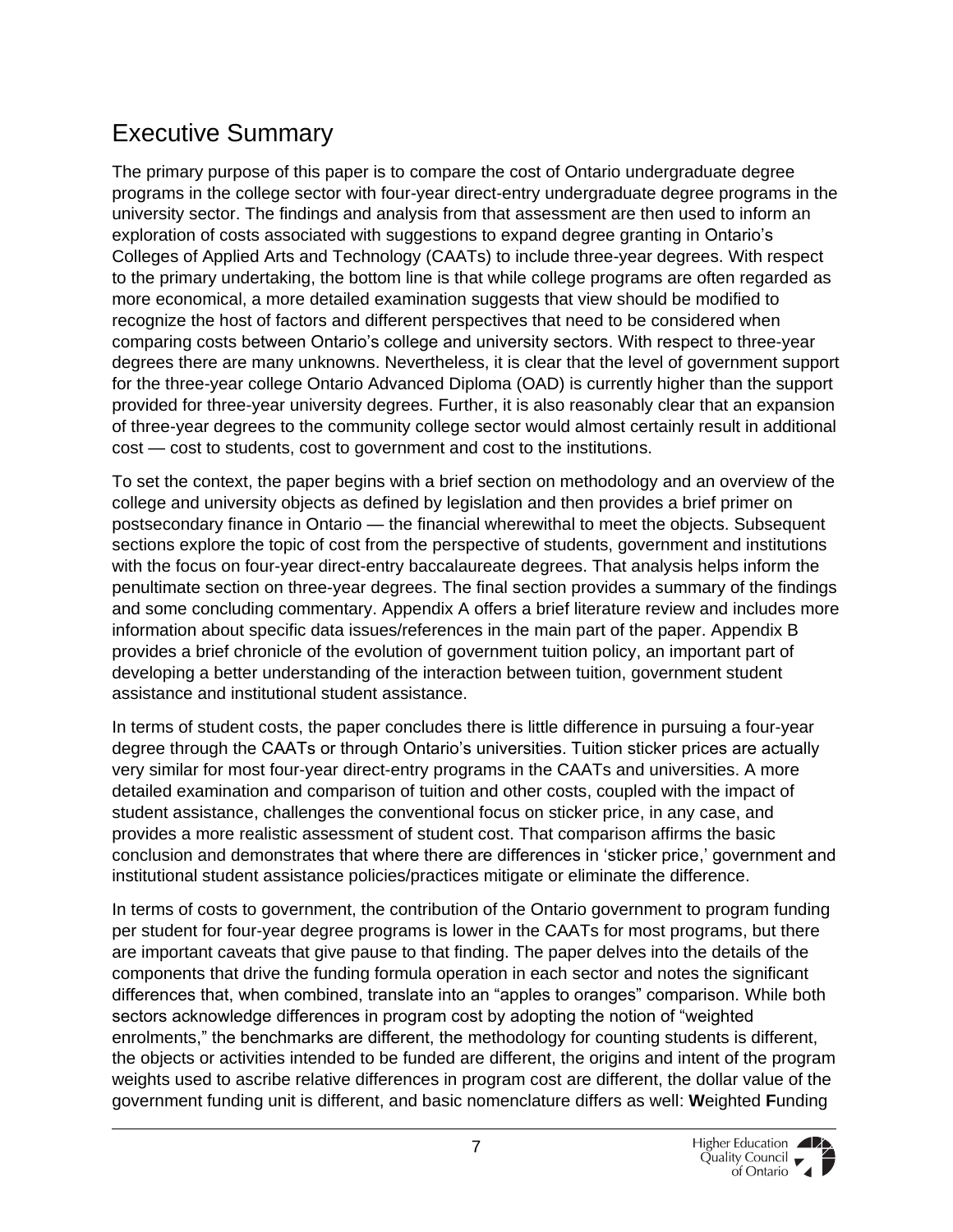# Executive Summary

The primary purpose of this paper is to compare the cost of Ontario undergraduate degree programs in the college sector with four-year direct-entry undergraduate degree programs in the university sector. The findings and analysis from that assessment are then used to inform an exploration of costs associated with suggestions to expand degree granting in Ontario's Colleges of Applied Arts and Technology (CAATs) to include three-year degrees. With respect to the primary undertaking, the bottom line is that while college programs are often regarded as more economical, a more detailed examination suggests that view should be modified to recognize the host of factors and different perspectives that need to be considered when comparing costs between Ontario's college and university sectors. With respect to three-year degrees there are many unknowns. Nevertheless, it is clear that the level of government support for the three-year college Ontario Advanced Diploma (OAD) is currently higher than the support provided for three-year university degrees. Further, it is also reasonably clear that an expansion of three-year degrees to the community college sector would almost certainly result in additional cost — cost to students, cost to government and cost to the institutions.

To set the context, the paper begins with a brief section on methodology and an overview of the college and university objects as defined by legislation and then provides a brief primer on postsecondary finance in Ontario — the financial wherewithal to meet the objects. Subsequent sections explore the topic of cost from the perspective of students, government and institutions with the focus on four-year direct-entry baccalaureate degrees. That analysis helps inform the penultimate section on three-year degrees. The final section provides a summary of the findings and some concluding commentary. Appendix A offers a brief literature review and includes more information about specific data issues/references in the main part of the paper. Appendix B provides a brief chronicle of the evolution of government tuition policy, an important part of developing a better understanding of the interaction between tuition, government student assistance and institutional student assistance.

In terms of student costs, the paper concludes there is little difference in pursuing a four-year degree through the CAATs or through Ontario's universities. Tuition sticker prices are actually very similar for most four-year direct-entry programs in the CAATs and universities. A more detailed examination and comparison of tuition and other costs, coupled with the impact of student assistance, challenges the conventional focus on sticker price, in any case, and provides a more realistic assessment of student cost. That comparison affirms the basic conclusion and demonstrates that where there are differences in 'sticker price,' government and institutional student assistance policies/practices mitigate or eliminate the difference.

In terms of costs to government, the contribution of the Ontario government to program funding per student for four-year degree programs is lower in the CAATs for most programs, but there are important caveats that give pause to that finding. The paper delves into the details of the components that drive the funding formula operation in each sector and notes the significant differences that, when combined, translate into an "apples to oranges" comparison. While both sectors acknowledge differences in program cost by adopting the notion of "weighted enrolments," the benchmarks are different, the methodology for counting students is different, the objects or activities intended to be funded are different, the origins and intent of the program weights used to ascribe relative differences in program cost are different, the dollar value of the government funding unit is different, and basic nomenclature differs as well: **W**eighted **F**unding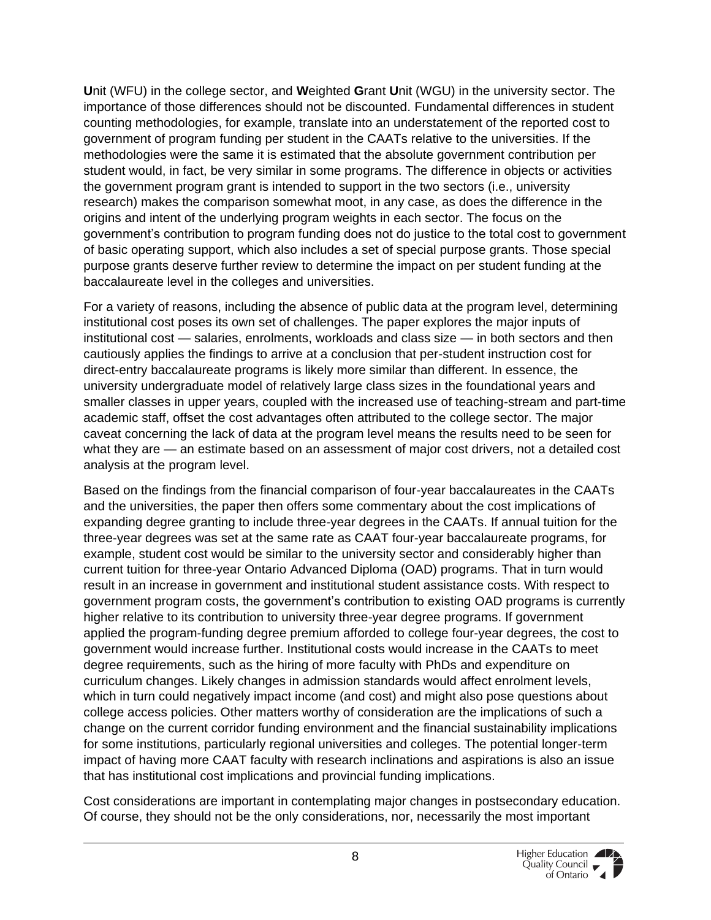**U**nit (WFU) in the college sector, and **W**eighted **G**rant **U**nit (WGU) in the university sector. The importance of those differences should not be discounted. Fundamental differences in student counting methodologies, for example, translate into an understatement of the reported cost to government of program funding per student in the CAATs relative to the universities. If the methodologies were the same it is estimated that the absolute government contribution per student would, in fact, be very similar in some programs. The difference in objects or activities the government program grant is intended to support in the two sectors (i.e., university research) makes the comparison somewhat moot, in any case, as does the difference in the origins and intent of the underlying program weights in each sector. The focus on the government's contribution to program funding does not do justice to the total cost to government of basic operating support, which also includes a set of special purpose grants. Those special purpose grants deserve further review to determine the impact on per student funding at the baccalaureate level in the colleges and universities.

For a variety of reasons, including the absence of public data at the program level, determining institutional cost poses its own set of challenges. The paper explores the major inputs of institutional cost — salaries, enrolments, workloads and class size — in both sectors and then cautiously applies the findings to arrive at a conclusion that per-student instruction cost for direct-entry baccalaureate programs is likely more similar than different. In essence, the university undergraduate model of relatively large class sizes in the foundational years and smaller classes in upper years, coupled with the increased use of teaching-stream and part-time academic staff, offset the cost advantages often attributed to the college sector. The major caveat concerning the lack of data at the program level means the results need to be seen for what they are — an estimate based on an assessment of major cost drivers, not a detailed cost analysis at the program level.

Based on the findings from the financial comparison of four-year baccalaureates in the CAATs and the universities, the paper then offers some commentary about the cost implications of expanding degree granting to include three-year degrees in the CAATs. If annual tuition for the three-year degrees was set at the same rate as CAAT four-year baccalaureate programs, for example, student cost would be similar to the university sector and considerably higher than current tuition for three-year Ontario Advanced Diploma (OAD) programs. That in turn would result in an increase in government and institutional student assistance costs. With respect to government program costs, the government's contribution to existing OAD programs is currently higher relative to its contribution to university three-year degree programs. If government applied the program-funding degree premium afforded to college four-year degrees, the cost to government would increase further. Institutional costs would increase in the CAATs to meet degree requirements, such as the hiring of more faculty with PhDs and expenditure on curriculum changes. Likely changes in admission standards would affect enrolment levels, which in turn could negatively impact income (and cost) and might also pose questions about college access policies. Other matters worthy of consideration are the implications of such a change on the current corridor funding environment and the financial sustainability implications for some institutions, particularly regional universities and colleges. The potential longer-term impact of having more CAAT faculty with research inclinations and aspirations is also an issue that has institutional cost implications and provincial funding implications.

Cost considerations are important in contemplating major changes in postsecondary education. Of course, they should not be the only considerations, nor, necessarily the most important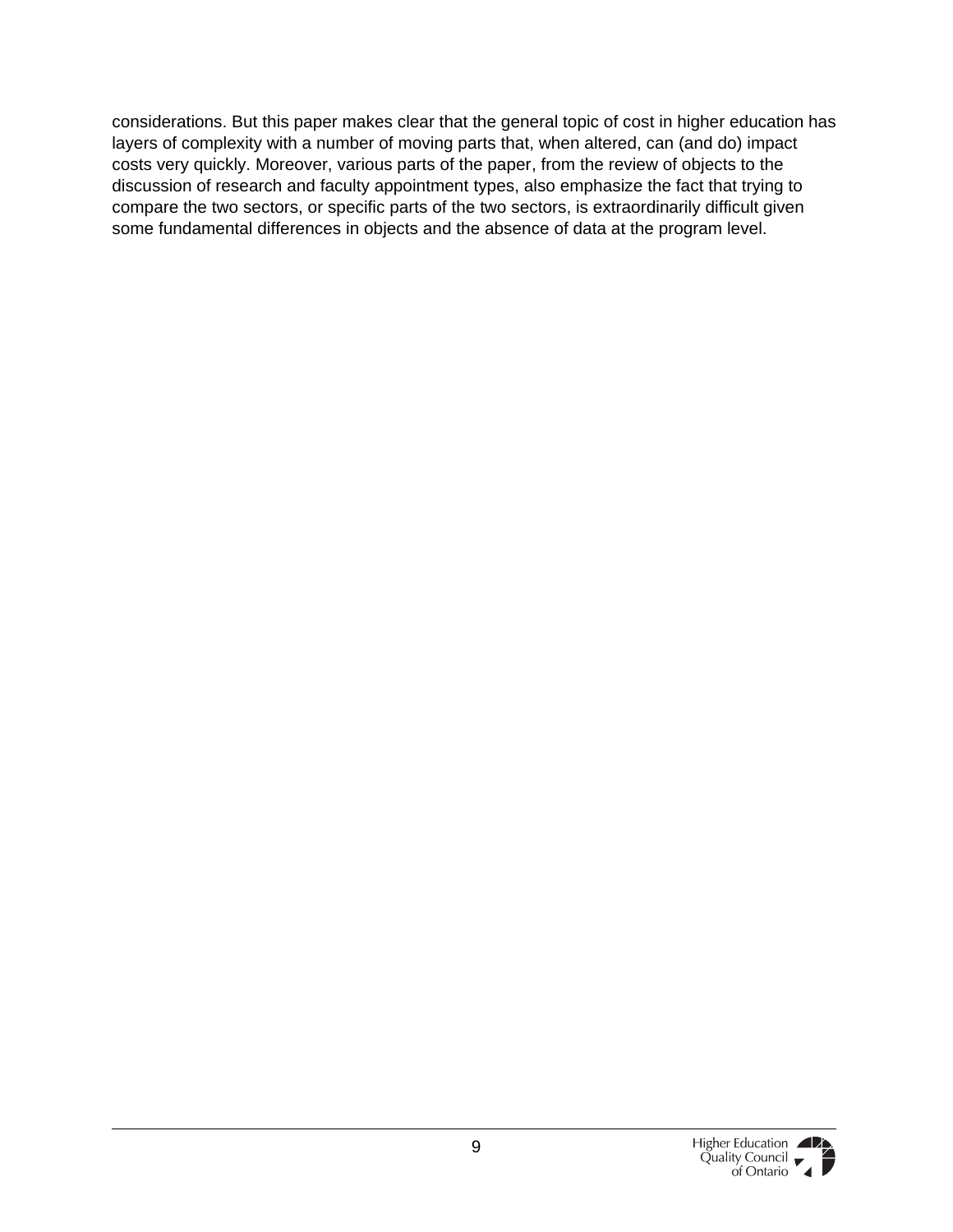considerations. But this paper makes clear that the general topic of cost in higher education has layers of complexity with a number of moving parts that, when altered, can (and do) impact costs very quickly. Moreover, various parts of the paper, from the review of objects to the discussion of research and faculty appointment types, also emphasize the fact that trying to compare the two sectors, or specific parts of the two sectors, is extraordinarily difficult given some fundamental differences in objects and the absence of data at the program level.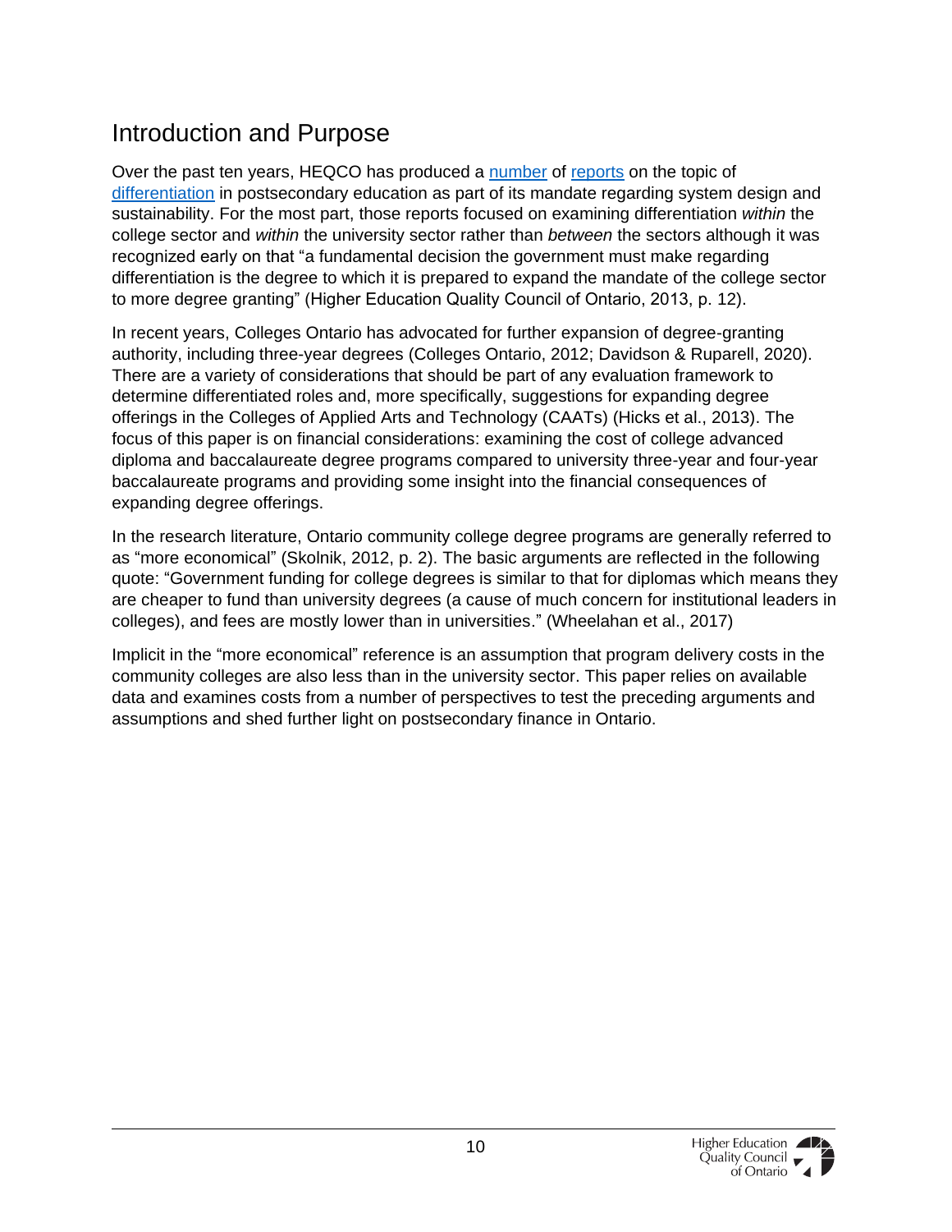## Introduction and Purpose

Over the past ten years, HEQCO has produced a number of reports on the topic of differentiation in postsecondary education as part of its mandate regarding system design and sustainability. For the most part, those reports focused on examining differentiation *within* the college sector and *within* the university sector rather than *between* the sectors although it was recognized early on that "a fundamental decision the government must make regarding differentiation is the degree to which it is prepared to expand the mandate of the college sector to more degree granting" (Higher Education Quality Council of Ontario, 2013, p. 12).

In recent years, Colleges Ontario has advocated for further expansion of degree-granting authority, including three-year degrees (Colleges Ontario, 2012; Davidson & Ruparell, 2020). There are a variety of considerations that should be part of any evaluation framework to determine differentiated roles and, more specifically, suggestions for expanding degree offerings in the Colleges of Applied Arts and Technology (CAATs) (Hicks et al., 2013). The focus of this paper is on financial considerations: examining the cost of college advanced diploma and baccalaureate degree programs compared to university three-year and four-year baccalaureate programs and providing some insight into the financial consequences of expanding degree offerings.

In the research literature, Ontario community college degree programs are generally referred to as "more economical" (Skolnik, 2012, p. 2). The basic arguments are reflected in the following quote: "Government funding for college degrees is similar to that for diplomas which means they are cheaper to fund than university degrees (a cause of much concern for institutional leaders in colleges), and fees are mostly lower than in universities." (Wheelahan et al., 2017)

Implicit in the "more economical" reference is an assumption that program delivery costs in the community colleges are also less than in the university sector. This paper relies on available data and examines costs from a number of perspectives to test the preceding arguments and assumptions and shed further light on postsecondary finance in Ontario.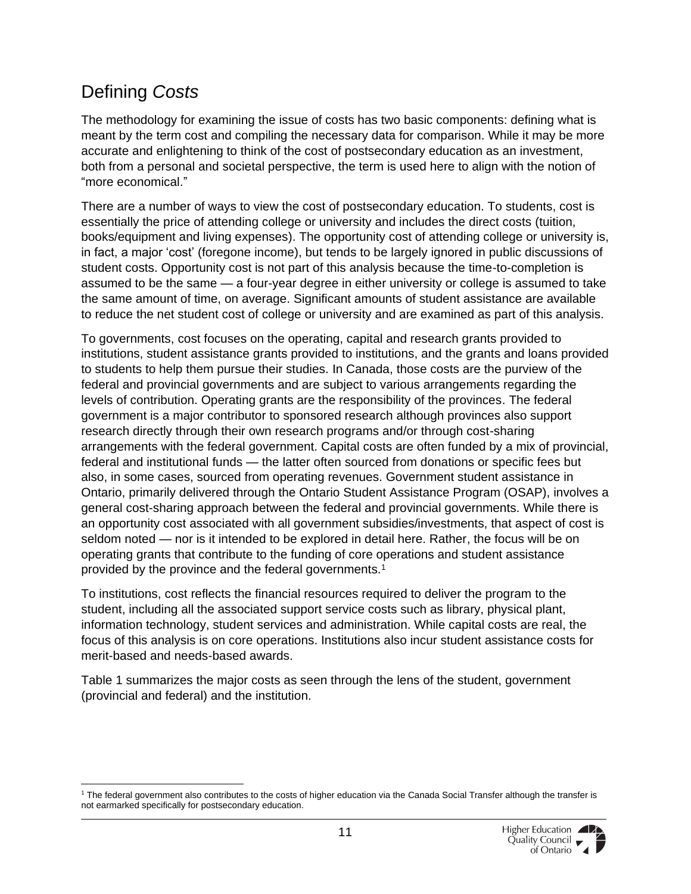## Defining *Costs*

The methodology for examining the issue of costs has two basic components: defining what is meant by the term cost and compiling the necessary data for comparison. While it may be more accurate and enlightening to think of the cost of postsecondary education as an investment, both from a personal and societal perspective, the term is used here to align with the notion of "more economical."

There are a number of ways to view the cost of postsecondary education. To students, cost is essentially the price of attending college or university and includes the direct costs (tuition, books/equipment and living expenses). The opportunity cost of attending college or university is, in fact, a major 'cost' (foregone income), but tends to be largely ignored in public discussions of student costs. Opportunity cost is not part of this analysis because the time-to-completion is assumed to be the same — a four-year degree in either university or college is assumed to take the same amount of time, on average. Significant amounts of student assistance are available to reduce the net student cost of college or university and are examined as part of this analysis.

To governments, cost focuses on the operating, capital and research grants provided to institutions, student assistance grants provided to institutions, and the grants and loans provided to students to help them pursue their studies. In Canada, those costs are the purview of the federal and provincial governments and are subject to various arrangements regarding the levels of contribution. Operating grants are the responsibility of the provinces. The federal government is a major contributor to sponsored research although provinces also support research directly through their own research programs and/or through cost-sharing arrangements with the federal government. Capital costs are often funded by a mix of provincial, federal and institutional funds — the latter often sourced from donations or specific fees but also, in some cases, sourced from operating revenues. Government student assistance in Ontario, primarily delivered through the Ontario Student Assistance Program (OSAP), involves a general cost-sharing approach between the federal and provincial governments. While there is an opportunity cost associated with all government subsidies/investments, that aspect of cost is seldom noted — nor is it intended to be explored in detail here. Rather, the focus will be on operating grants that contribute to the funding of core operations and student assistance provided by the province and the federal governments.[1]

To institutions, cost reflects the financial resources required to deliver the program to the student, including all the associated support service costs such as library, physical plant, information technology, student services and administration. While capital costs are real, the focus of this analysis is on core operations. Institutions also incur student assistance costs for merit-based and needs-based awards.

Table 1 summarizes the major costs as seen through the lens of the student, government (provincial and federal) and the institution.

---

[1] The federal government also contributes to the costs of higher education via the Canada Social Transfer although the transfer is not earmarked specifically for postsecondary education.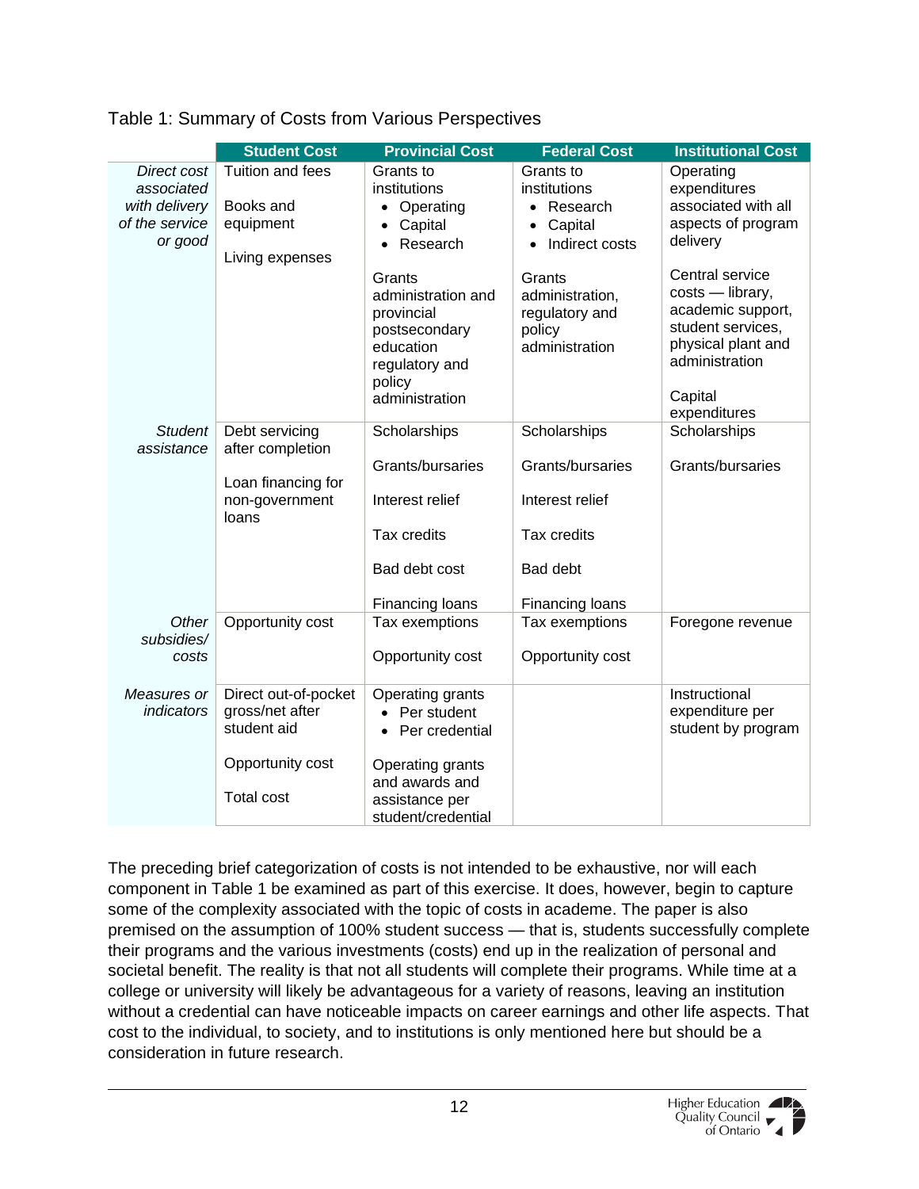Table 1: Summary of Costs from Various Perspectives

| | Student Cost | Provincial Cost | Federal Cost | Institutional Cost |
|---|---|---|---|---|
| *Direct cost associated with delivery of the service or good* | Tuition and fees<br><br>Books and equipment<br><br>Living expenses | Grants to institutions<br>• Operating<br>• Capital<br>• Research<br><br>Grants administration and provincial postsecondary education regulatory and policy administration | Grants to institutions<br>• Research<br>• Capital<br>• Indirect costs<br><br>Grants administration, regulatory and policy administration | Operating expenditures associated with all aspects of program delivery<br><br>Central service costs — library, academic support, student services, physical plant and administration<br><br>Capital expenditures |
| *Student assistance* | Debt servicing after completion<br><br>Loan financing for non-government loans | Scholarships<br><br>Grants/bursaries<br><br>Interest relief<br><br>Tax credits<br><br>Bad debt cost<br><br>Financing loans | Scholarships<br><br>Grants/bursaries<br><br>Interest relief<br><br>Tax credits<br><br>Bad debt<br><br>Financing loans | Scholarships<br><br>Grants/bursaries |
| *Other subsidies/ costs* | Opportunity cost | Tax exemptions<br><br>Opportunity cost | Tax exemptions<br><br>Opportunity cost | Foregone revenue |
| *Measures or indicators* | Direct out-of-pocket gross/net after student aid<br><br>Opportunity cost<br><br>Total cost | Operating grants<br>• Per student<br>• Per credential<br><br>Operating grants and awards and assistance per student/credential | | Instructional expenditure per student by program |

The preceding brief categorization of costs is not intended to be exhaustive, nor will each component in Table 1 be examined as part of this exercise. It does, however, begin to capture some of the complexity associated with the topic of costs in academe. The paper is also premised on the assumption of 100% student success — that is, students successfully complete their programs and the various investments (costs) end up in the realization of personal and societal benefit. The reality is that not all students will complete their programs. While time at a college or university will likely be advantageous for a variety of reasons, leaving an institution without a credential can have noticeable impacts on career earnings and other life aspects. That cost to the individual, to society, and to institutions is only mentioned here but should be a consideration in future research.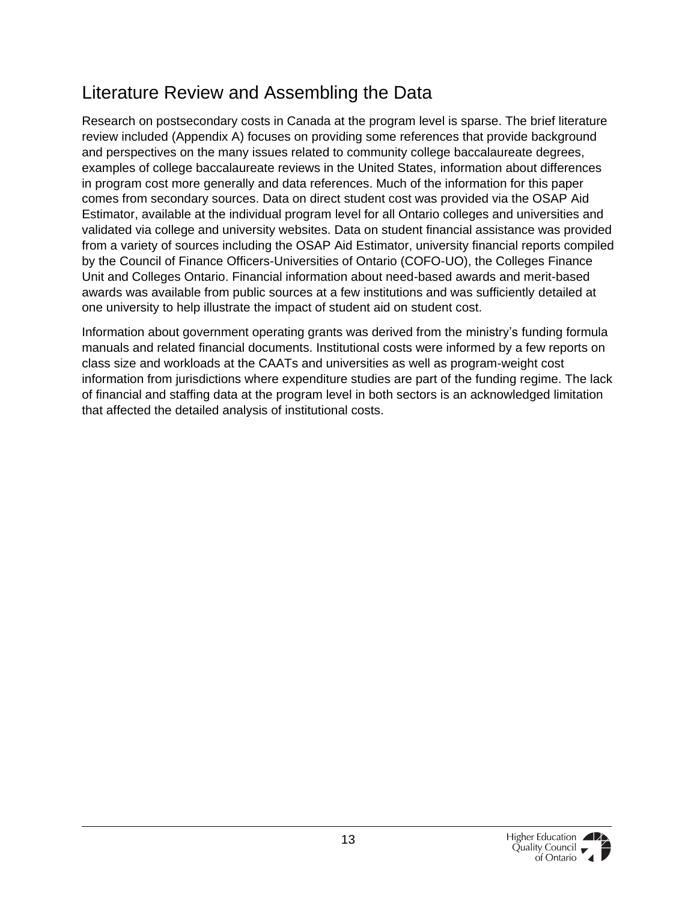## Literature Review and Assembling the Data

Research on postsecondary costs in Canada at the program level is sparse. The brief literature review included (Appendix A) focuses on providing some references that provide background and perspectives on the many issues related to community college baccalaureate degrees, examples of college baccalaureate reviews in the United States, information about differences in program cost more generally and data references. Much of the information for this paper comes from secondary sources. Data on direct student cost was provided via the OSAP Aid Estimator, available at the individual program level for all Ontario colleges and universities and validated via college and university websites. Data on student financial assistance was provided from a variety of sources including the OSAP Aid Estimator, university financial reports compiled by the Council of Finance Officers-Universities of Ontario (COFO-UO), the Colleges Finance Unit and Colleges Ontario. Financial information about need-based awards and merit-based awards was available from public sources at a few institutions and was sufficiently detailed at one university to help illustrate the impact of student aid on student cost.

Information about government operating grants was derived from the ministry's funding formula manuals and related financial documents. Institutional costs were informed by a few reports on class size and workloads at the CAATs and universities as well as program-weight cost information from jurisdictions where expenditure studies are part of the funding regime. The lack of financial and staffing data at the program level in both sectors is an acknowledged limitation that affected the detailed analysis of institutional costs.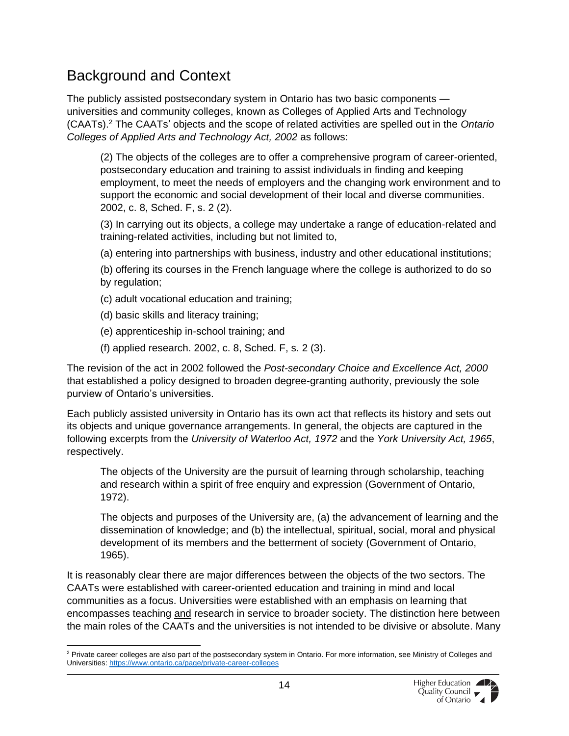## Background and Context

The publicly assisted postsecondary system in Ontario has two basic components — universities and community colleges, known as Colleges of Applied Arts and Technology (CAATs).[2] The CAATs' objects and the scope of related activities are spelled out in the *Ontario Colleges of Applied Arts and Technology Act, 2002* as follows:

> (2) The objects of the colleges are to offer a comprehensive program of career-oriented, postsecondary education and training to assist individuals in finding and keeping employment, to meet the needs of employers and the changing work environment and to support the economic and social development of their local and diverse communities. 2002, c. 8, Sched. F, s. 2 (2).
>
> (3) In carrying out its objects, a college may undertake a range of education-related and training-related activities, including but not limited to,
>
> (a) entering into partnerships with business, industry and other educational institutions;
>
> (b) offering its courses in the French language where the college is authorized to do so by regulation;
>
> (c) adult vocational education and training;
>
> (d) basic skills and literacy training;
>
> (e) apprenticeship in-school training; and
>
> (f) applied research. 2002, c. 8, Sched. F, s. 2 (3).

The revision of the act in 2002 followed the *Post-secondary Choice and Excellence Act, 2000* that established a policy designed to broaden degree-granting authority, previously the sole purview of Ontario's universities.

Each publicly assisted university in Ontario has its own act that reflects its history and sets out its objects and unique governance arrangements. In general, the objects are captured in the following excerpts from the *University of Waterloo Act, 1972* and the *York University Act, 1965*, respectively.

> The objects of the University are the pursuit of learning through scholarship, teaching and research within a spirit of free enquiry and expression (Government of Ontario, 1972).
>
> The objects and purposes of the University are, (a) the advancement of learning and the dissemination of knowledge; and (b) the intellectual, spiritual, social, moral and physical development of its members and the betterment of society (Government of Ontario, 1965).

It is reasonably clear there are major differences between the objects of the two sectors. The CAATs were established with career-oriented education and training in mind and local communities as a focus. Universities were established with an emphasis on learning that encompasses teaching <u>and</u> research in service to broader society. The distinction here between the main roles of the CAATs and the universities is not intended to be divisive or absolute. Many

[2] Private career colleges are also part of the postsecondary system in Ontario. For more information, see Ministry of Colleges and Universities: https://www.ontario.ca/page/private-career-colleges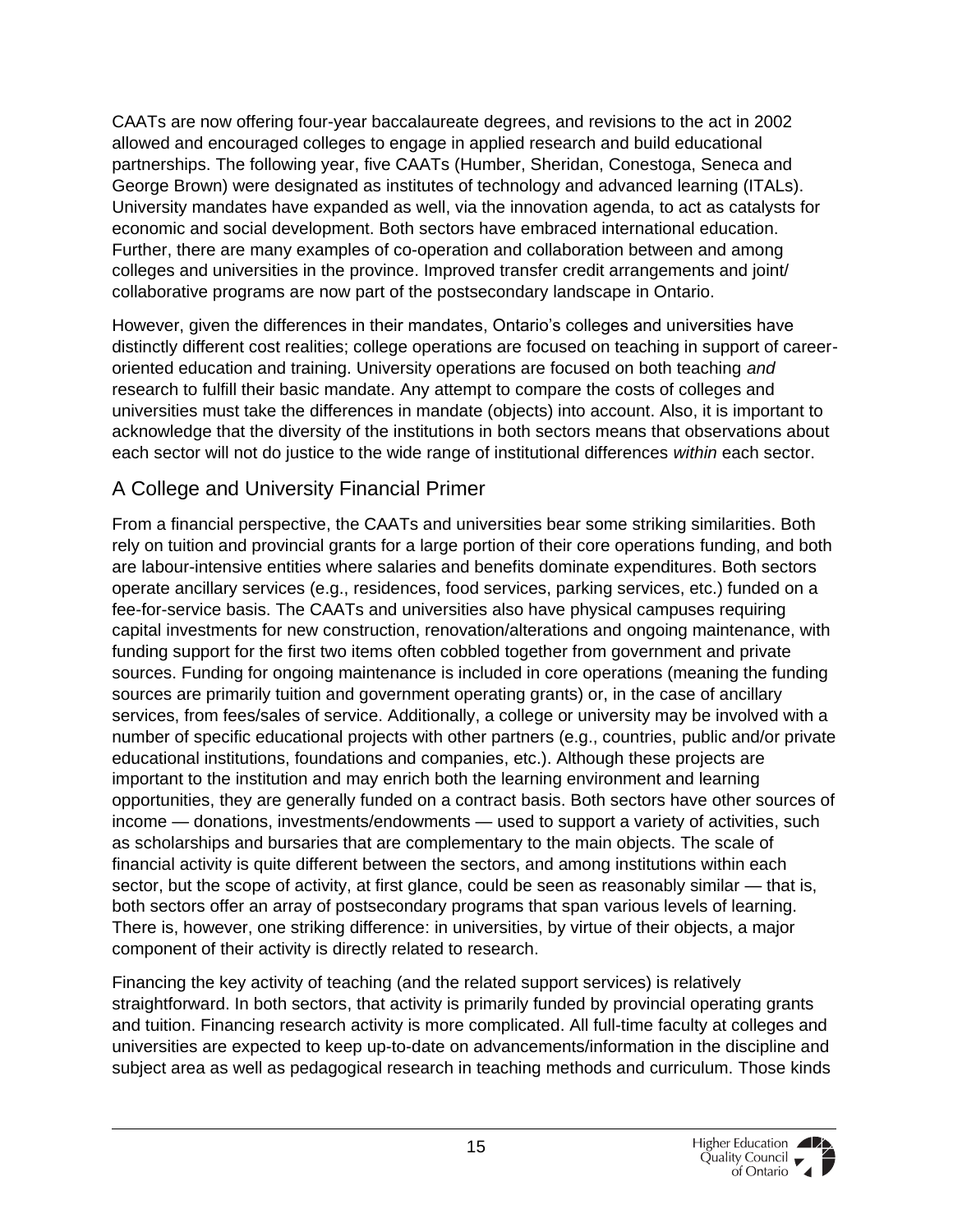CAATs are now offering four-year baccalaureate degrees, and revisions to the act in 2002 allowed and encouraged colleges to engage in applied research and build educational partnerships. The following year, five CAATs (Humber, Sheridan, Conestoga, Seneca and George Brown) were designated as institutes of technology and advanced learning (ITALs). University mandates have expanded as well, via the innovation agenda, to act as catalysts for economic and social development. Both sectors have embraced international education. Further, there are many examples of co-operation and collaboration between and among colleges and universities in the province. Improved transfer credit arrangements and joint/collaborative programs are now part of the postsecondary landscape in Ontario.

However, given the differences in their mandates, Ontario's colleges and universities have distinctly different cost realities; college operations are focused on teaching in support of career-oriented education and training. University operations are focused on both teaching *and* research to fulfill their basic mandate. Any attempt to compare the costs of colleges and universities must take the differences in mandate (objects) into account. Also, it is important to acknowledge that the diversity of the institutions in both sectors means that observations about each sector will not do justice to the wide range of institutional differences *within* each sector.

## A College and University Financial Primer

From a financial perspective, the CAATs and universities bear some striking similarities. Both rely on tuition and provincial grants for a large portion of their core operations funding, and both are labour-intensive entities where salaries and benefits dominate expenditures. Both sectors operate ancillary services (e.g., residences, food services, parking services, etc.) funded on a fee-for-service basis. The CAATs and universities also have physical campuses requiring capital investments for new construction, renovation/alterations and ongoing maintenance, with funding support for the first two items often cobbled together from government and private sources. Funding for ongoing maintenance is included in core operations (meaning the funding sources are primarily tuition and government operating grants) or, in the case of ancillary services, from fees/sales of service. Additionally, a college or university may be involved with a number of specific educational projects with other partners (e.g., countries, public and/or private educational institutions, foundations and companies, etc.). Although these projects are important to the institution and may enrich both the learning environment and learning opportunities, they are generally funded on a contract basis. Both sectors have other sources of income — donations, investments/endowments — used to support a variety of activities, such as scholarships and bursaries that are complementary to the main objects. The scale of financial activity is quite different between the sectors, and among institutions within each sector, but the scope of activity, at first glance, could be seen as reasonably similar — that is, both sectors offer an array of postsecondary programs that span various levels of learning. There is, however, one striking difference: in universities, by virtue of their objects, a major component of their activity is directly related to research.

Financing the key activity of teaching (and the related support services) is relatively straightforward. In both sectors, that activity is primarily funded by provincial operating grants and tuition. Financing research activity is more complicated. All full-time faculty at colleges and universities are expected to keep up-to-date on advancements/information in the discipline and subject area as well as pedagogical research in teaching methods and curriculum. Those kinds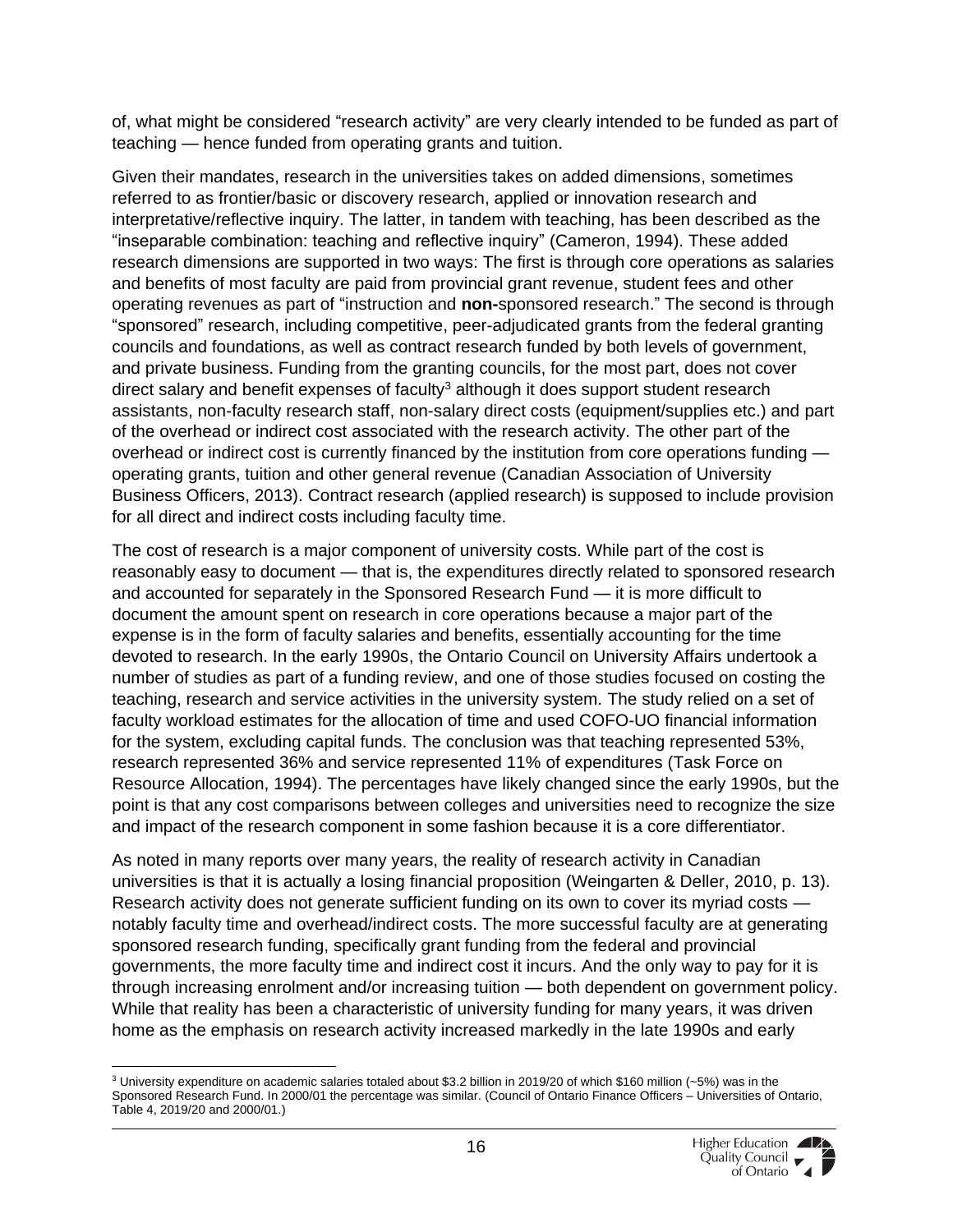of, what might be considered “research activity” are very clearly intended to be funded as part of teaching — hence funded from operating grants and tuition.

Given their mandates, research in the universities takes on added dimensions, sometimes referred to as frontier/basic or discovery research, applied or innovation research and interpretative/reflective inquiry. The latter, in tandem with teaching, has been described as the “inseparable combination: teaching and reflective inquiry” (Cameron, 1994). These added research dimensions are supported in two ways: The first is through core operations as salaries and benefits of most faculty are paid from provincial grant revenue, student fees and other operating revenues as part of “instruction and **non-**sponsored research.” The second is through “sponsored” research, including competitive, peer-adjudicated grants from the federal granting councils and foundations, as well as contract research funded by both levels of government, and private business. Funding from the granting councils, for the most part, does not cover direct salary and benefit expenses of faculty[3] although it does support student research assistants, non-faculty research staff, non-salary direct costs (equipment/supplies etc.) and part of the overhead or indirect cost associated with the research activity. The other part of the overhead or indirect cost is currently financed by the institution from core operations funding — operating grants, tuition and other general revenue (Canadian Association of University Business Officers, 2013). Contract research (applied research) is supposed to include provision for all direct and indirect costs including faculty time.

The cost of research is a major component of university costs. While part of the cost is reasonably easy to document — that is, the expenditures directly related to sponsored research and accounted for separately in the Sponsored Research Fund — it is more difficult to document the amount spent on research in core operations because a major part of the expense is in the form of faculty salaries and benefits, essentially accounting for the time devoted to research. In the early 1990s, the Ontario Council on University Affairs undertook a number of studies as part of a funding review, and one of those studies focused on costing the teaching, research and service activities in the university system. The study relied on a set of faculty workload estimates for the allocation of time and used COFO-UO financial information for the system, excluding capital funds. The conclusion was that teaching represented 53%, research represented 36% and service represented 11% of expenditures (Task Force on Resource Allocation, 1994). The percentages have likely changed since the early 1990s, but the point is that any cost comparisons between colleges and universities need to recognize the size and impact of the research component in some fashion because it is a core differentiator.

As noted in many reports over many years, the reality of research activity in Canadian universities is that it is actually a losing financial proposition (Weingarten & Deller, 2010, p. 13). Research activity does not generate sufficient funding on its own to cover its myriad costs — notably faculty time and overhead/indirect costs. The more successful faculty are at generating sponsored research funding, specifically grant funding from the federal and provincial governments, the more faculty time and indirect cost it incurs. And the only way to pay for it is through increasing enrolment and/or increasing tuition — both dependent on government policy. While that reality has been a characteristic of university funding for many years, it was driven home as the emphasis on research activity increased markedly in the late 1990s and early

[3] University expenditure on academic salaries totaled about $3.2 billion in 2019/20 of which $160 million (~5%) was in the Sponsored Research Fund. In 2000/01 the percentage was similar. (Council of Ontario Finance Officers – Universities of Ontario, Table 4, 2019/20 and 2000/01.)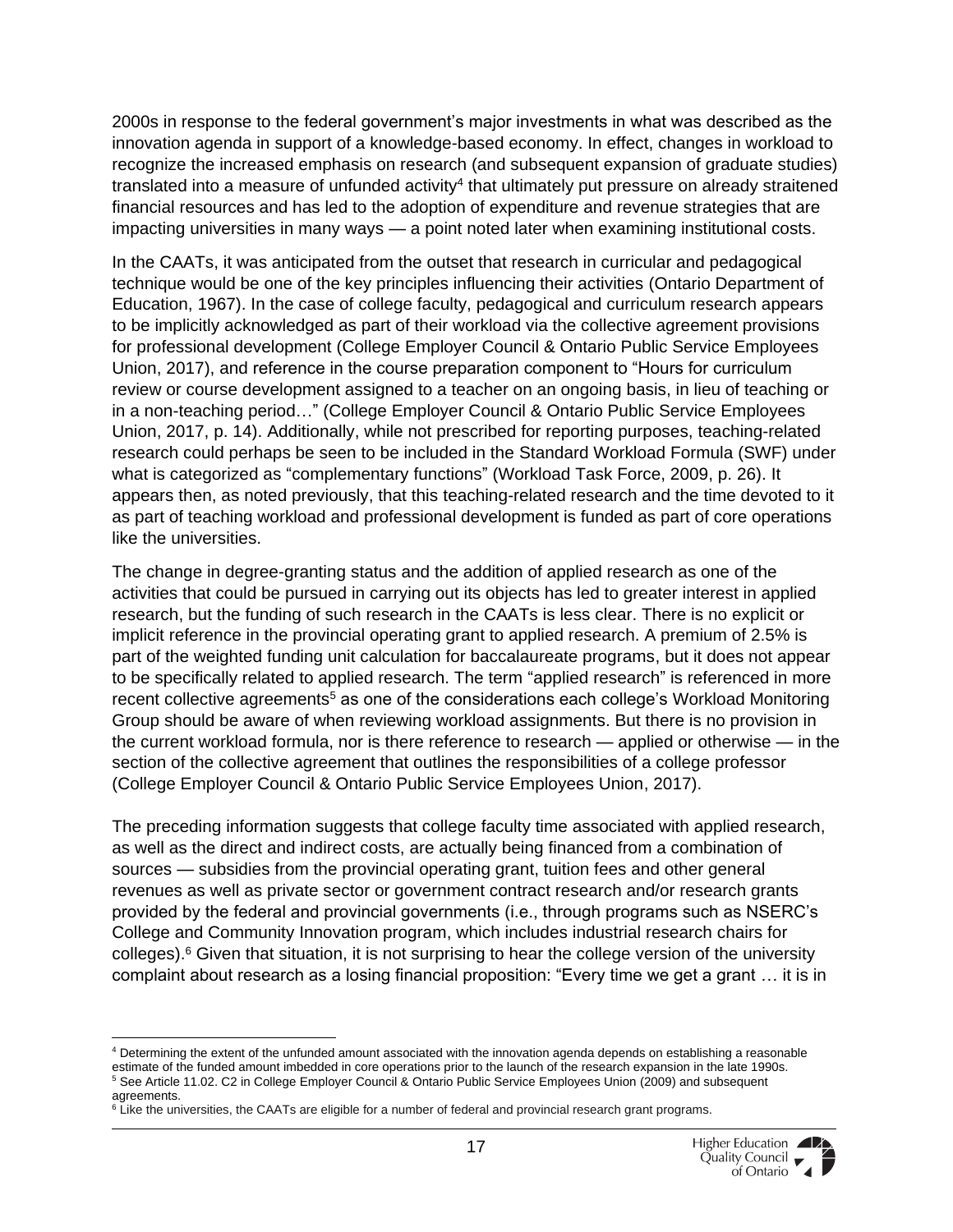2000s in response to the federal government's major investments in what was described as the innovation agenda in support of a knowledge-based economy. In effect, changes in workload to recognize the increased emphasis on research (and subsequent expansion of graduate studies) translated into a measure of unfunded activity[4] that ultimately put pressure on already straitened financial resources and has led to the adoption of expenditure and revenue strategies that are impacting universities in many ways — a point noted later when examining institutional costs.

In the CAATs, it was anticipated from the outset that research in curricular and pedagogical technique would be one of the key principles influencing their activities (Ontario Department of Education, 1967). In the case of college faculty, pedagogical and curriculum research appears to be implicitly acknowledged as part of their workload via the collective agreement provisions for professional development (College Employer Council & Ontario Public Service Employees Union, 2017), and reference in the course preparation component to "Hours for curriculum review or course development assigned to a teacher on an ongoing basis, in lieu of teaching or in a non-teaching period…" (College Employer Council & Ontario Public Service Employees Union, 2017, p. 14). Additionally, while not prescribed for reporting purposes, teaching-related research could perhaps be seen to be included in the Standard Workload Formula (SWF) under what is categorized as "complementary functions" (Workload Task Force, 2009, p. 26). It appears then, as noted previously, that this teaching-related research and the time devoted to it as part of teaching workload and professional development is funded as part of core operations like the universities.

The change in degree-granting status and the addition of applied research as one of the activities that could be pursued in carrying out its objects has led to greater interest in applied research, but the funding of such research in the CAATs is less clear. There is no explicit or implicit reference in the provincial operating grant to applied research. A premium of 2.5% is part of the weighted funding unit calculation for baccalaureate programs, but it does not appear to be specifically related to applied research. The term "applied research" is referenced in more recent collective agreements[5] as one of the considerations each college's Workload Monitoring Group should be aware of when reviewing workload assignments. But there is no provision in the current workload formula, nor is there reference to research — applied or otherwise — in the section of the collective agreement that outlines the responsibilities of a college professor (College Employer Council & Ontario Public Service Employees Union, 2017).

The preceding information suggests that college faculty time associated with applied research, as well as the direct and indirect costs, are actually being financed from a combination of sources — subsidies from the provincial operating grant, tuition fees and other general revenues as well as private sector or government contract research and/or research grants provided by the federal and provincial governments (i.e., through programs such as NSERC's College and Community Innovation program, which includes industrial research chairs for colleges).[6] Given that situation, it is not surprising to hear the college version of the university complaint about research as a losing financial proposition: "Every time we get a grant … it is in

---

[4] Determining the extent of the unfunded amount associated with the innovation agenda depends on establishing a reasonable estimate of the funded amount imbedded in core operations prior to the launch of the research expansion in the late 1990s.

[5] See Article 11.02. C2 in College Employer Council & Ontario Public Service Employees Union (2009) and subsequent agreements.

[6] Like the universities, the CAATs are eligible for a number of federal and provincial research grant programs.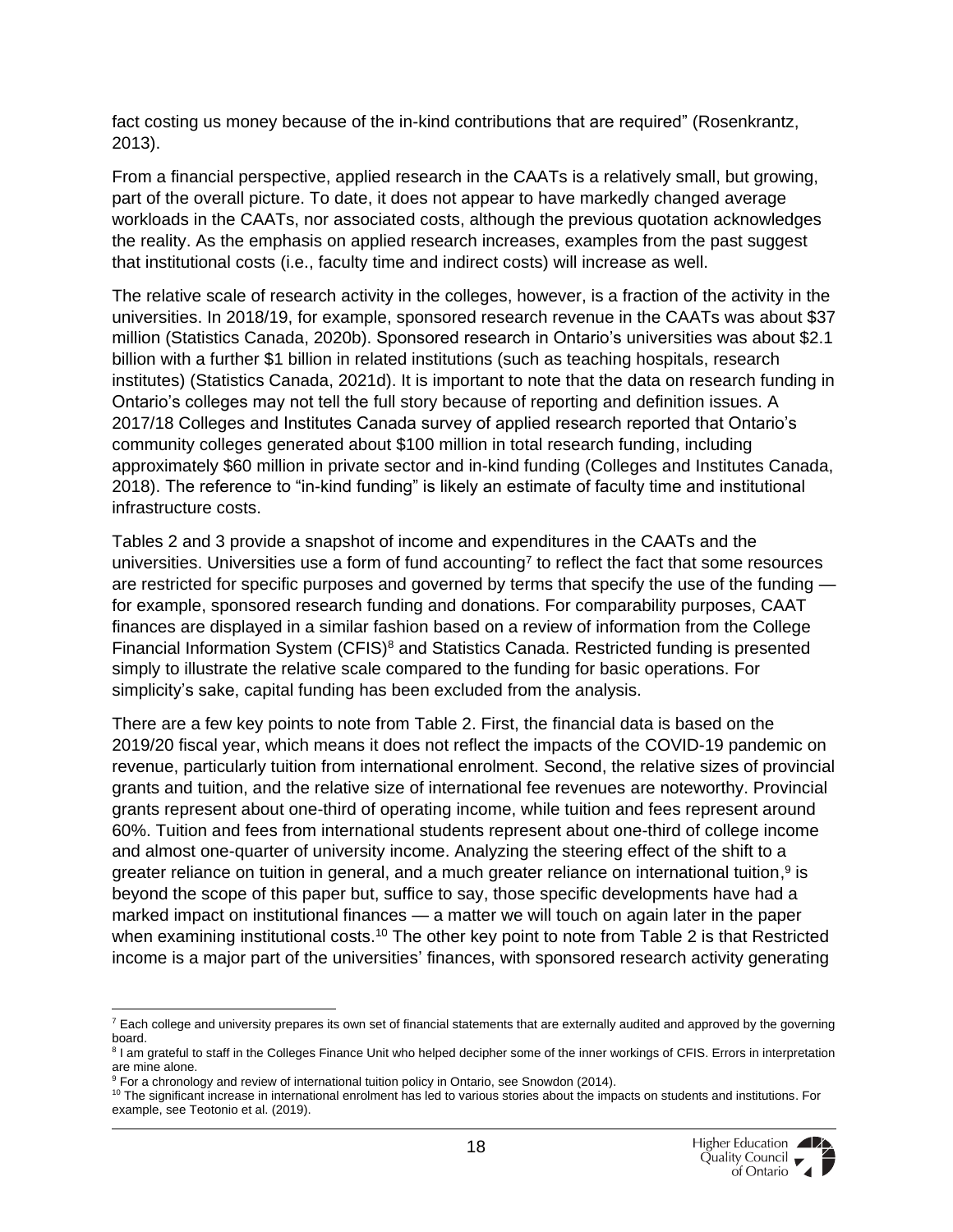fact costing us money because of the in-kind contributions that are required" (Rosenkrantz, 2013).

From a financial perspective, applied research in the CAATs is a relatively small, but growing, part of the overall picture. To date, it does not appear to have markedly changed average workloads in the CAATs, nor associated costs, although the previous quotation acknowledges the reality. As the emphasis on applied research increases, examples from the past suggest that institutional costs (i.e., faculty time and indirect costs) will increase as well.

The relative scale of research activity in the colleges, however, is a fraction of the activity in the universities. In 2018/19, for example, sponsored research revenue in the CAATs was about $37 million (Statistics Canada, 2020b). Sponsored research in Ontario's universities was about $2.1 billion with a further $1 billion in related institutions (such as teaching hospitals, research institutes) (Statistics Canada, 2021d). It is important to note that the data on research funding in Ontario's colleges may not tell the full story because of reporting and definition issues. A 2017/18 Colleges and Institutes Canada survey of applied research reported that Ontario's community colleges generated about $100 million in total research funding, including approximately $60 million in private sector and in-kind funding (Colleges and Institutes Canada, 2018). The reference to "in-kind funding" is likely an estimate of faculty time and institutional infrastructure costs.

Tables 2 and 3 provide a snapshot of income and expenditures in the CAATs and the universities. Universities use a form of fund accounting[7] to reflect the fact that some resources are restricted for specific purposes and governed by terms that specify the use of the funding — for example, sponsored research funding and donations. For comparability purposes, CAAT finances are displayed in a similar fashion based on a review of information from the College Financial Information System (CFIS)[8] and Statistics Canada. Restricted funding is presented simply to illustrate the relative scale compared to the funding for basic operations. For simplicity's sake, capital funding has been excluded from the analysis.

There are a few key points to note from Table 2. First, the financial data is based on the 2019/20 fiscal year, which means it does not reflect the impacts of the COVID-19 pandemic on revenue, particularly tuition from international enrolment. Second, the relative sizes of provincial grants and tuition, and the relative size of international fee revenues are noteworthy. Provincial grants represent about one-third of operating income, while tuition and fees represent around 60%. Tuition and fees from international students represent about one-third of college income and almost one-quarter of university income. Analyzing the steering effect of the shift to a greater reliance on tuition in general, and a much greater reliance on international tuition,[9] is beyond the scope of this paper but, suffice to say, those specific developments have had a marked impact on institutional finances — a matter we will touch on again later in the paper when examining institutional costs.[10] The other key point to note from Table 2 is that Restricted income is a major part of the universities' finances, with sponsored research activity generating

---

[7] Each college and university prepares its own set of financial statements that are externally audited and approved by the governing board.

[8] I am grateful to staff in the Colleges Finance Unit who helped decipher some of the inner workings of CFIS. Errors in interpretation are mine alone.

[9] For a chronology and review of international tuition policy in Ontario, see Snowdon (2014).

[10] The significant increase in international enrolment has led to various stories about the impacts on students and institutions. For example, see Teotonio et al. (2019).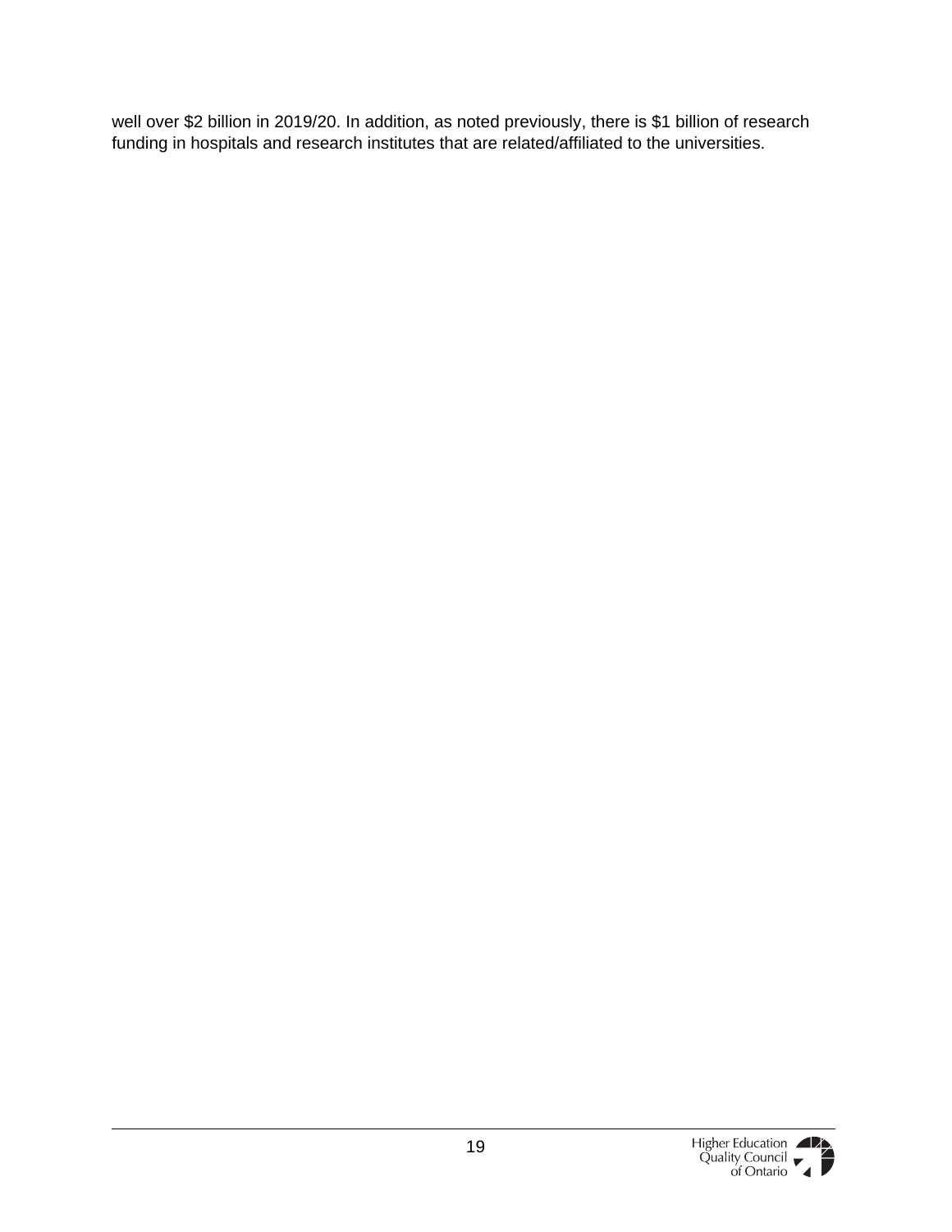well over $2 billion in 2019/20. In addition, as noted previously, there is $1 billion of research funding in hospitals and research institutes that are related/affiliated to the universities.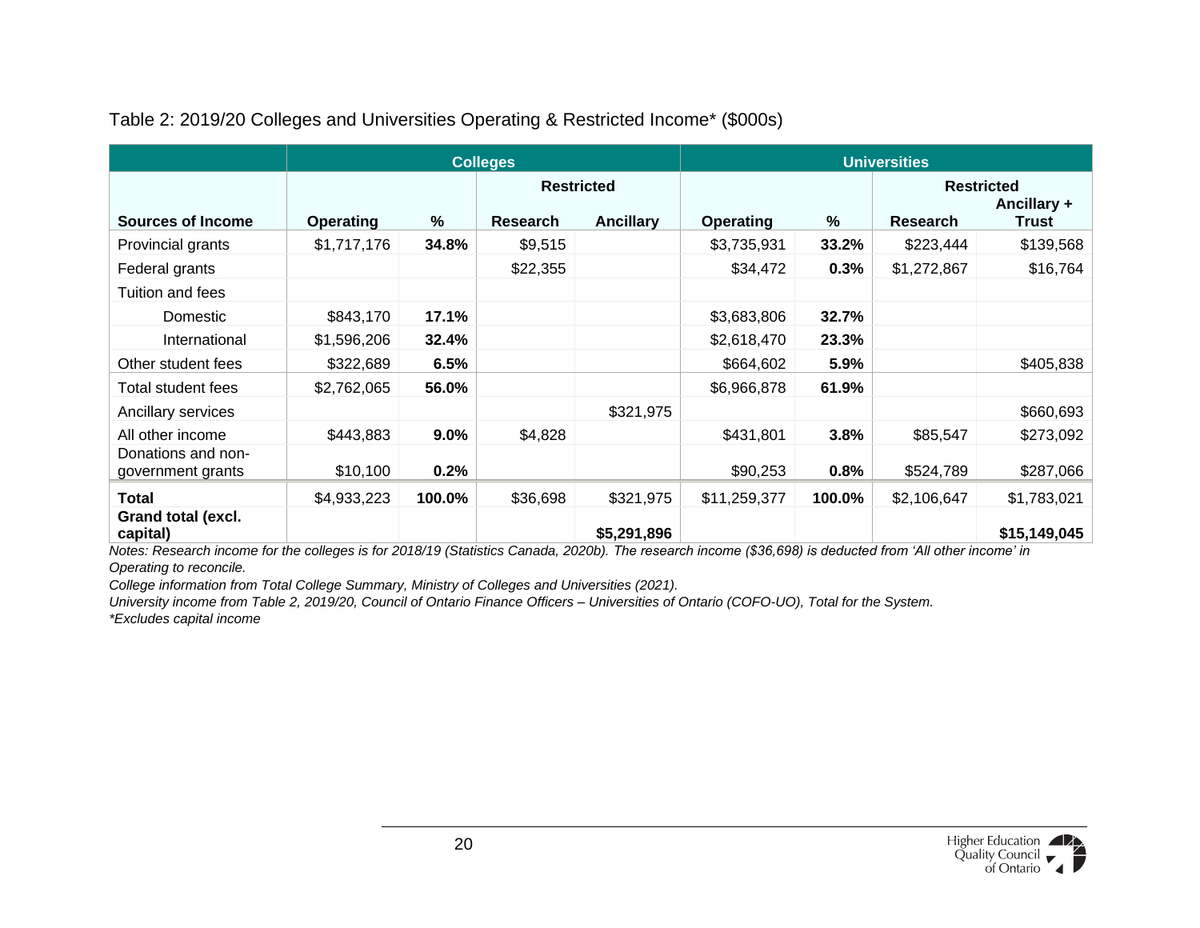Table 2: 2019/20 Colleges and Universities Operating & Restricted Income* ($000s)

| | Colleges | | | | Universities | | | |
|---|---|---|---|---|---|---|---|---|
| | | | Restricted | | | | Restricted | |
| **Sources of Income** | **Operating** | **%** | **Research** | **Ancillary** | **Operating** | **%** | **Research** | **Ancillary + Trust** |
| Provincial grants | $1,717,176 | **34.8%** | $9,515 | | $3,735,931 | **33.2%** | $223,444 | $139,568 |
| Federal grants | | | $22,355 | | $34,472 | **0.3%** | $1,272,867 | $16,764 |
| Tuition and fees | | | | | | | | |
| Domestic | $843,170 | **17.1%** | | | $3,683,806 | **32.7%** | | |
| International | $1,596,206 | **32.4%** | | | $2,618,470 | **23.3%** | | |
| Other student fees | $322,689 | **6.5%** | | | $664,602 | **5.9%** | | $405,838 |
| Total student fees | $2,762,065 | **56.0%** | | | $6,966,878 | **61.9%** | | |
| Ancillary services | | | | $321,975 | | | | $660,693 |
| All other income | $443,883 | **9.0%** | $4,828 | | $431,801 | **3.8%** | $85,547 | $273,092 |
| Donations and non-government grants | $10,100 | **0.2%** | | | $90,253 | **0.8%** | $524,789 | $287,066 |
| **Total** | $4,933,223 | **100.0%** | $36,698 | $321,975 | $11,259,377 | **100.0%** | $2,106,647 | $1,783,021 |
| **Grand total (excl. capital)** | | | | **$5,291,896** | | | | **$15,149,045** |

*Notes: Research income for the colleges is for 2018/19 (Statistics Canada, 2020b). The research income ($36,698) is deducted from 'All other income' in Operating to reconcile.*

*College information from Total College Summary, Ministry of Colleges and Universities (2021).*

*University income from Table 2, 2019/20, Council of Ontario Finance Officers – Universities of Ontario (COFO-UO), Total for the System.*

*\*Excludes capital income*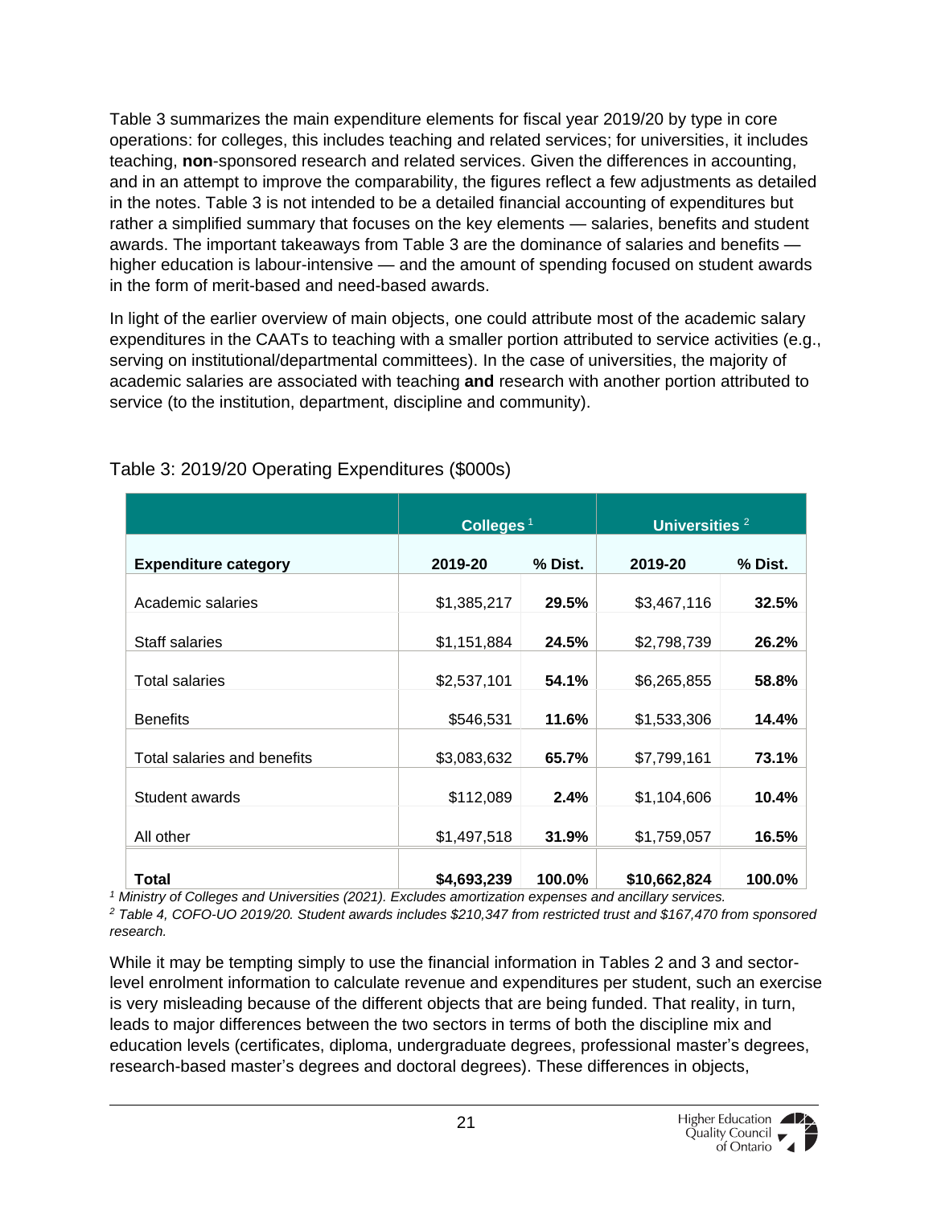Table 3 summarizes the main expenditure elements for fiscal year 2019/20 by type in core operations: for colleges, this includes teaching and related services; for universities, it includes teaching, **non**-sponsored research and related services. Given the differences in accounting, and in an attempt to improve the comparability, the figures reflect a few adjustments as detailed in the notes. Table 3 is not intended to be a detailed financial accounting of expenditures but rather a simplified summary that focuses on the key elements — salaries, benefits and student awards. The important takeaways from Table 3 are the dominance of salaries and benefits — higher education is labour-intensive — and the amount of spending focused on student awards in the form of merit-based and need-based awards.

In light of the earlier overview of main objects, one could attribute most of the academic salary expenditures in the CAATs to teaching with a smaller portion attributed to service activities (e.g., serving on institutional/departmental committees). In the case of universities, the majority of academic salaries are associated with teaching **and** research with another portion attributed to service (to the institution, department, discipline and community).

Table 3: 2019/20 Operating Expenditures ($000s)

| | Colleges [1] | | Universities [2] | |
|---|---|---|---|---|
| **Expenditure category** | **2019-20** | **% Dist.** | **2019-20** | **% Dist.** |
| Academic salaries | $1,385,217 | **29.5%** | $3,467,116 | **32.5%** |
| Staff salaries | $1,151,884 | **24.5%** | $2,798,739 | **26.2%** |
| Total salaries | $2,537,101 | **54.1%** | $6,265,855 | **58.8%** |
| Benefits | $546,531 | **11.6%** | $1,533,306 | **14.4%** |
| Total salaries and benefits | $3,083,632 | **65.7%** | $7,799,161 | **73.1%** |
| Student awards | $112,089 | **2.4%** | $1,104,606 | **10.4%** |
| All other | $1,497,518 | **31.9%** | $1,759,057 | **16.5%** |
| **Total** | **$4,693,239** | **100.0%** | **$10,662,824** | **100.0%** |

*[1] Ministry of Colleges and Universities (2021). Excludes amortization expenses and ancillary services.*
*[2] Table 4, COFO-UO 2019/20. Student awards includes $210,347 from restricted trust and $167,470 from sponsored research.*

While it may be tempting simply to use the financial information in Tables 2 and 3 and sector-level enrolment information to calculate revenue and expenditures per student, such an exercise is very misleading because of the different objects that are being funded. That reality, in turn, leads to major differences between the two sectors in terms of both the discipline mix and education levels (certificates, diploma, undergraduate degrees, professional master's degrees, research-based master's degrees and doctoral degrees). These differences in objects,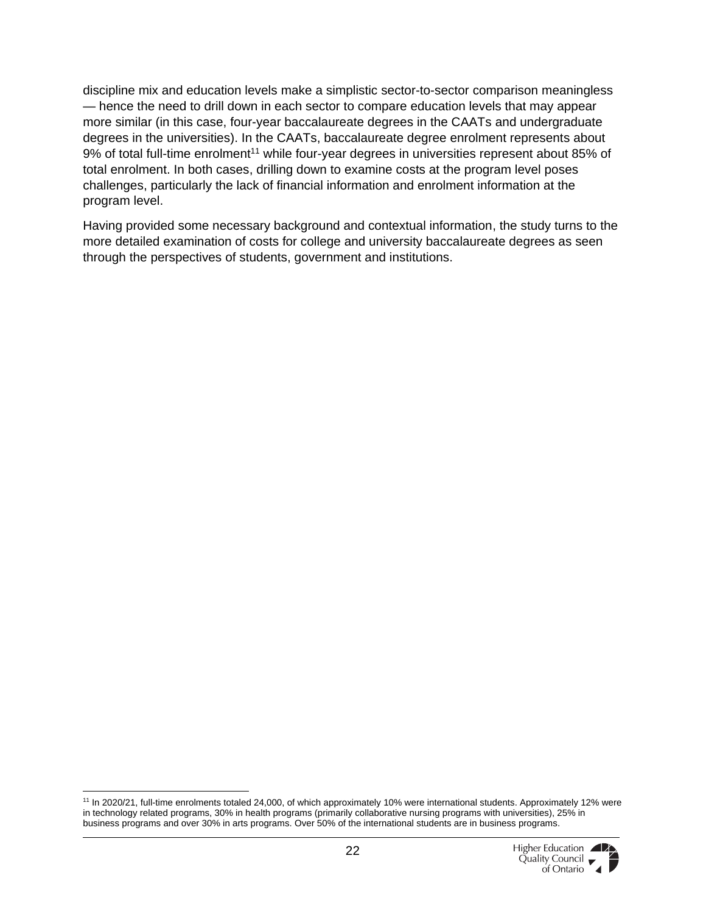discipline mix and education levels make a simplistic sector-to-sector comparison meaningless — hence the need to drill down in each sector to compare education levels that may appear more similar (in this case, four-year baccalaureate degrees in the CAATs and undergraduate degrees in the universities). In the CAATs, baccalaureate degree enrolment represents about 9% of total full-time enrolment[11] while four-year degrees in universities represent about 85% of total enrolment. In both cases, drilling down to examine costs at the program level poses challenges, particularly the lack of financial information and enrolment information at the program level.

Having provided some necessary background and contextual information, the study turns to the more detailed examination of costs for college and university baccalaureate degrees as seen through the perspectives of students, government and institutions.

---

[11] In 2020/21, full-time enrolments totaled 24,000, of which approximately 10% were international students. Approximately 12% were in technology related programs, 30% in health programs (primarily collaborative nursing programs with universities), 25% in business programs and over 30% in arts programs. Over 50% of the international students are in business programs.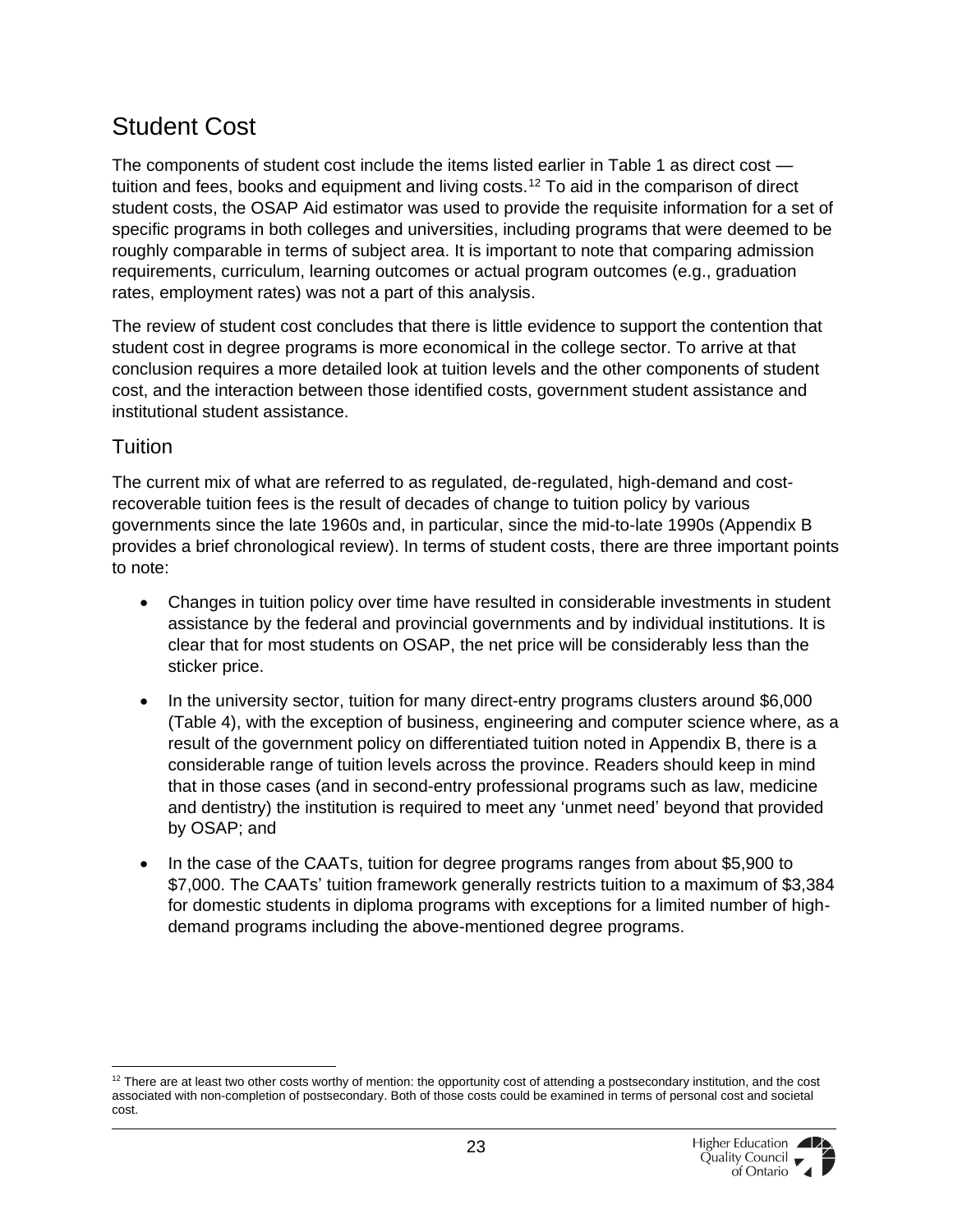## Student Cost

The components of student cost include the items listed earlier in Table 1 as direct cost — tuition and fees, books and equipment and living costs.[12] To aid in the comparison of direct student costs, the OSAP Aid estimator was used to provide the requisite information for a set of specific programs in both colleges and universities, including programs that were deemed to be roughly comparable in terms of subject area. It is important to note that comparing admission requirements, curriculum, learning outcomes or actual program outcomes (e.g., graduation rates, employment rates) was not a part of this analysis.

The review of student cost concludes that there is little evidence to support the contention that student cost in degree programs is more economical in the college sector. To arrive at that conclusion requires a more detailed look at tuition levels and the other components of student cost, and the interaction between those identified costs, government student assistance and institutional student assistance.

### Tuition

The current mix of what are referred to as regulated, de-regulated, high-demand and cost-recoverable tuition fees is the result of decades of change to tuition policy by various governments since the late 1960s and, in particular, since the mid-to-late 1990s (Appendix B provides a brief chronological review). In terms of student costs, there are three important points to note:

- Changes in tuition policy over time have resulted in considerable investments in student assistance by the federal and provincial governments and by individual institutions. It is clear that for most students on OSAP, the net price will be considerably less than the sticker price.
- In the university sector, tuition for many direct-entry programs clusters around $6,000 (Table 4), with the exception of business, engineering and computer science where, as a result of the government policy on differentiated tuition noted in Appendix B, there is a considerable range of tuition levels across the province. Readers should keep in mind that in those cases (and in second-entry professional programs such as law, medicine and dentistry) the institution is required to meet any 'unmet need' beyond that provided by OSAP; and
- In the case of the CAATs, tuition for degree programs ranges from about $5,900 to $7,000. The CAATs' tuition framework generally restricts tuition to a maximum of $3,384 for domestic students in diploma programs with exceptions for a limited number of high-demand programs including the above-mentioned degree programs.

[12] There are at least two other costs worthy of mention: the opportunity cost of attending a postsecondary institution, and the cost associated with non-completion of postsecondary. Both of those costs could be examined in terms of personal cost and societal cost.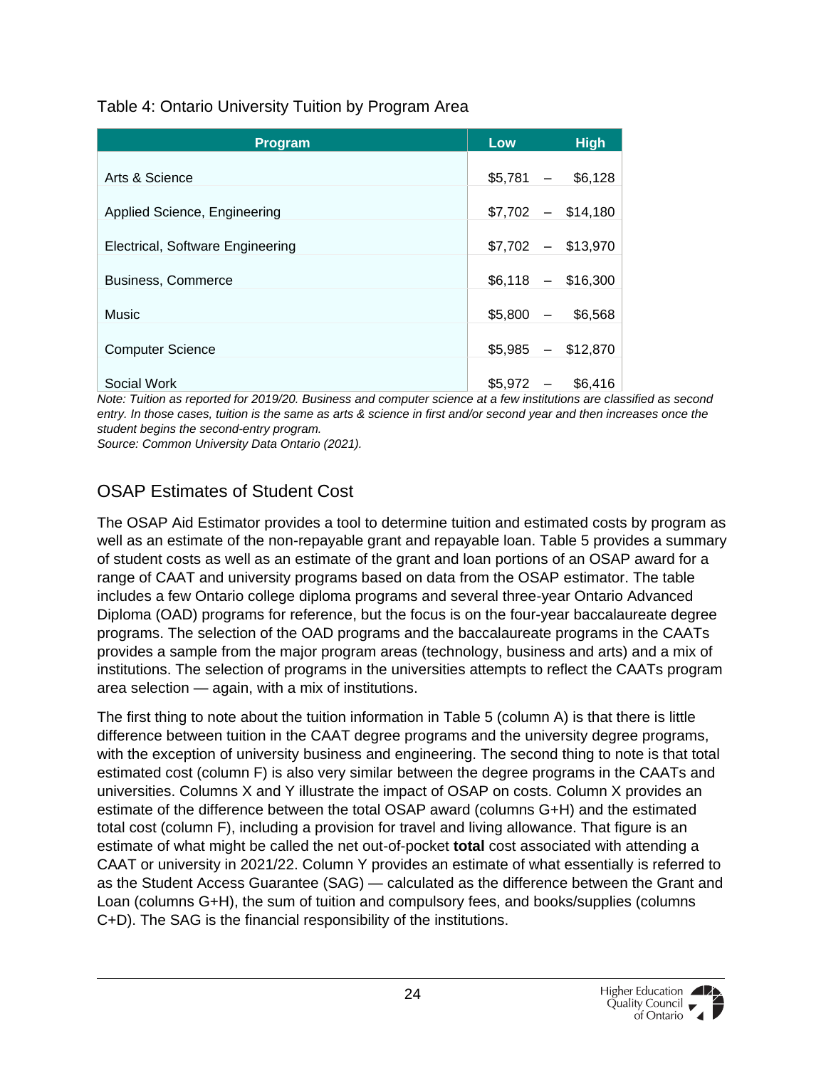Table 4: Ontario University Tuition by Program Area

| Program | Low | | High |
|---|---|---|---|
| Arts & Science | $5,781 | – | $6,128 |
| Applied Science, Engineering | $7,702 | – | $14,180 |
| Electrical, Software Engineering | $7,702 | – | $13,970 |
| Business, Commerce | $6,118 | – | $16,300 |
| Music | $5,800 | – | $6,568 |
| Computer Science | $5,985 | – | $12,870 |
| Social Work | $5,972 | – | $6,416 |

*Note: Tuition as reported for 2019/20. Business and computer science at a few institutions are classified as second entry. In those cases, tuition is the same as arts & science in first and/or second year and then increases once the student begins the second-entry program.*
*Source: Common University Data Ontario (2021).*

## OSAP Estimates of Student Cost

The OSAP Aid Estimator provides a tool to determine tuition and estimated costs by program as well as an estimate of the non-repayable grant and repayable loan. Table 5 provides a summary of student costs as well as an estimate of the grant and loan portions of an OSAP award for a range of CAAT and university programs based on data from the OSAP estimator. The table includes a few Ontario college diploma programs and several three-year Ontario Advanced Diploma (OAD) programs for reference, but the focus is on the four-year baccalaureate degree programs. The selection of the OAD programs and the baccalaureate programs in the CAATs provides a sample from the major program areas (technology, business and arts) and a mix of institutions. The selection of programs in the universities attempts to reflect the CAATs program area selection — again, with a mix of institutions.

The first thing to note about the tuition information in Table 5 (column A) is that there is little difference between tuition in the CAAT degree programs and the university degree programs, with the exception of university business and engineering. The second thing to note is that total estimated cost (column F) is also very similar between the degree programs in the CAATs and universities. Columns X and Y illustrate the impact of OSAP on costs. Column X provides an estimate of the difference between the total OSAP award (columns G+H) and the estimated total cost (column F), including a provision for travel and living allowance. That figure is an estimate of what might be called the net out-of-pocket **total** cost associated with attending a CAAT or university in 2021/22. Column Y provides an estimate of what essentially is referred to as the Student Access Guarantee (SAG) — calculated as the difference between the Grant and Loan (columns G+H), the sum of tuition and compulsory fees, and books/supplies (columns C+D). The SAG is the financial responsibility of the institutions.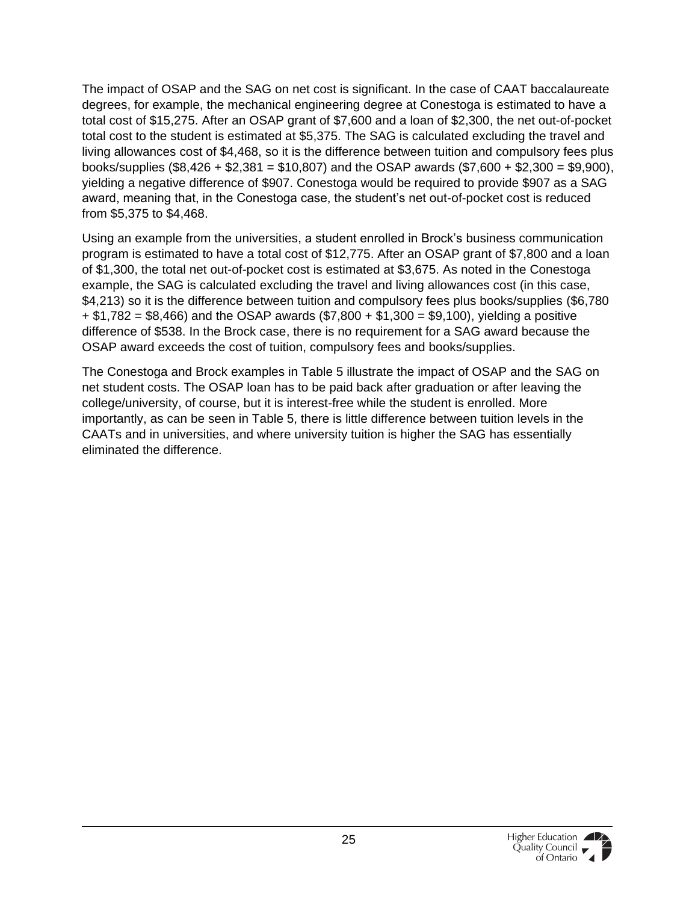The impact of OSAP and the SAG on net cost is significant. In the case of CAAT baccalaureate degrees, for example, the mechanical engineering degree at Conestoga is estimated to have a total cost of $15,275. After an OSAP grant of $7,600 and a loan of $2,300, the net out-of-pocket total cost to the student is estimated at $5,375. The SAG is calculated excluding the travel and living allowances cost of $4,468, so it is the difference between tuition and compulsory fees plus books/supplies ($8,426 + $2,381 = $10,807) and the OSAP awards ($7,600 + $2,300 = $9,900), yielding a negative difference of $907. Conestoga would be required to provide $907 as a SAG award, meaning that, in the Conestoga case, the student's net out-of-pocket cost is reduced from $5,375 to $4,468.

Using an example from the universities, a student enrolled in Brock's business communication program is estimated to have a total cost of $12,775. After an OSAP grant of $7,800 and a loan of $1,300, the total net out-of-pocket cost is estimated at $3,675. As noted in the Conestoga example, the SAG is calculated excluding the travel and living allowances cost (in this case, $4,213) so it is the difference between tuition and compulsory fees plus books/supplies ($6,780 + $1,782 = $8,466) and the OSAP awards ($7,800 + $1,300 = $9,100), yielding a positive difference of $538. In the Brock case, there is no requirement for a SAG award because the OSAP award exceeds the cost of tuition, compulsory fees and books/supplies.

The Conestoga and Brock examples in Table 5 illustrate the impact of OSAP and the SAG on net student costs. The OSAP loan has to be paid back after graduation or after leaving the college/university, of course, but it is interest-free while the student is enrolled. More importantly, as can be seen in Table 5, there is little difference between tuition levels in the CAATs and in universities, and where university tuition is higher the SAG has essentially eliminated the difference.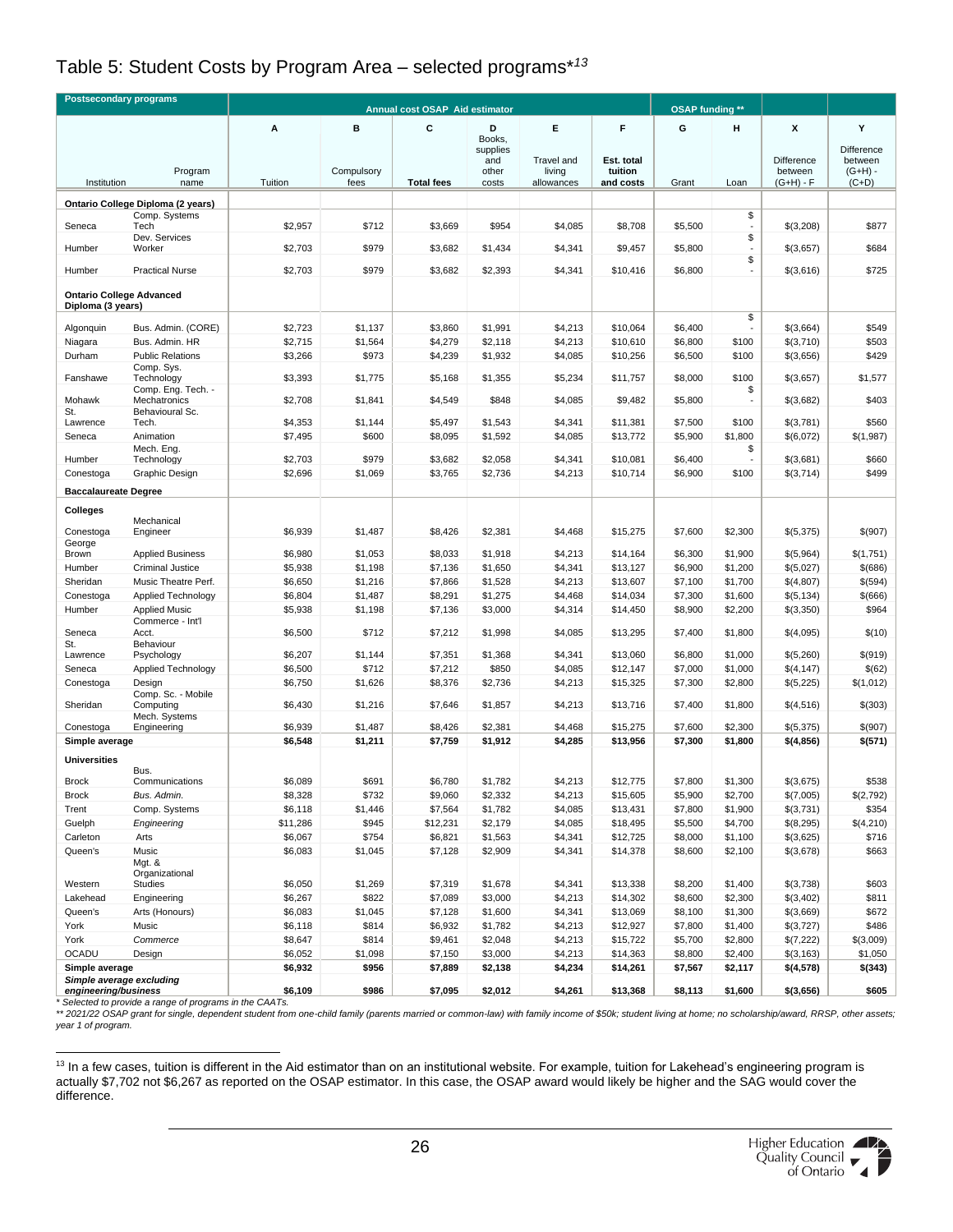## Table 5: Student Costs by Program Area – selected programs*[13]

| Postsecondary programs | | Annual cost OSAP Aid estimator | | | | | | OSAP funding ** | | | |
|---|---|---|---|---|---|---|---|---|---|---|---|
| | | A | B | C | D | E | F | G | H | X | Y |
| Institution | Program name | Tuition | Compulsory fees | Total fees | Books, supplies and other costs | Travel and living allowances | Est. total tuition and costs | Grant | Loan | Difference between (G+H) - F | Difference between (G+H) - (C+D) |
| **Ontario College Diploma (2 years)** | | | | | | | | | | | |
| Seneca | Comp. Systems Tech | $2,957 | $712 | $3,669 | $954 | $4,085 | $8,708 | $5,500 | $ - | $(3,208) | $877 |
| Humber | Dev. Services Worker | $2,703 | $979 | $3,682 | $1,434 | $4,341 | $9,457 | $5,800 | $ - | $(3,657) | $684 |
| Humber | Practical Nurse | $2,703 | $979 | $3,682 | $2,393 | $4,341 | $10,416 | $6,800 | $ - | $(3,616) | $725 |
| **Ontario College Advanced Diploma (3 years)** | | | | | | | | | | | |
| Algonquin | Bus. Admin. (CORE) | $2,723 | $1,137 | $3,860 | $1,991 | $4,213 | $10,064 | $6,400 | $ - | $(3,664) | $549 |
| Niagara | Bus. Admin. HR | $2,715 | $1,564 | $4,279 | $2,118 | $4,213 | $10,610 | $6,800 | $100 | $(3,710) | $503 |
| Durham | Public Relations | $3,266 | $973 | $4,239 | $1,932 | $4,085 | $10,256 | $6,500 | $100 | $(3,656) | $429 |
| Fanshawe | Comp. Sys. Technology | $3,393 | $1,775 | $5,168 | $1,355 | $5,234 | $11,757 | $8,000 | $100 | $(3,657) | $1,577 |
| Mohawk | Comp. Eng. Tech. - Mechatronics | $2,708 | $1,841 | $4,549 | $848 | $4,085 | $9,482 | $5,800 | $ - | $(3,682) | $403 |
| St. Lawrence | Behavioural Sc. Tech. | $4,353 | $1,144 | $5,497 | $1,543 | $4,341 | $11,381 | $7,500 | $100 | $(3,781) | $560 |
| Seneca | Animation | $7,495 | $600 | $8,095 | $1,592 | $4,085 | $13,772 | $5,900 | $1,800 | $(6,072) | $(1,987) |
| Humber | Mech. Eng. Technology | $2,703 | $979 | $3,682 | $2,058 | $4,341 | $10,081 | $6,400 | $ - | $(3,681) | $660 |
| Conestoga | Graphic Design | $2,696 | $1,069 | $3,765 | $2,736 | $4,213 | $10,714 | $6,900 | $100 | $(3,714) | $499 |
| **Baccalaureate Degree** | | | | | | | | | | | |
| **Colleges** | | | | | | | | | | | |
| Conestoga | Mechanical Engineer | $6,939 | $1,487 | $8,426 | $2,381 | $4,468 | $15,275 | $7,600 | $2,300 | $(5,375) | $(907) |
| George Brown | Applied Business | $6,980 | $1,053 | $8,033 | $1,918 | $4,213 | $14,164 | $6,300 | $1,900 | $(5,964) | $(1,751) |
| Humber | Criminal Justice | $5,938 | $1,198 | $7,136 | $1,650 | $4,341 | $13,127 | $6,900 | $1,200 | $(5,027) | $(686) |
| Sheridan | Music Theatre Perf. | $6,650 | $1,216 | $7,866 | $1,528 | $4,213 | $13,607 | $7,100 | $1,700 | $(4,807) | $(594) |
| Conestoga | Applied Technology | $6,804 | $1,487 | $8,291 | $1,275 | $4,468 | $14,034 | $7,300 | $1,600 | $(5,134) | $(666) |
| Humber | Applied Music | $5,938 | $1,198 | $7,136 | $3,000 | $4,314 | $14,450 | $8,900 | $2,200 | $(3,350) | $964 |
| Seneca | Commerce - Int'l Acct. | $6,500 | $712 | $7,212 | $1,998 | $4,085 | $13,295 | $7,400 | $1,800 | $(4,095) | $(10) |
| St. Lawrence | Behaviour Psychology | $6,207 | $1,144 | $7,351 | $1,368 | $4,341 | $13,060 | $6,800 | $1,000 | $(5,260) | $(919) |
| Seneca | Applied Technology | $6,500 | $712 | $7,212 | $850 | $4,085 | $12,147 | $7,000 | $1,000 | $(4,147) | $(62) |
| Conestoga | Design | $6,750 | $1,626 | $8,376 | $2,736 | $4,213 | $15,325 | $7,300 | $2,800 | $(5,225) | $(1,012) |
| Sheridan | Comp. Sc. - Mobile Computing | $6,430 | $1,216 | $7,646 | $1,857 | $4,213 | $13,716 | $7,400 | $1,800 | $(4,516) | $(303) |
| Conestoga | Mech. Systems Engineering | $6,939 | $1,487 | $8,426 | $2,381 | $4,468 | $15,275 | $7,600 | $2,300 | $(5,375) | $(907) |
| **Simple average** | | **$6,548** | **$1,211** | **$7,759** | **$1,912** | **$4,285** | **$13,956** | **$7,300** | **$1,800** | **$(4,856)** | **$(571)** |
| **Universities** | | | | | | | | | | | |
| Brock | Bus. Communications | $6,089 | $691 | $6,780 | $1,782 | $4,213 | $12,775 | $7,800 | $1,300 | $(3,675) | $538 |
| Brock | *Bus. Admin.* | $8,328 | $732 | $9,060 | $2,332 | $4,213 | $15,605 | $5,900 | $2,700 | $(7,005) | $(2,792) |
| Trent | Comp. Systems | $6,118 | $1,446 | $7,564 | $1,782 | $4,085 | $13,431 | $7,800 | $1,900 | $(3,731) | $354 |
| Guelph | *Engineering* | $11,286 | $945 | $12,231 | $2,179 | $4,085 | $18,495 | $5,500 | $4,700 | $(8,295) | $(4,210) |
| Carleton | Arts | $6,067 | $754 | $6,821 | $1,563 | $4,341 | $12,725 | $8,000 | $1,100 | $(3,625) | $716 |
| Queen's | Music | $6,083 | $1,045 | $7,128 | $2,909 | $4,341 | $14,378 | $8,600 | $2,100 | $(3,678) | $663 |
| Western | Mgt. & Organizational Studies | $6,050 | $1,269 | $7,319 | $1,678 | $4,341 | $13,338 | $8,200 | $1,400 | $(3,738) | $603 |
| Lakehead | Engineering | $6,267 | $822 | $7,089 | $3,000 | $4,213 | $14,302 | $8,600 | $2,300 | $(3,402) | $811 |
| Queen's | Arts (Honours) | $6,083 | $1,045 | $7,128 | $1,600 | $4,341 | $13,069 | $8,100 | $1,300 | $(3,669) | $672 |
| York | Music | $6,118 | $814 | $6,932 | $1,782 | $4,213 | $12,927 | $7,800 | $1,400 | $(3,727) | $486 |
| York | *Commerce* | $8,647 | $814 | $9,461 | $2,048 | $4,213 | $15,722 | $5,700 | $2,800 | $(7,222) | $(3,009) |
| OCADU | Design | $6,052 | $1,098 | $7,150 | $3,000 | $4,213 | $14,363 | $8,800 | $2,400 | $(3,163) | $1,050 |
| **Simple average** | | **$6,932** | **$956** | **$7,889** | **$2,138** | **$4,234** | **$14,261** | **$7,567** | **$2,117** | **$(4,578)** | **$(343)** |
| ***Simple average excluding engineering/business*** | | **$6,109** | **$986** | **$7,095** | **$2,012** | **$4,261** | **$13,368** | **$8,113** | **$1,600** | **$(3,656)** | **$605** |

\* Selected to provide a range of programs in the CAATs.

\*\* 2021/22 OSAP grant for single, dependent student from one-child family (parents married or common-law) with family income of $50k; student living at home; no scholarship/award, RRSP, other assets; year 1 of program.

---

[13] In a few cases, tuition is different in the Aid estimator than on an institutional website. For example, tuition for Lakehead's engineering program is actually $7,702 not $6,267 as reported on the OSAP estimator. In this case, the OSAP award would likely be higher and the SAG would cover the difference.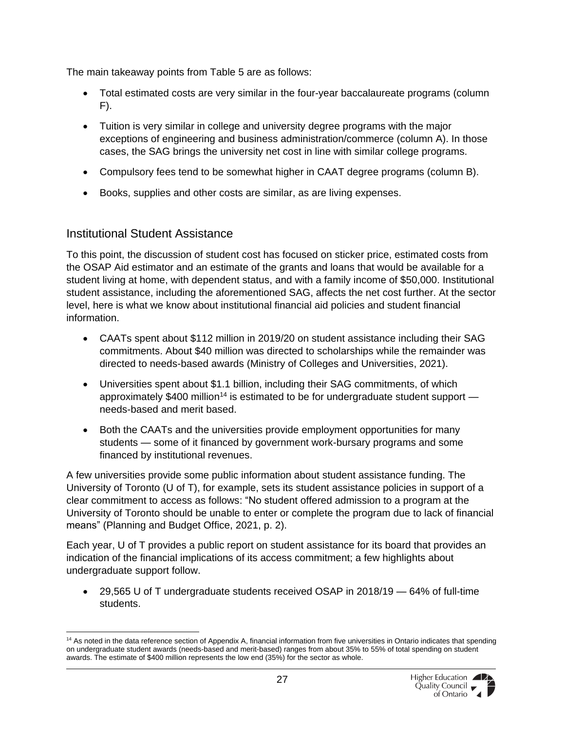The main takeaway points from Table 5 are as follows:

- Total estimated costs are very similar in the four-year baccalaureate programs (column F).
- Tuition is very similar in college and university degree programs with the major exceptions of engineering and business administration/commerce (column A). In those cases, the SAG brings the university net cost in line with similar college programs.
- Compulsory fees tend to be somewhat higher in CAAT degree programs (column B).
- Books, supplies and other costs are similar, as are living expenses.

## Institutional Student Assistance

To this point, the discussion of student cost has focused on sticker price, estimated costs from the OSAP Aid estimator and an estimate of the grants and loans that would be available for a student living at home, with dependent status, and with a family income of $50,000. Institutional student assistance, including the aforementioned SAG, affects the net cost further. At the sector level, here is what we know about institutional financial aid policies and student financial information.

- CAATs spent about $112 million in 2019/20 on student assistance including their SAG commitments. About $40 million was directed to scholarships while the remainder was directed to needs-based awards (Ministry of Colleges and Universities, 2021).
- Universities spent about $1.1 billion, including their SAG commitments, of which approximately $400 million[14] is estimated to be for undergraduate student support — needs-based and merit based.
- Both the CAATs and the universities provide employment opportunities for many students — some of it financed by government work-bursary programs and some financed by institutional revenues.

A few universities provide some public information about student assistance funding. The University of Toronto (U of T), for example, sets its student assistance policies in support of a clear commitment to access as follows: "No student offered admission to a program at the University of Toronto should be unable to enter or complete the program due to lack of financial means" (Planning and Budget Office, 2021, p. 2).

Each year, U of T provides a public report on student assistance for its board that provides an indication of the financial implications of its access commitment; a few highlights about undergraduate support follow.

- 29,565 U of T undergraduate students received OSAP in 2018/19 — 64% of full-time students.

[14] As noted in the data reference section of Appendix A, financial information from five universities in Ontario indicates that spending on undergraduate student awards (needs-based and merit-based) ranges from about 35% to 55% of total spending on student awards. The estimate of $400 million represents the low end (35%) for the sector as whole.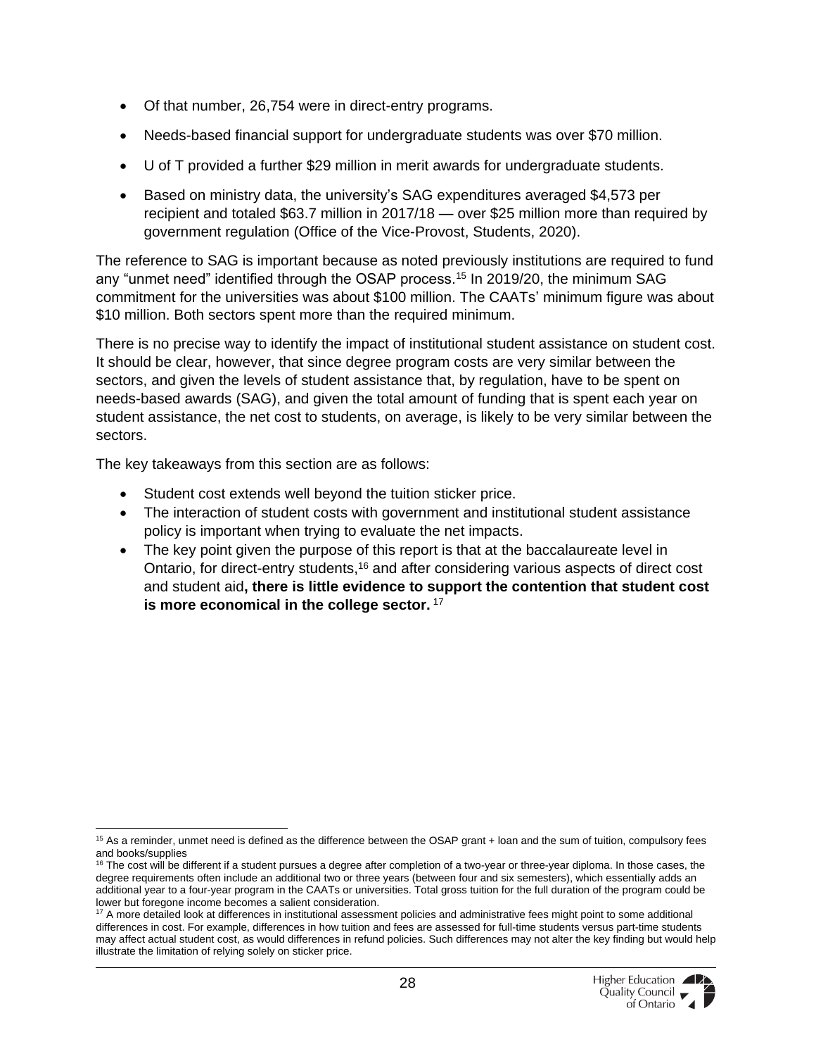- Of that number, 26,754 were in direct-entry programs.
- Needs-based financial support for undergraduate students was over $70 million.
- U of T provided a further $29 million in merit awards for undergraduate students.
- Based on ministry data, the university's SAG expenditures averaged $4,573 per recipient and totaled $63.7 million in 2017/18 — over $25 million more than required by government regulation (Office of the Vice-Provost, Students, 2020).

The reference to SAG is important because as noted previously institutions are required to fund any "unmet need" identified through the OSAP process.[15] In 2019/20, the minimum SAG commitment for the universities was about $100 million. The CAATs' minimum figure was about $10 million. Both sectors spent more than the required minimum.

There is no precise way to identify the impact of institutional student assistance on student cost. It should be clear, however, that since degree program costs are very similar between the sectors, and given the levels of student assistance that, by regulation, have to be spent on needs-based awards (SAG), and given the total amount of funding that is spent each year on student assistance, the net cost to students, on average, is likely to be very similar between the sectors.

The key takeaways from this section are as follows:

- Student cost extends well beyond the tuition sticker price.
- The interaction of student costs with government and institutional student assistance policy is important when trying to evaluate the net impacts.
- The key point given the purpose of this report is that at the baccalaureate level in Ontario, for direct-entry students,[16] and after considering various aspects of direct cost and student aid**, there is little evidence to support the contention that student cost is more economical in the college sector.** [17]

---

[15] As a reminder, unmet need is defined as the difference between the OSAP grant + loan and the sum of tuition, compulsory fees and books/supplies

[16] The cost will be different if a student pursues a degree after completion of a two-year or three-year diploma. In those cases, the degree requirements often include an additional two or three years (between four and six semesters), which essentially adds an additional year to a four-year program in the CAATs or universities. Total gross tuition for the full duration of the program could be lower but foregone income becomes a salient consideration.

[17] A more detailed look at differences in institutional assessment policies and administrative fees might point to some additional differences in cost. For example, differences in how tuition and fees are assessed for full-time students versus part-time students may affect actual student cost, as would differences in refund policies. Such differences may not alter the key finding but would help illustrate the limitation of relying solely on sticker price.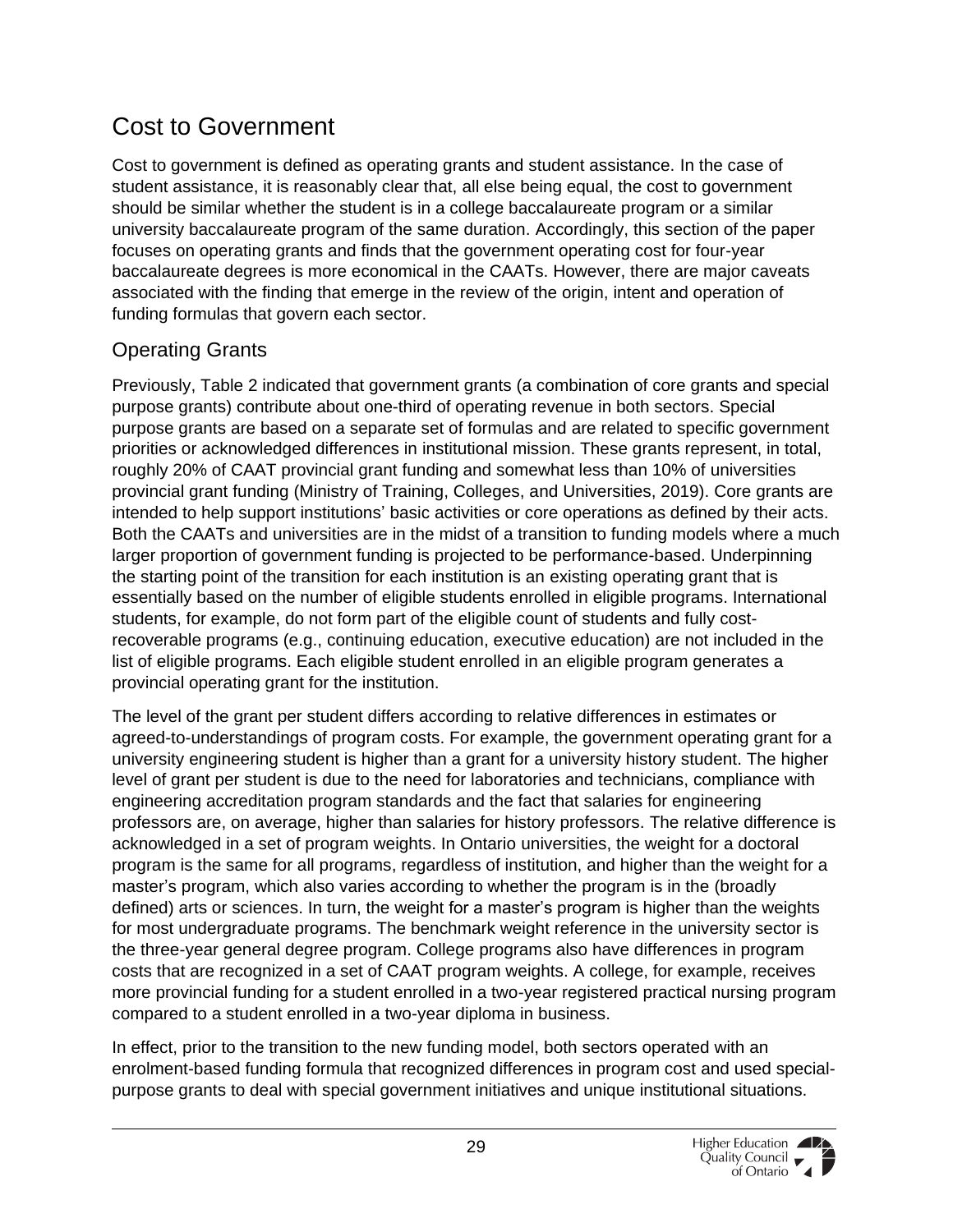## Cost to Government

Cost to government is defined as operating grants and student assistance. In the case of student assistance, it is reasonably clear that, all else being equal, the cost to government should be similar whether the student is in a college baccalaureate program or a similar university baccalaureate program of the same duration. Accordingly, this section of the paper focuses on operating grants and finds that the government operating cost for four-year baccalaureate degrees is more economical in the CAATs. However, there are major caveats associated with the finding that emerge in the review of the origin, intent and operation of funding formulas that govern each sector.

### Operating Grants

Previously, Table 2 indicated that government grants (a combination of core grants and special purpose grants) contribute about one-third of operating revenue in both sectors. Special purpose grants are based on a separate set of formulas and are related to specific government priorities or acknowledged differences in institutional mission. These grants represent, in total, roughly 20% of CAAT provincial grant funding and somewhat less than 10% of universities provincial grant funding (Ministry of Training, Colleges, and Universities, 2019). Core grants are intended to help support institutions' basic activities or core operations as defined by their acts. Both the CAATs and universities are in the midst of a transition to funding models where a much larger proportion of government funding is projected to be performance-based. Underpinning the starting point of the transition for each institution is an existing operating grant that is essentially based on the number of eligible students enrolled in eligible programs. International students, for example, do not form part of the eligible count of students and fully cost-recoverable programs (e.g., continuing education, executive education) are not included in the list of eligible programs. Each eligible student enrolled in an eligible program generates a provincial operating grant for the institution.

The level of the grant per student differs according to relative differences in estimates or agreed-to-understandings of program costs. For example, the government operating grant for a university engineering student is higher than a grant for a university history student. The higher level of grant per student is due to the need for laboratories and technicians, compliance with engineering accreditation program standards and the fact that salaries for engineering professors are, on average, higher than salaries for history professors. The relative difference is acknowledged in a set of program weights. In Ontario universities, the weight for a doctoral program is the same for all programs, regardless of institution, and higher than the weight for a master's program, which also varies according to whether the program is in the (broadly defined) arts or sciences. In turn, the weight for a master's program is higher than the weights for most undergraduate programs. The benchmark weight reference in the university sector is the three-year general degree program. College programs also have differences in program costs that are recognized in a set of CAAT program weights. A college, for example, receives more provincial funding for a student enrolled in a two-year registered practical nursing program compared to a student enrolled in a two-year diploma in business.

In effect, prior to the transition to the new funding model, both sectors operated with an enrolment-based funding formula that recognized differences in program cost and used special-purpose grants to deal with special government initiatives and unique institutional situations.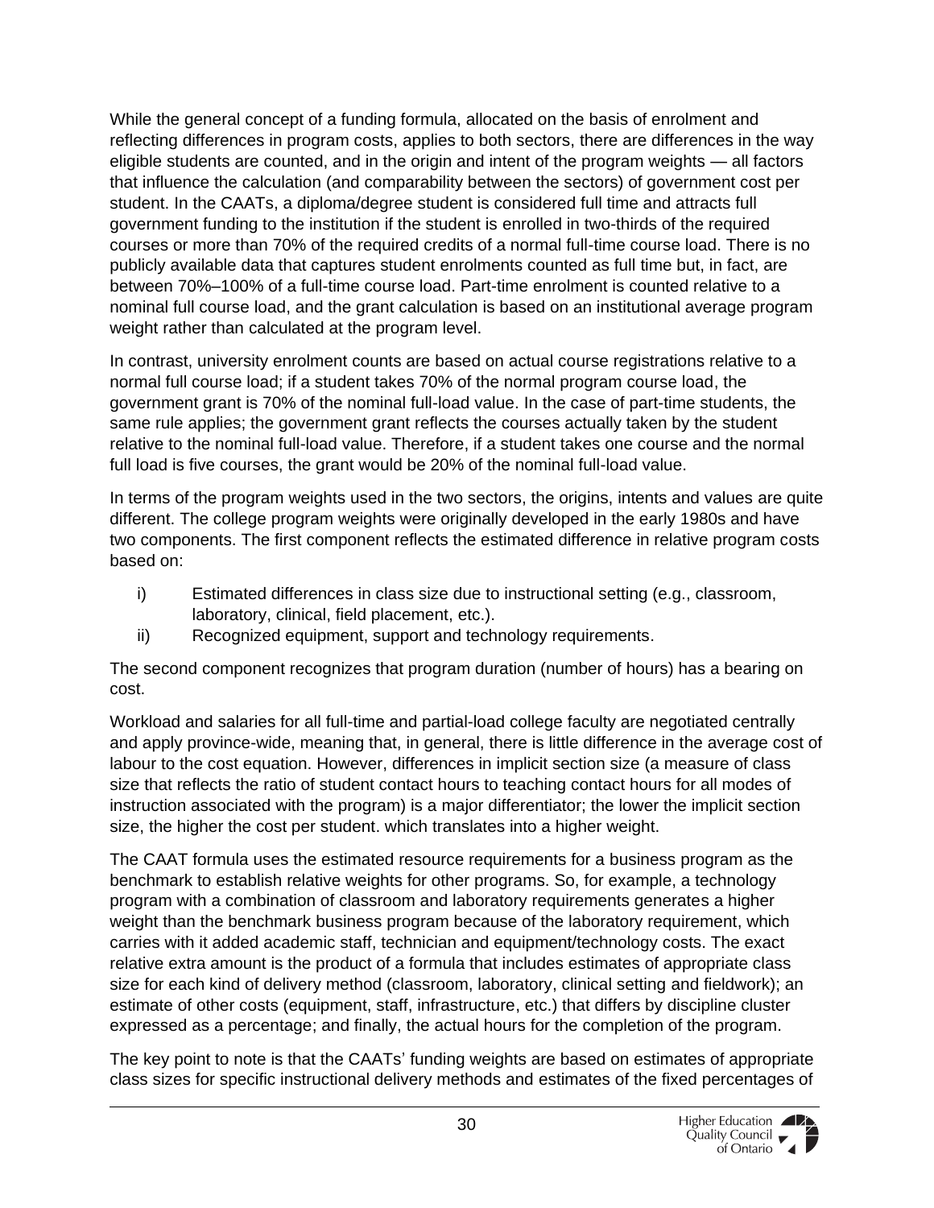While the general concept of a funding formula, allocated on the basis of enrolment and reflecting differences in program costs, applies to both sectors, there are differences in the way eligible students are counted, and in the origin and intent of the program weights — all factors that influence the calculation (and comparability between the sectors) of government cost per student. In the CAATs, a diploma/degree student is considered full time and attracts full government funding to the institution if the student is enrolled in two-thirds of the required courses or more than 70% of the required credits of a normal full-time course load. There is no publicly available data that captures student enrolments counted as full time but, in fact, are between 70%–100% of a full-time course load. Part-time enrolment is counted relative to a nominal full course load, and the grant calculation is based on an institutional average program weight rather than calculated at the program level.

In contrast, university enrolment counts are based on actual course registrations relative to a normal full course load; if a student takes 70% of the normal program course load, the government grant is 70% of the nominal full-load value. In the case of part-time students, the same rule applies; the government grant reflects the courses actually taken by the student relative to the nominal full-load value. Therefore, if a student takes one course and the normal full load is five courses, the grant would be 20% of the nominal full-load value.

In terms of the program weights used in the two sectors, the origins, intents and values are quite different. The college program weights were originally developed in the early 1980s and have two components. The first component reflects the estimated difference in relative program costs based on:

i) Estimated differences in class size due to instructional setting (e.g., classroom, laboratory, clinical, field placement, etc.).
ii) Recognized equipment, support and technology requirements.

The second component recognizes that program duration (number of hours) has a bearing on cost.

Workload and salaries for all full-time and partial-load college faculty are negotiated centrally and apply province-wide, meaning that, in general, there is little difference in the average cost of labour to the cost equation. However, differences in implicit section size (a measure of class size that reflects the ratio of student contact hours to teaching contact hours for all modes of instruction associated with the program) is a major differentiator; the lower the implicit section size, the higher the cost per student. which translates into a higher weight.

The CAAT formula uses the estimated resource requirements for a business program as the benchmark to establish relative weights for other programs. So, for example, a technology program with a combination of classroom and laboratory requirements generates a higher weight than the benchmark business program because of the laboratory requirement, which carries with it added academic staff, technician and equipment/technology costs. The exact relative extra amount is the product of a formula that includes estimates of appropriate class size for each kind of delivery method (classroom, laboratory, clinical setting and fieldwork); an estimate of other costs (equipment, staff, infrastructure, etc.) that differs by discipline cluster expressed as a percentage; and finally, the actual hours for the completion of the program.

The key point to note is that the CAATs' funding weights are based on estimates of appropriate class sizes for specific instructional delivery methods and estimates of the fixed percentages of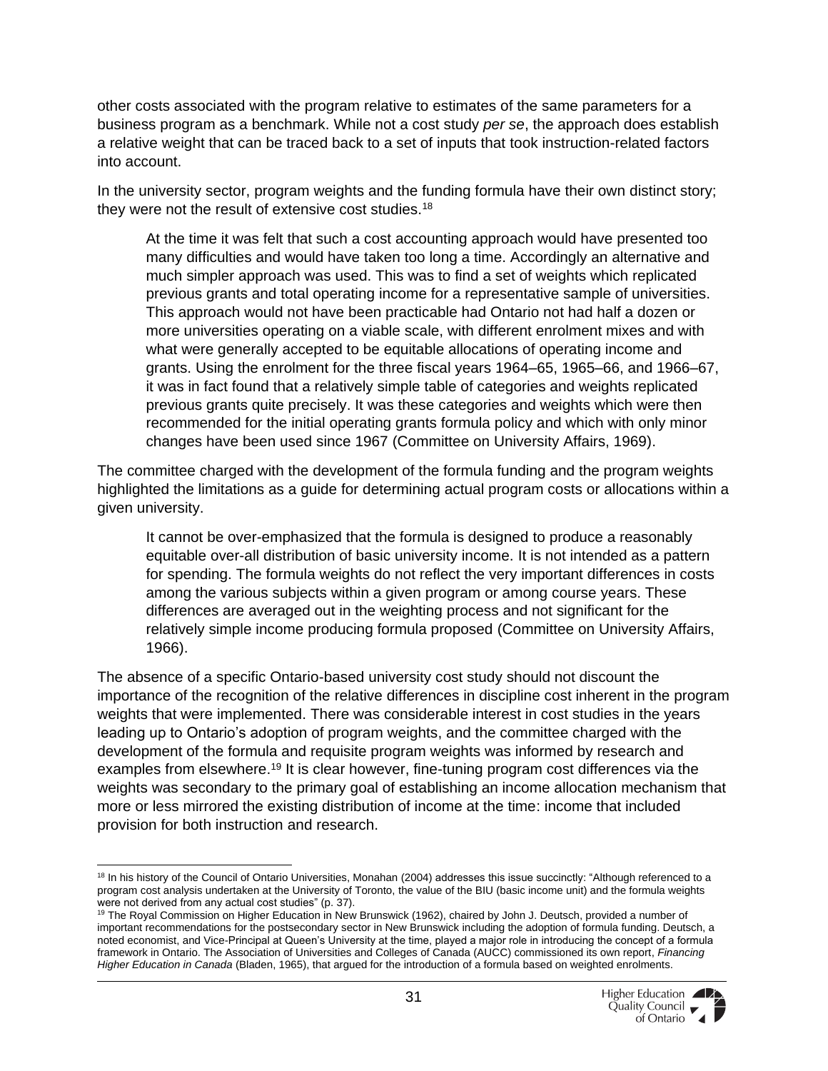other costs associated with the program relative to estimates of the same parameters for a business program as a benchmark. While not a cost study *per se*, the approach does establish a relative weight that can be traced back to a set of inputs that took instruction-related factors into account.

In the university sector, program weights and the funding formula have their own distinct story; they were not the result of extensive cost studies.[18]

> At the time it was felt that such a cost accounting approach would have presented too many difficulties and would have taken too long a time. Accordingly an alternative and much simpler approach was used. This was to find a set of weights which replicated previous grants and total operating income for a representative sample of universities. This approach would not have been practicable had Ontario not had half a dozen or more universities operating on a viable scale, with different enrolment mixes and with what were generally accepted to be equitable allocations of operating income and grants. Using the enrolment for the three fiscal years 1964–65, 1965–66, and 1966–67, it was in fact found that a relatively simple table of categories and weights replicated previous grants quite precisely. It was these categories and weights which were then recommended for the initial operating grants formula policy and which with only minor changes have been used since 1967 (Committee on University Affairs, 1969).

The committee charged with the development of the formula funding and the program weights highlighted the limitations as a guide for determining actual program costs or allocations within a given university.

> It cannot be over-emphasized that the formula is designed to produce a reasonably equitable over-all distribution of basic university income. It is not intended as a pattern for spending. The formula weights do not reflect the very important differences in costs among the various subjects within a given program or among course years. These differences are averaged out in the weighting process and not significant for the relatively simple income producing formula proposed (Committee on University Affairs, 1966).

The absence of a specific Ontario-based university cost study should not discount the importance of the recognition of the relative differences in discipline cost inherent in the program weights that were implemented. There was considerable interest in cost studies in the years leading up to Ontario's adoption of program weights, and the committee charged with the development of the formula and requisite program weights was informed by research and examples from elsewhere.[19] It is clear however, fine-tuning program cost differences via the weights was secondary to the primary goal of establishing an income allocation mechanism that more or less mirrored the existing distribution of income at the time: income that included provision for both instruction and research.

---

[18] In his history of the Council of Ontario Universities, Monahan (2004) addresses this issue succinctly: "Although referenced to a program cost analysis undertaken at the University of Toronto, the value of the BIU (basic income unit) and the formula weights were not derived from any actual cost studies" (p. 37).

[19] The Royal Commission on Higher Education in New Brunswick (1962), chaired by John J. Deutsch, provided a number of important recommendations for the postsecondary sector in New Brunswick including the adoption of formula funding. Deutsch, a noted economist, and Vice-Principal at Queen's University at the time, played a major role in introducing the concept of a formula framework in Ontario. The Association of Universities and Colleges of Canada (AUCC) commissioned its own report, *Financing Higher Education in Canada* (Bladen, 1965), that argued for the introduction of a formula based on weighted enrolments.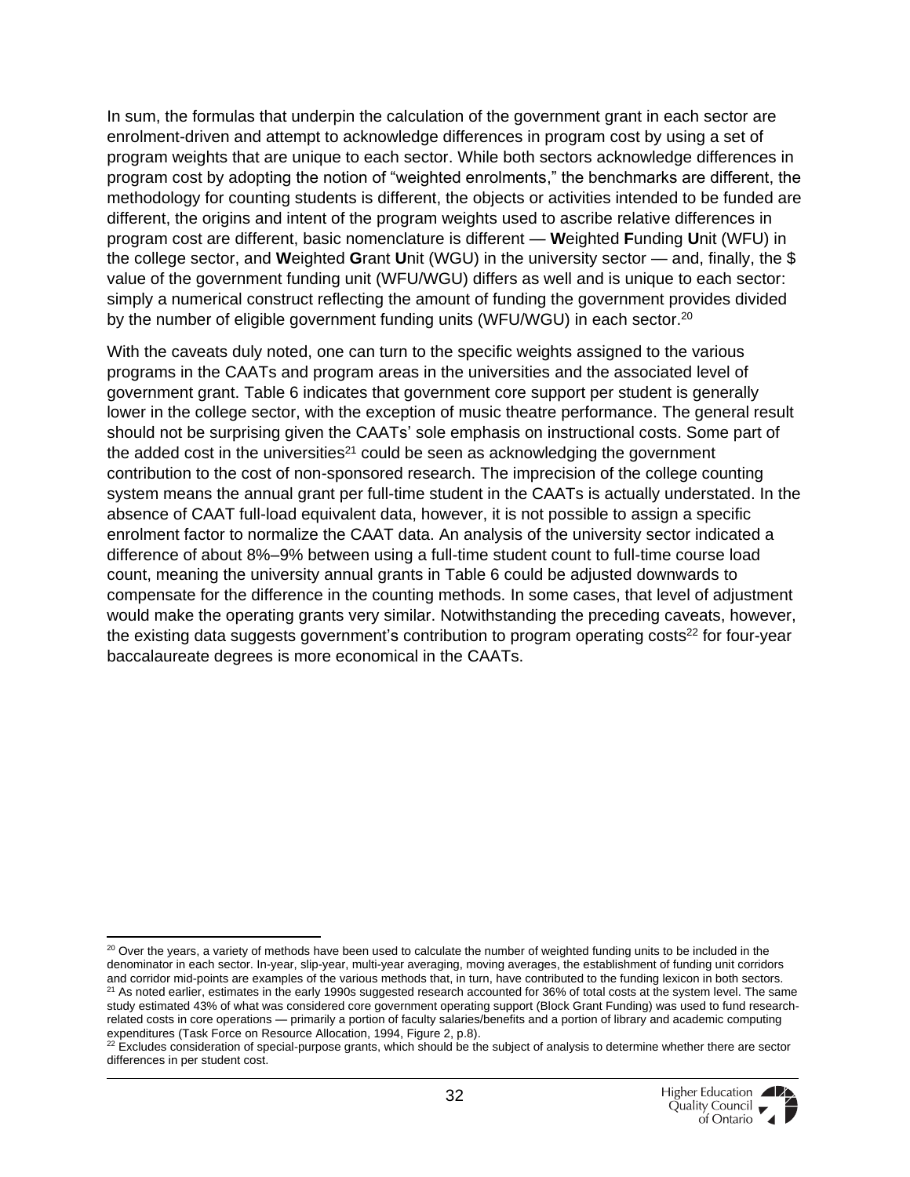In sum, the formulas that underpin the calculation of the government grant in each sector are enrolment-driven and attempt to acknowledge differences in program cost by using a set of program weights that are unique to each sector. While both sectors acknowledge differences in program cost by adopting the notion of "weighted enrolments," the benchmarks are different, the methodology for counting students is different, the objects or activities intended to be funded are different, the origins and intent of the program weights used to ascribe relative differences in program cost are different, basic nomenclature is different — **W**eighted **F**unding **U**nit (WFU) in the college sector, and **W**eighted **G**rant **U**nit (WGU) in the university sector — and, finally, the $ value of the government funding unit (WFU/WGU) differs as well and is unique to each sector: simply a numerical construct reflecting the amount of funding the government provides divided by the number of eligible government funding units (WFU/WGU) in each sector.[20]

With the caveats duly noted, one can turn to the specific weights assigned to the various programs in the CAATs and program areas in the universities and the associated level of government grant. Table 6 indicates that government core support per student is generally lower in the college sector, with the exception of music theatre performance. The general result should not be surprising given the CAATs' sole emphasis on instructional costs. Some part of the added cost in the universities[21] could be seen as acknowledging the government contribution to the cost of non-sponsored research. The imprecision of the college counting system means the annual grant per full-time student in the CAATs is actually understated. In the absence of CAAT full-load equivalent data, however, it is not possible to assign a specific enrolment factor to normalize the CAAT data. An analysis of the university sector indicated a difference of about 8%–9% between using a full-time student count to full-time course load count, meaning the university annual grants in Table 6 could be adjusted downwards to compensate for the difference in the counting methods. In some cases, that level of adjustment would make the operating grants very similar. Notwithstanding the preceding caveats, however, the existing data suggests government's contribution to program operating costs[22] for four-year baccalaureate degrees is more economical in the CAATs.

---

[20] Over the years, a variety of methods have been used to calculate the number of weighted funding units to be included in the denominator in each sector. In-year, slip-year, multi-year averaging, moving averages, the establishment of funding unit corridors and corridor mid-points are examples of the various methods that, in turn, have contributed to the funding lexicon in both sectors.

[21] As noted earlier, estimates in the early 1990s suggested research accounted for 36% of total costs at the system level. The same study estimated 43% of what was considered core government operating support (Block Grant Funding) was used to fund research-related costs in core operations — primarily a portion of faculty salaries/benefits and a portion of library and academic computing expenditures (Task Force on Resource Allocation, 1994, Figure 2, p.8).

[22] Excludes consideration of special-purpose grants, which should be the subject of analysis to determine whether there are sector differences in per student cost.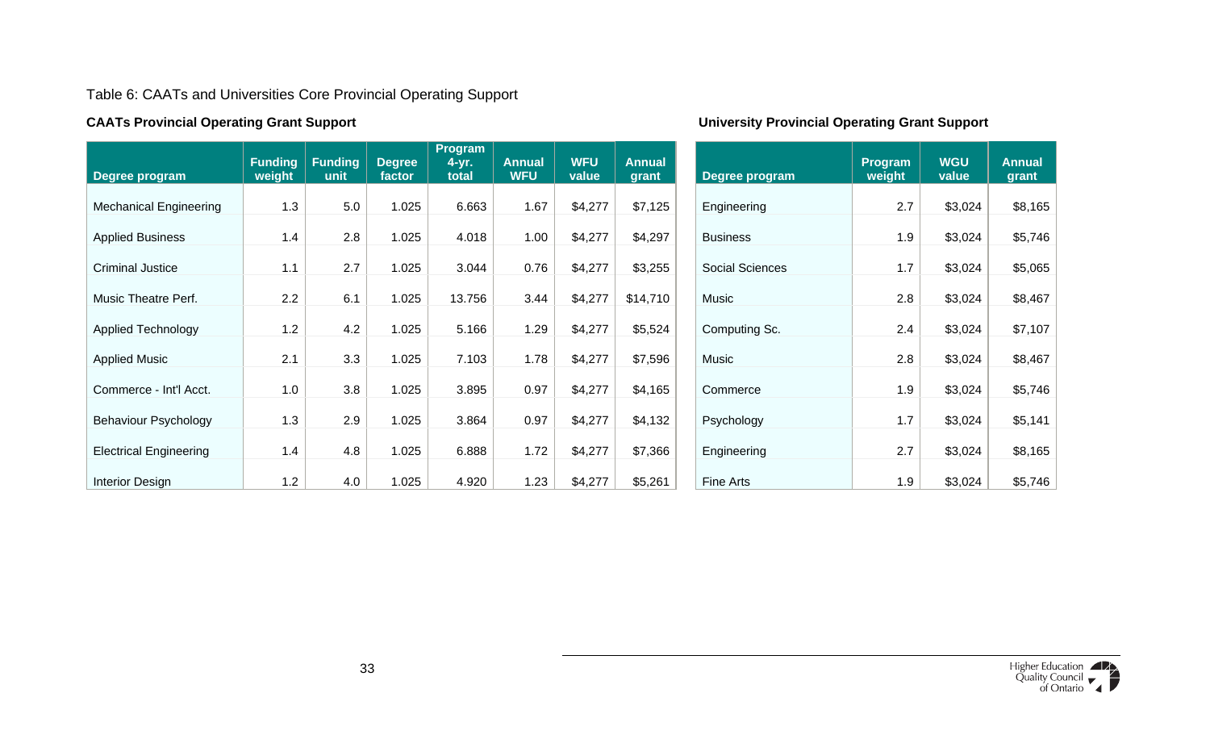Table 6: CAATs and Universities Core Provincial Operating Support

**CAATs Provincial Operating Grant Support**

| Degree program | Funding weight | Funding unit | Degree factor | Program 4-yr. total | Annual WFU | WFU value | Annual grant |
|---|---|---|---|---|---|---|---|
| Mechanical Engineering | 1.3 | 5.0 | 1.025 | 6.663 | 1.67 | $4,277 | $7,125 |
| Applied Business | 1.4 | 2.8 | 1.025 | 4.018 | 1.00 | $4,277 | $4,297 |
| Criminal Justice | 1.1 | 2.7 | 1.025 | 3.044 | 0.76 | $4,277 | $3,255 |
| Music Theatre Perf. | 2.2 | 6.1 | 1.025 | 13.756 | 3.44 | $4,277 | $14,710 |
| Applied Technology | 1.2 | 4.2 | 1.025 | 5.166 | 1.29 | $4,277 | $5,524 |
| Applied Music | 2.1 | 3.3 | 1.025 | 7.103 | 1.78 | $4,277 | $7,596 |
| Commerce - Int'l Acct. | 1.0 | 3.8 | 1.025 | 3.895 | 0.97 | $4,277 | $4,165 |
| Behaviour Psychology | 1.3 | 2.9 | 1.025 | 3.864 | 0.97 | $4,277 | $4,132 |
| Electrical Engineering | 1.4 | 4.8 | 1.025 | 6.888 | 1.72 | $4,277 | $7,366 |
| Interior Design | 1.2 | 4.0 | 1.025 | 4.920 | 1.23 | $4,277 | $5,261 |

**University Provincial Operating Grant Support**

| Degree program | Program weight | WGU value | Annual grant |
|---|---|---|---|
| Engineering | 2.7 | $3,024 | $8,165 |
| Business | 1.9 | $3,024 | $5,746 |
| Social Sciences | 1.7 | $3,024 | $5,065 |
| Music | 2.8 | $3,024 | $8,467 |
| Computing Sc. | 2.4 | $3,024 | $7,107 |
| Music | 2.8 | $3,024 | $8,467 |
| Commerce | 1.9 | $3,024 | $5,746 |
| Psychology | 1.7 | $3,024 | $5,141 |
| Engineering | 2.7 | $3,024 | $8,165 |
| Fine Arts | 1.9 | $3,024 | $5,746 |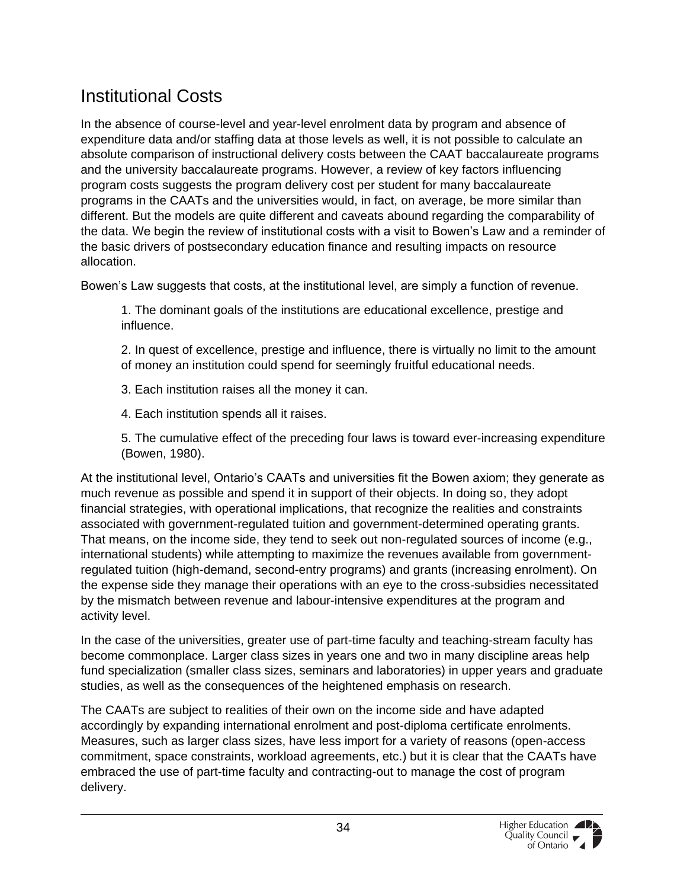## Institutional Costs

In the absence of course-level and year-level enrolment data by program and absence of expenditure data and/or staffing data at those levels as well, it is not possible to calculate an absolute comparison of instructional delivery costs between the CAAT baccalaureate programs and the university baccalaureate programs. However, a review of key factors influencing program costs suggests the program delivery cost per student for many baccalaureate programs in the CAATs and the universities would, in fact, on average, be more similar than different. But the models are quite different and caveats abound regarding the comparability of the data. We begin the review of institutional costs with a visit to Bowen's Law and a reminder of the basic drivers of postsecondary education finance and resulting impacts on resource allocation.

Bowen's Law suggests that costs, at the institutional level, are simply a function of revenue.

> 1. The dominant goals of the institutions are educational excellence, prestige and influence.
>
> 2. In quest of excellence, prestige and influence, there is virtually no limit to the amount of money an institution could spend for seemingly fruitful educational needs.
>
> 3. Each institution raises all the money it can.
>
> 4. Each institution spends all it raises.
>
> 5. The cumulative effect of the preceding four laws is toward ever-increasing expenditure (Bowen, 1980).

At the institutional level, Ontario's CAATs and universities fit the Bowen axiom; they generate as much revenue as possible and spend it in support of their objects. In doing so, they adopt financial strategies, with operational implications, that recognize the realities and constraints associated with government-regulated tuition and government-determined operating grants. That means, on the income side, they tend to seek out non-regulated sources of income (e.g., international students) while attempting to maximize the revenues available from government-regulated tuition (high-demand, second-entry programs) and grants (increasing enrolment). On the expense side they manage their operations with an eye to the cross-subsidies necessitated by the mismatch between revenue and labour-intensive expenditures at the program and activity level.

In the case of the universities, greater use of part-time faculty and teaching-stream faculty has become commonplace. Larger class sizes in years one and two in many discipline areas help fund specialization (smaller class sizes, seminars and laboratories) in upper years and graduate studies, as well as the consequences of the heightened emphasis on research.

The CAATs are subject to realities of their own on the income side and have adapted accordingly by expanding international enrolment and post-diploma certificate enrolments. Measures, such as larger class sizes, have less import for a variety of reasons (open-access commitment, space constraints, workload agreements, etc.) but it is clear that the CAATs have embraced the use of part-time faculty and contracting-out to manage the cost of program delivery.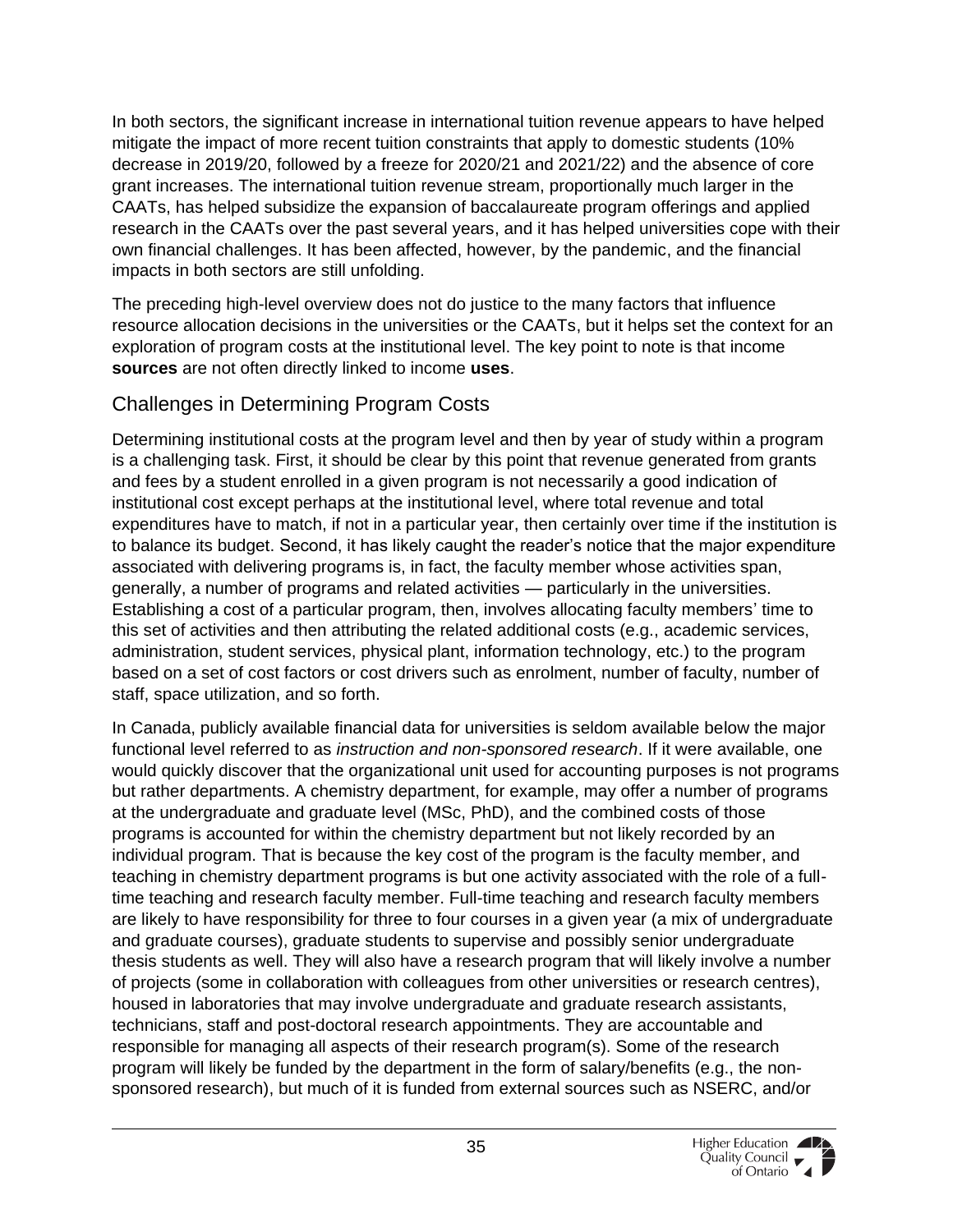In both sectors, the significant increase in international tuition revenue appears to have helped mitigate the impact of more recent tuition constraints that apply to domestic students (10% decrease in 2019/20, followed by a freeze for 2020/21 and 2021/22) and the absence of core grant increases. The international tuition revenue stream, proportionally much larger in the CAATs, has helped subsidize the expansion of baccalaureate program offerings and applied research in the CAATs over the past several years, and it has helped universities cope with their own financial challenges. It has been affected, however, by the pandemic, and the financial impacts in both sectors are still unfolding.

The preceding high-level overview does not do justice to the many factors that influence resource allocation decisions in the universities or the CAATs, but it helps set the context for an exploration of program costs at the institutional level. The key point to note is that income **sources** are not often directly linked to income **uses**.

## Challenges in Determining Program Costs

Determining institutional costs at the program level and then by year of study within a program is a challenging task. First, it should be clear by this point that revenue generated from grants and fees by a student enrolled in a given program is not necessarily a good indication of institutional cost except perhaps at the institutional level, where total revenue and total expenditures have to match, if not in a particular year, then certainly over time if the institution is to balance its budget. Second, it has likely caught the reader's notice that the major expenditure associated with delivering programs is, in fact, the faculty member whose activities span, generally, a number of programs and related activities — particularly in the universities. Establishing a cost of a particular program, then, involves allocating faculty members' time to this set of activities and then attributing the related additional costs (e.g., academic services, administration, student services, physical plant, information technology, etc.) to the program based on a set of cost factors or cost drivers such as enrolment, number of faculty, number of staff, space utilization, and so forth.

In Canada, publicly available financial data for universities is seldom available below the major functional level referred to as *instruction and non-sponsored research*. If it were available, one would quickly discover that the organizational unit used for accounting purposes is not programs but rather departments. A chemistry department, for example, may offer a number of programs at the undergraduate and graduate level (MSc, PhD), and the combined costs of those programs is accounted for within the chemistry department but not likely recorded by an individual program. That is because the key cost of the program is the faculty member, and teaching in chemistry department programs is but one activity associated with the role of a full-time teaching and research faculty member. Full-time teaching and research faculty members are likely to have responsibility for three to four courses in a given year (a mix of undergraduate and graduate courses), graduate students to supervise and possibly senior undergraduate thesis students as well. They will also have a research program that will likely involve a number of projects (some in collaboration with colleagues from other universities or research centres), housed in laboratories that may involve undergraduate and graduate research assistants, technicians, staff and post-doctoral research appointments. They are accountable and responsible for managing all aspects of their research program(s). Some of the research program will likely be funded by the department in the form of salary/benefits (e.g., the non-sponsored research), but much of it is funded from external sources such as NSERC, and/or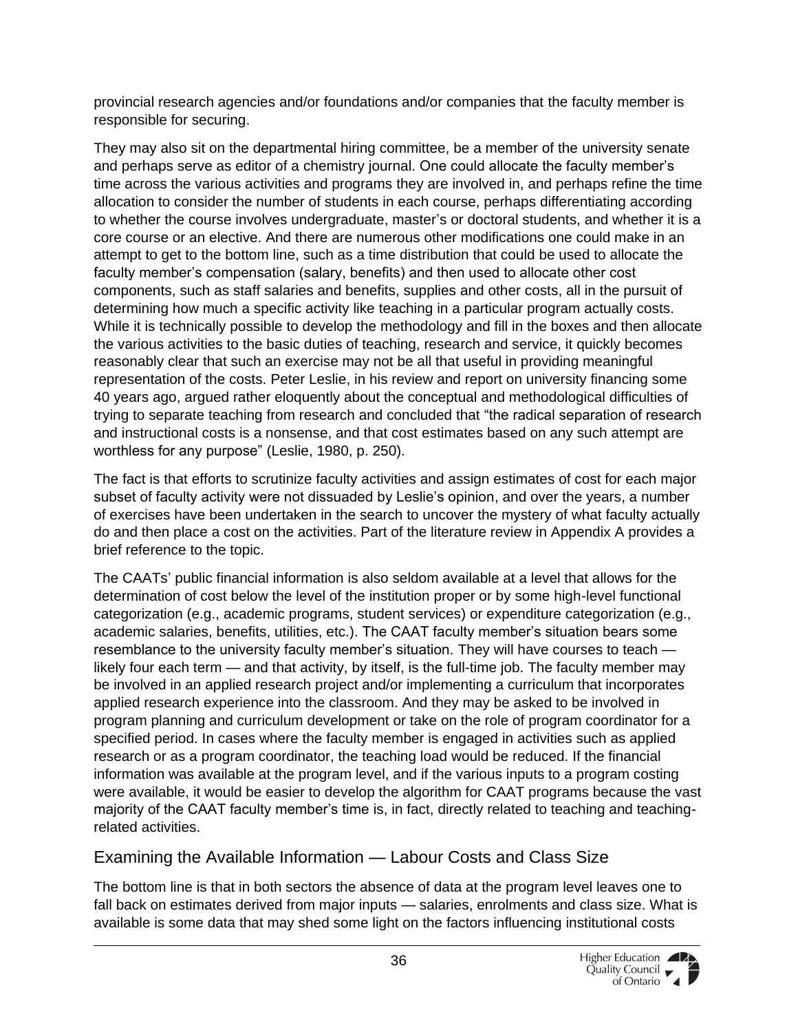provincial research agencies and/or foundations and/or companies that the faculty member is responsible for securing.

They may also sit on the departmental hiring committee, be a member of the university senate and perhaps serve as editor of a chemistry journal. One could allocate the faculty member's time across the various activities and programs they are involved in, and perhaps refine the time allocation to consider the number of students in each course, perhaps differentiating according to whether the course involves undergraduate, master's or doctoral students, and whether it is a core course or an elective. And there are numerous other modifications one could make in an attempt to get to the bottom line, such as a time distribution that could be used to allocate the faculty member's compensation (salary, benefits) and then used to allocate other cost components, such as staff salaries and benefits, supplies and other costs, all in the pursuit of determining how much a specific activity like teaching in a particular program actually costs. While it is technically possible to develop the methodology and fill in the boxes and then allocate the various activities to the basic duties of teaching, research and service, it quickly becomes reasonably clear that such an exercise may not be all that useful in providing meaningful representation of the costs. Peter Leslie, in his review and report on university financing some 40 years ago, argued rather eloquently about the conceptual and methodological difficulties of trying to separate teaching from research and concluded that "the radical separation of research and instructional costs is a nonsense, and that cost estimates based on any such attempt are worthless for any purpose" (Leslie, 1980, p. 250).

The fact is that efforts to scrutinize faculty activities and assign estimates of cost for each major subset of faculty activity were not dissuaded by Leslie's opinion, and over the years, a number of exercises have been undertaken in the search to uncover the mystery of what faculty actually do and then place a cost on the activities. Part of the literature review in Appendix A provides a brief reference to the topic.

The CAATs' public financial information is also seldom available at a level that allows for the determination of cost below the level of the institution proper or by some high-level functional categorization (e.g., academic programs, student services) or expenditure categorization (e.g., academic salaries, benefits, utilities, etc.). The CAAT faculty member's situation bears some resemblance to the university faculty member's situation. They will have courses to teach — likely four each term — and that activity, by itself, is the full-time job. The faculty member may be involved in an applied research project and/or implementing a curriculum that incorporates applied research experience into the classroom. And they may be asked to be involved in program planning and curriculum development or take on the role of program coordinator for a specified period. In cases where the faculty member is engaged in activities such as applied research or as a program coordinator, the teaching load would be reduced. If the financial information was available at the program level, and if the various inputs to a program costing were available, it would be easier to develop the algorithm for CAAT programs because the vast majority of the CAAT faculty member's time is, in fact, directly related to teaching and teaching-related activities.

## Examining the Available Information — Labour Costs and Class Size

The bottom line is that in both sectors the absence of data at the program level leaves one to fall back on estimates derived from major inputs — salaries, enrolments and class size. What is available is some data that may shed some light on the factors influencing institutional costs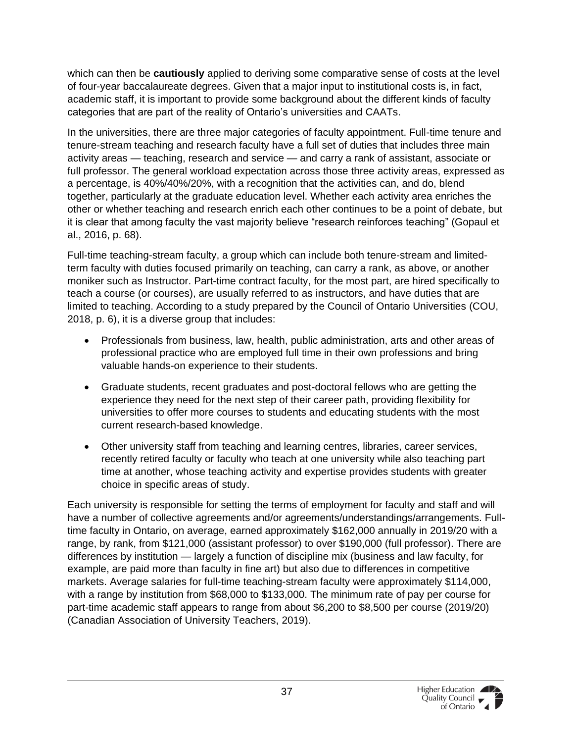which can then be **cautiously** applied to deriving some comparative sense of costs at the level of four-year baccalaureate degrees. Given that a major input to institutional costs is, in fact, academic staff, it is important to provide some background about the different kinds of faculty categories that are part of the reality of Ontario's universities and CAATs.

In the universities, there are three major categories of faculty appointment. Full-time tenure and tenure-stream teaching and research faculty have a full set of duties that includes three main activity areas — teaching, research and service — and carry a rank of assistant, associate or full professor. The general workload expectation across those three activity areas, expressed as a percentage, is 40%/40%/20%, with a recognition that the activities can, and do, blend together, particularly at the graduate education level. Whether each activity area enriches the other or whether teaching and research enrich each other continues to be a point of debate, but it is clear that among faculty the vast majority believe "research reinforces teaching" (Gopaul et al., 2016, p. 68).

Full-time teaching-stream faculty, a group which can include both tenure-stream and limited-term faculty with duties focused primarily on teaching, can carry a rank, as above, or another moniker such as Instructor. Part-time contract faculty, for the most part, are hired specifically to teach a course (or courses), are usually referred to as instructors, and have duties that are limited to teaching. According to a study prepared by the Council of Ontario Universities (COU, 2018, p. 6), it is a diverse group that includes:

- Professionals from business, law, health, public administration, arts and other areas of professional practice who are employed full time in their own professions and bring valuable hands-on experience to their students.
- Graduate students, recent graduates and post-doctoral fellows who are getting the experience they need for the next step of their career path, providing flexibility for universities to offer more courses to students and educating students with the most current research-based knowledge.
- Other university staff from teaching and learning centres, libraries, career services, recently retired faculty or faculty who teach at one university while also teaching part time at another, whose teaching activity and expertise provides students with greater choice in specific areas of study.

Each university is responsible for setting the terms of employment for faculty and staff and will have a number of collective agreements and/or agreements/understandings/arrangements. Full-time faculty in Ontario, on average, earned approximately $162,000 annually in 2019/20 with a range, by rank, from $121,000 (assistant professor) to over $190,000 (full professor). There are differences by institution — largely a function of discipline mix (business and law faculty, for example, are paid more than faculty in fine art) but also due to differences in competitive markets. Average salaries for full-time teaching-stream faculty were approximately $114,000, with a range by institution from $68,000 to $133,000. The minimum rate of pay per course for part-time academic staff appears to range from about $6,200 to $8,500 per course (2019/20) (Canadian Association of University Teachers, 2019).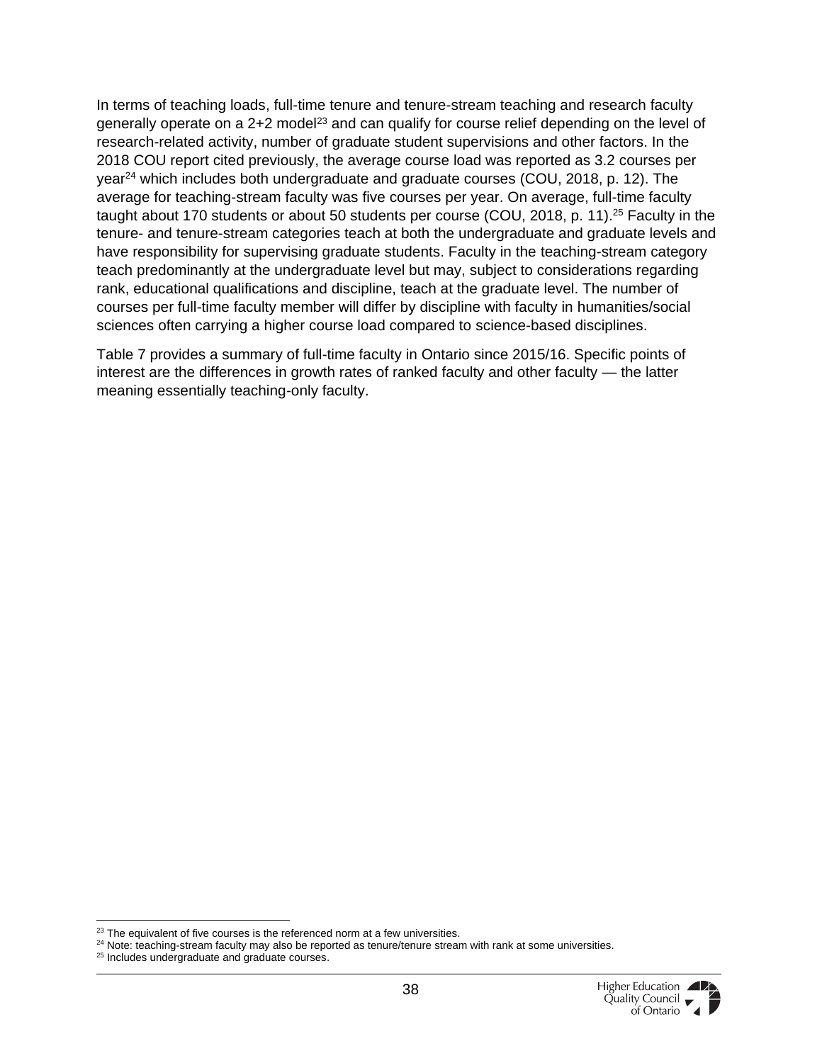In terms of teaching loads, full-time tenure and tenure-stream teaching and research faculty generally operate on a 2+2 model[23] and can qualify for course relief depending on the level of research-related activity, number of graduate student supervisions and other factors. In the 2018 COU report cited previously, the average course load was reported as 3.2 courses per year[24] which includes both undergraduate and graduate courses (COU, 2018, p. 12). The average for teaching-stream faculty was five courses per year. On average, full-time faculty taught about 170 students or about 50 students per course (COU, 2018, p. 11).[25] Faculty in the tenure- and tenure-stream categories teach at both the undergraduate and graduate levels and have responsibility for supervising graduate students. Faculty in the teaching-stream category teach predominantly at the undergraduate level but may, subject to considerations regarding rank, educational qualifications and discipline, teach at the graduate level. The number of courses per full-time faculty member will differ by discipline with faculty in humanities/social sciences often carrying a higher course load compared to science-based disciplines.

Table 7 provides a summary of full-time faculty in Ontario since 2015/16. Specific points of interest are the differences in growth rates of ranked faculty and other faculty — the latter meaning essentially teaching-only faculty.

---

[23] The equivalent of five courses is the referenced norm at a few universities.

[24] Note: teaching-stream faculty may also be reported as tenure/tenure stream with rank at some universities.

[25] Includes undergraduate and graduate courses.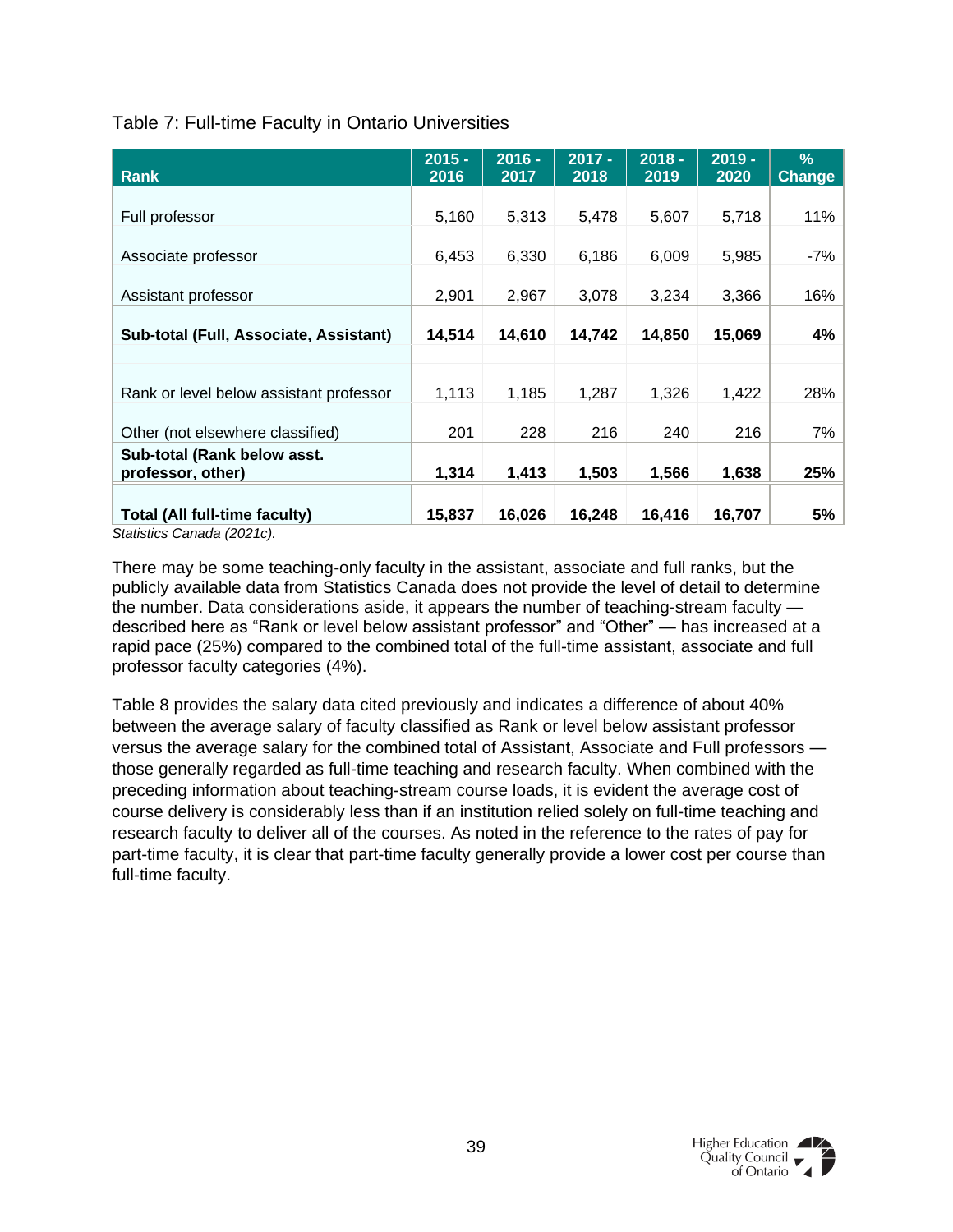Table 7: Full-time Faculty in Ontario Universities

| Rank | 2015 - 2016 | 2016 - 2017 | 2017 - 2018 | 2018 - 2019 | 2019 - 2020 | % Change |
|---|---|---|---|---|---|---|
| Full professor | 5,160 | 5,313 | 5,478 | 5,607 | 5,718 | 11% |
| Associate professor | 6,453 | 6,330 | 6,186 | 6,009 | 5,985 | -7% |
| Assistant professor | 2,901 | 2,967 | 3,078 | 3,234 | 3,366 | 16% |
| **Sub-total (Full, Associate, Assistant)** | **14,514** | **14,610** | **14,742** | **14,850** | **15,069** | **4%** |
| | | | | | | |
| Rank or level below assistant professor | 1,113 | 1,185 | 1,287 | 1,326 | 1,422 | 28% |
| Other (not elsewhere classified) | 201 | 228 | 216 | 240 | 216 | 7% |
| **Sub-total (Rank below asst. professor, other)** | **1,314** | **1,413** | **1,503** | **1,566** | **1,638** | **25%** |
| **Total (All full-time faculty)** | **15,837** | **16,026** | **16,248** | **16,416** | **16,707** | **5%** |

*Statistics Canada (2021c).*

There may be some teaching-only faculty in the assistant, associate and full ranks, but the publicly available data from Statistics Canada does not provide the level of detail to determine the number. Data considerations aside, it appears the number of teaching-stream faculty — described here as "Rank or level below assistant professor" and "Other" — has increased at a rapid pace (25%) compared to the combined total of the full-time assistant, associate and full professor faculty categories (4%).

Table 8 provides the salary data cited previously and indicates a difference of about 40% between the average salary of faculty classified as Rank or level below assistant professor versus the average salary for the combined total of Assistant, Associate and Full professors — those generally regarded as full-time teaching and research faculty. When combined with the preceding information about teaching-stream course loads, it is evident the average cost of course delivery is considerably less than if an institution relied solely on full-time teaching and research faculty to deliver all of the courses. As noted in the reference to the rates of pay for part-time faculty, it is clear that part-time faculty generally provide a lower cost per course than full-time faculty.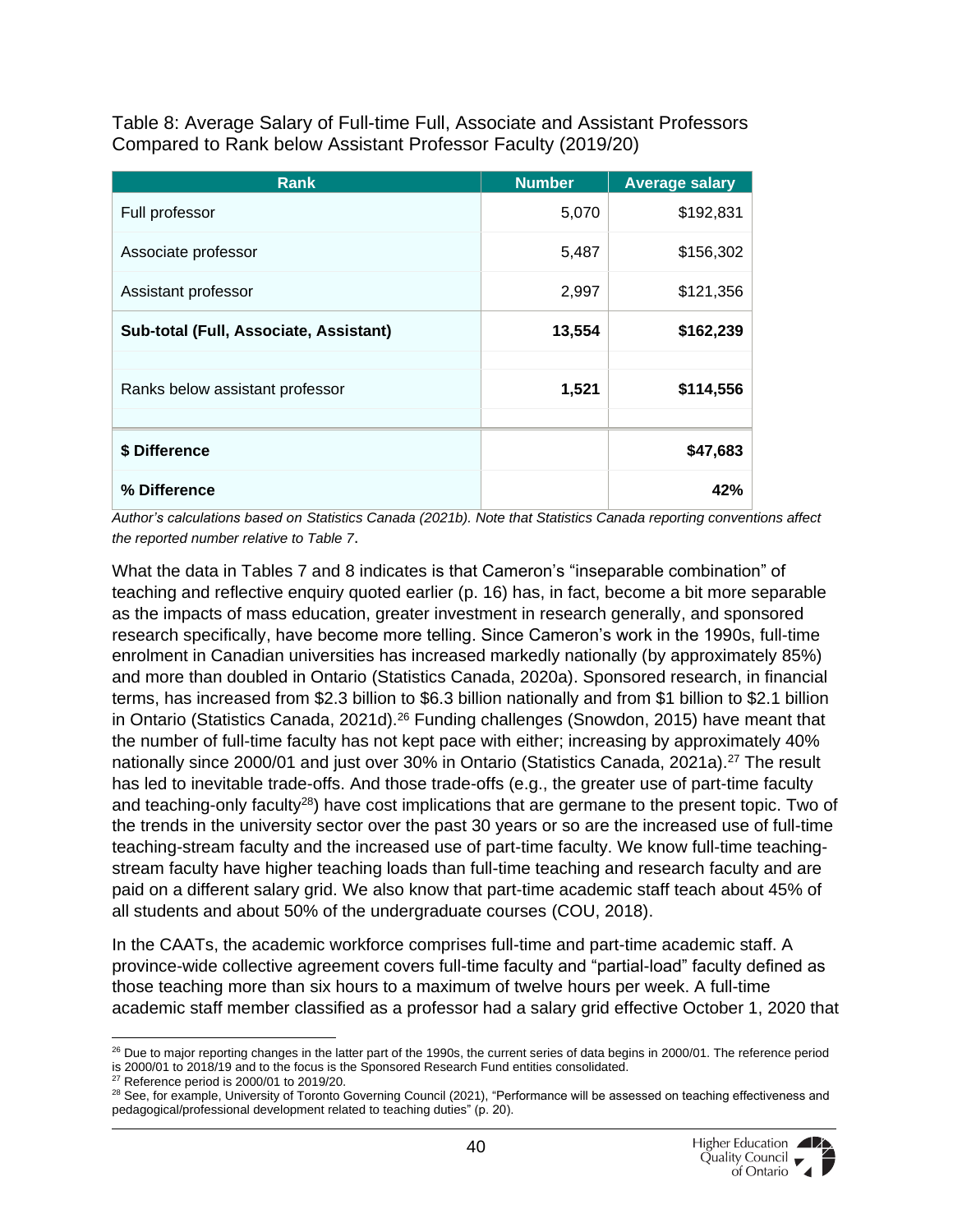Table 8: Average Salary of Full-time Full, Associate and Assistant Professors Compared to Rank below Assistant Professor Faculty (2019/20)

| Rank | Number | Average salary |
|---|---|---|
| Full professor | 5,070 | $192,831 |
| Associate professor | 5,487 | $156,302 |
| Assistant professor | 2,997 | $121,356 |
| **Sub-total (Full, Associate, Assistant)** | **13,554** | **$162,239** |
| | | |
| Ranks below assistant professor | **1,521** | **$114,556** |
| | | |
| **$ Difference** | | **$47,683** |
| **% Difference** | | **42%** |

*Author's calculations based on Statistics Canada (2021b). Note that Statistics Canada reporting conventions affect the reported number relative to Table 7.*

What the data in Tables 7 and 8 indicates is that Cameron's "inseparable combination" of teaching and reflective enquiry quoted earlier (p. 16) has, in fact, become a bit more separable as the impacts of mass education, greater investment in research generally, and sponsored research specifically, have become more telling. Since Cameron's work in the 1990s, full-time enrolment in Canadian universities has increased markedly nationally (by approximately 85%) and more than doubled in Ontario (Statistics Canada, 2020a). Sponsored research, in financial terms, has increased from $2.3 billion to $6.3 billion nationally and from $1 billion to $2.1 billion in Ontario (Statistics Canada, 2021d).[26] Funding challenges (Snowdon, 2015) have meant that the number of full-time faculty has not kept pace with either; increasing by approximately 40% nationally since 2000/01 and just over 30% in Ontario (Statistics Canada, 2021a).[27] The result has led to inevitable trade-offs. And those trade-offs (e.g., the greater use of part-time faculty and teaching-only faculty[28]) have cost implications that are germane to the present topic. Two of the trends in the university sector over the past 30 years or so are the increased use of full-time teaching-stream faculty and the increased use of part-time faculty. We know full-time teaching-stream faculty have higher teaching loads than full-time teaching and research faculty and are paid on a different salary grid. We also know that part-time academic staff teach about 45% of all students and about 50% of the undergraduate courses (COU, 2018).

In the CAATs, the academic workforce comprises full-time and part-time academic staff. A province-wide collective agreement covers full-time faculty and "partial-load" faculty defined as those teaching more than six hours to a maximum of twelve hours per week. A full-time academic staff member classified as a professor had a salary grid effective October 1, 2020 that

---

[26] Due to major reporting changes in the latter part of the 1990s, the current series of data begins in 2000/01. The reference period is 2000/01 to 2018/19 and to the focus is the Sponsored Research Fund entities consolidated.

[27] Reference period is 2000/01 to 2019/20.

[28] See, for example, University of Toronto Governing Council (2021), "Performance will be assessed on teaching effectiveness and pedagogical/professional development related to teaching duties" (p. 20).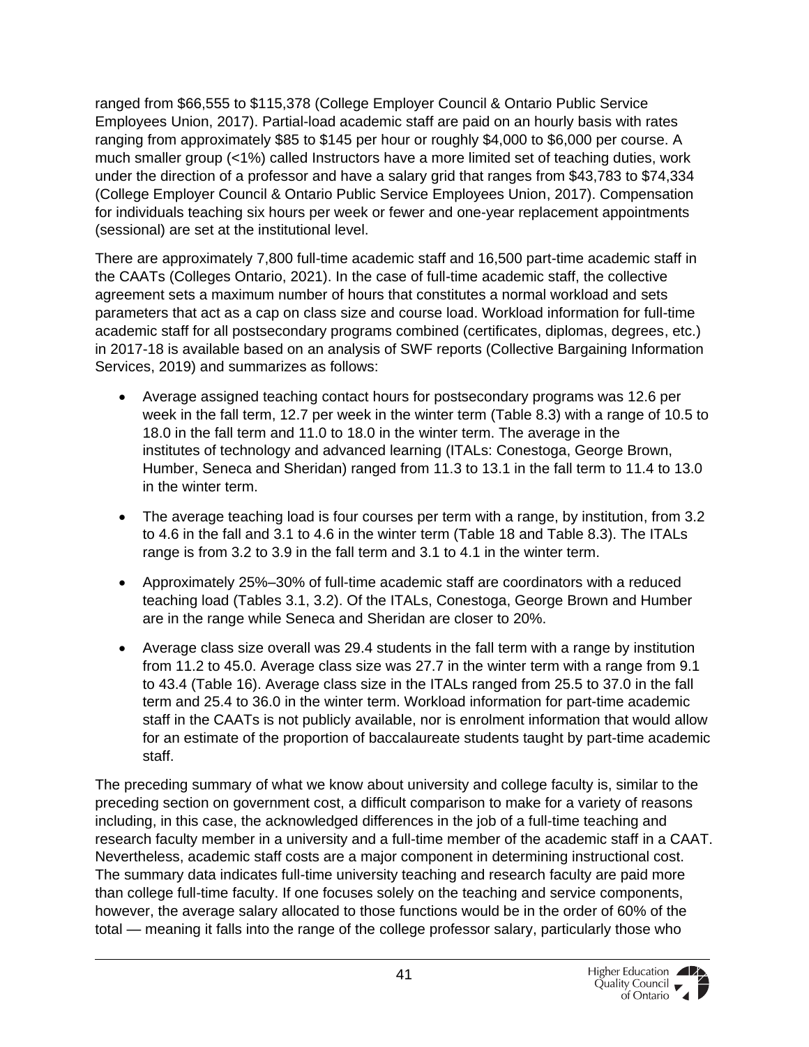ranged from $66,555 to $115,378 (College Employer Council & Ontario Public Service Employees Union, 2017). Partial-load academic staff are paid on an hourly basis with rates ranging from approximately $85 to $145 per hour or roughly $4,000 to $6,000 per course. A much smaller group (<1%) called Instructors have a more limited set of teaching duties, work under the direction of a professor and have a salary grid that ranges from $43,783 to $74,334 (College Employer Council & Ontario Public Service Employees Union, 2017). Compensation for individuals teaching six hours per week or fewer and one-year replacement appointments (sessional) are set at the institutional level.

There are approximately 7,800 full-time academic staff and 16,500 part-time academic staff in the CAATs (Colleges Ontario, 2021). In the case of full-time academic staff, the collective agreement sets a maximum number of hours that constitutes a normal workload and sets parameters that act as a cap on class size and course load. Workload information for full-time academic staff for all postsecondary programs combined (certificates, diplomas, degrees, etc.) in 2017-18 is available based on an analysis of SWF reports (Collective Bargaining Information Services, 2019) and summarizes as follows:

- Average assigned teaching contact hours for postsecondary programs was 12.6 per week in the fall term, 12.7 per week in the winter term (Table 8.3) with a range of 10.5 to 18.0 in the fall term and 11.0 to 18.0 in the winter term. The average in the institutes of technology and advanced learning (ITALs: Conestoga, George Brown, Humber, Seneca and Sheridan) ranged from 11.3 to 13.1 in the fall term to 11.4 to 13.0 in the winter term.

- The average teaching load is four courses per term with a range, by institution, from 3.2 to 4.6 in the fall and 3.1 to 4.6 in the winter term (Table 18 and Table 8.3). The ITALs range is from 3.2 to 3.9 in the fall term and 3.1 to 4.1 in the winter term.

- Approximately 25%–30% of full-time academic staff are coordinators with a reduced teaching load (Tables 3.1, 3.2). Of the ITALs, Conestoga, George Brown and Humber are in the range while Seneca and Sheridan are closer to 20%.

- Average class size overall was 29.4 students in the fall term with a range by institution from 11.2 to 45.0. Average class size was 27.7 in the winter term with a range from 9.1 to 43.4 (Table 16). Average class size in the ITALs ranged from 25.5 to 37.0 in the fall term and 25.4 to 36.0 in the winter term. Workload information for part-time academic staff in the CAATs is not publicly available, nor is enrolment information that would allow for an estimate of the proportion of baccalaureate students taught by part-time academic staff.

The preceding summary of what we know about university and college faculty is, similar to the preceding section on government cost, a difficult comparison to make for a variety of reasons including, in this case, the acknowledged differences in the job of a full-time teaching and research faculty member in a university and a full-time member of the academic staff in a CAAT. Nevertheless, academic staff costs are a major component in determining instructional cost. The summary data indicates full-time university teaching and research faculty are paid more than college full-time faculty. If one focuses solely on the teaching and service components, however, the average salary allocated to those functions would be in the order of 60% of the total — meaning it falls into the range of the college professor salary, particularly those who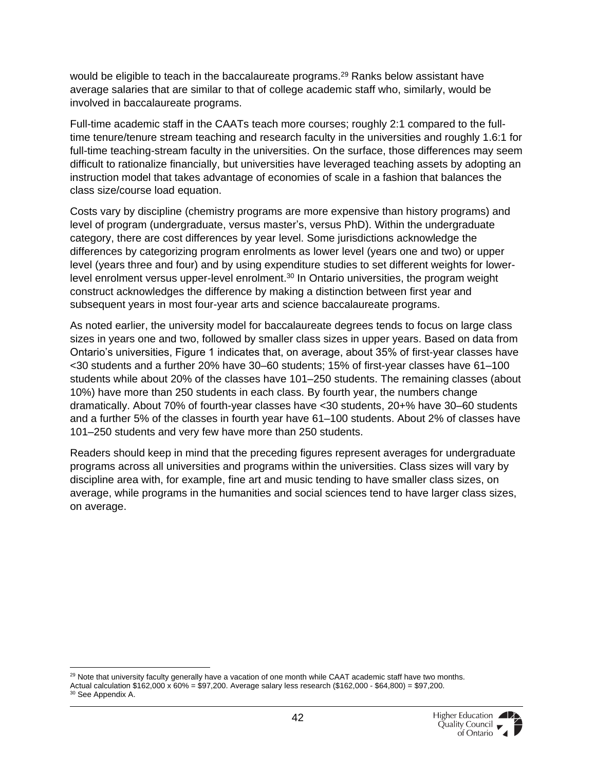would be eligible to teach in the baccalaureate programs.[29] Ranks below assistant have average salaries that are similar to that of college academic staff who, similarly, would be involved in baccalaureate programs.

Full-time academic staff in the CAATs teach more courses; roughly 2:1 compared to the full-time tenure/tenure stream teaching and research faculty in the universities and roughly 1.6:1 for full-time teaching-stream faculty in the universities. On the surface, those differences may seem difficult to rationalize financially, but universities have leveraged teaching assets by adopting an instruction model that takes advantage of economies of scale in a fashion that balances the class size/course load equation.

Costs vary by discipline (chemistry programs are more expensive than history programs) and level of program (undergraduate, versus master's, versus PhD). Within the undergraduate category, there are cost differences by year level. Some jurisdictions acknowledge the differences by categorizing program enrolments as lower level (years one and two) or upper level (years three and four) and by using expenditure studies to set different weights for lower-level enrolment versus upper-level enrolment.[30] In Ontario universities, the program weight construct acknowledges the difference by making a distinction between first year and subsequent years in most four-year arts and science baccalaureate programs.

As noted earlier, the university model for baccalaureate degrees tends to focus on large class sizes in years one and two, followed by smaller class sizes in upper years. Based on data from Ontario's universities, Figure 1 indicates that, on average, about 35% of first-year classes have <30 students and a further 20% have 30–60 students; 15% of first-year classes have 61–100 students while about 20% of the classes have 101–250 students. The remaining classes (about 10%) have more than 250 students in each class. By fourth year, the numbers change dramatically. About 70% of fourth-year classes have <30 students, 20+% have 30–60 students and a further 5% of the classes in fourth year have 61–100 students. About 2% of classes have 101–250 students and very few have more than 250 students.

Readers should keep in mind that the preceding figures represent averages for undergraduate programs across all universities and programs within the universities. Class sizes will vary by discipline area with, for example, fine art and music tending to have smaller class sizes, on average, while programs in the humanities and social sciences tend to have larger class sizes, on average.

---

[29] Note that university faculty generally have a vacation of one month while CAAT academic staff have two months. Actual calculation $162,000 x 60% = $97,200. Average salary less research ($162,000 - $64,800) = $97,200.

[30] See Appendix A.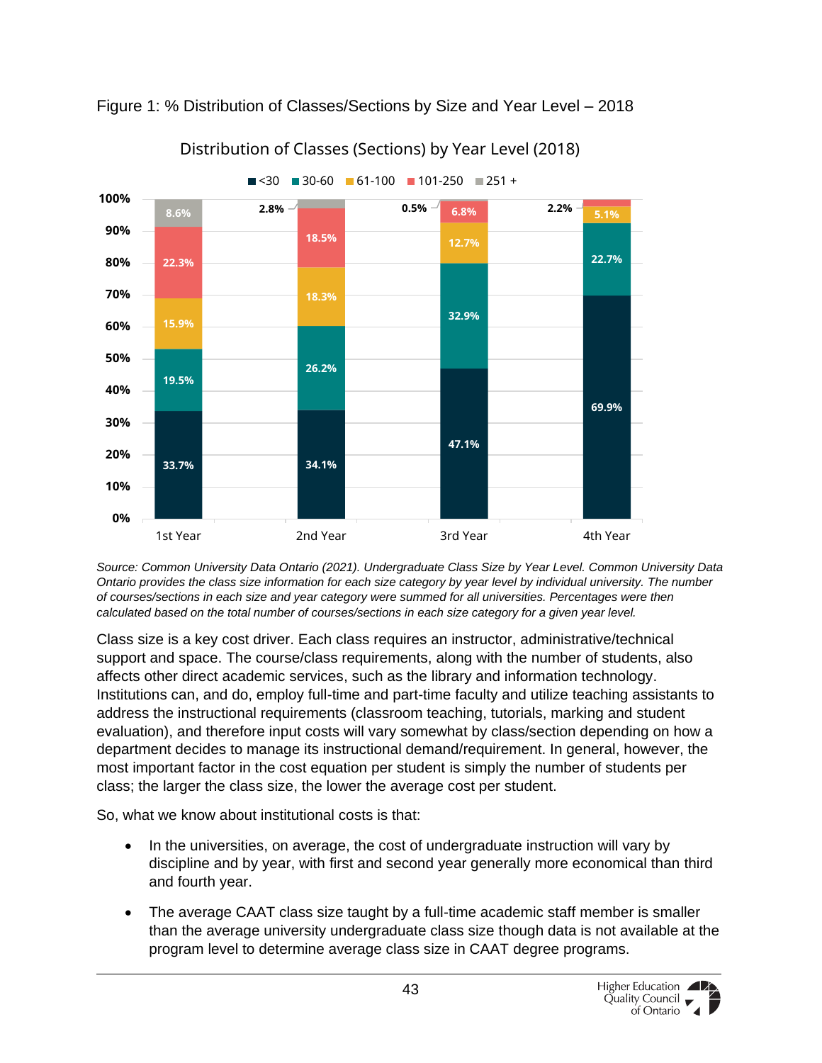Figure 1: % Distribution of Classes/Sections by Size and Year Level – 2018

Distribution of Classes (Sections) by Year Level (2018)

| Class Size | 1st Year | 2nd Year | 3rd Year | 4th Year |
|---|---|---|---|---|
| <30 | 33.7% | 34.1% | 47.1% | 69.9% |
| 30-60 | 19.5% | 26.2% | 32.9% | 22.7% |
| 61-100 | 15.9% | 18.3% | 12.7% | 5.1% |
| 101-250 | 22.3% | 18.5% | 6.8% | 2.2% |
| 251 + | 8.6% | 2.8% | 0.5% | |

*Source: Common University Data Ontario (2021). Undergraduate Class Size by Year Level. Common University Data Ontario provides the class size information for each size category by year level by individual university. The number of courses/sections in each size and year category were summed for all universities. Percentages were then calculated based on the total number of courses/sections in each size category for a given year level.*

Class size is a key cost driver. Each class requires an instructor, administrative/technical support and space. The course/class requirements, along with the number of students, also affects other direct academic services, such as the library and information technology. Institutions can, and do, employ full-time and part-time faculty and utilize teaching assistants to address the instructional requirements (classroom teaching, tutorials, marking and student evaluation), and therefore input costs will vary somewhat by class/section depending on how a department decides to manage its instructional demand/requirement. In general, however, the most important factor in the cost equation per student is simply the number of students per class; the larger the class size, the lower the average cost per student.

So, what we know about institutional costs is that:

- In the universities, on average, the cost of undergraduate instruction will vary by discipline and by year, with first and second year generally more economical than third and fourth year.
- The average CAAT class size taught by a full-time academic staff member is smaller than the average university undergraduate class size though data is not available at the program level to determine average class size in CAAT degree programs.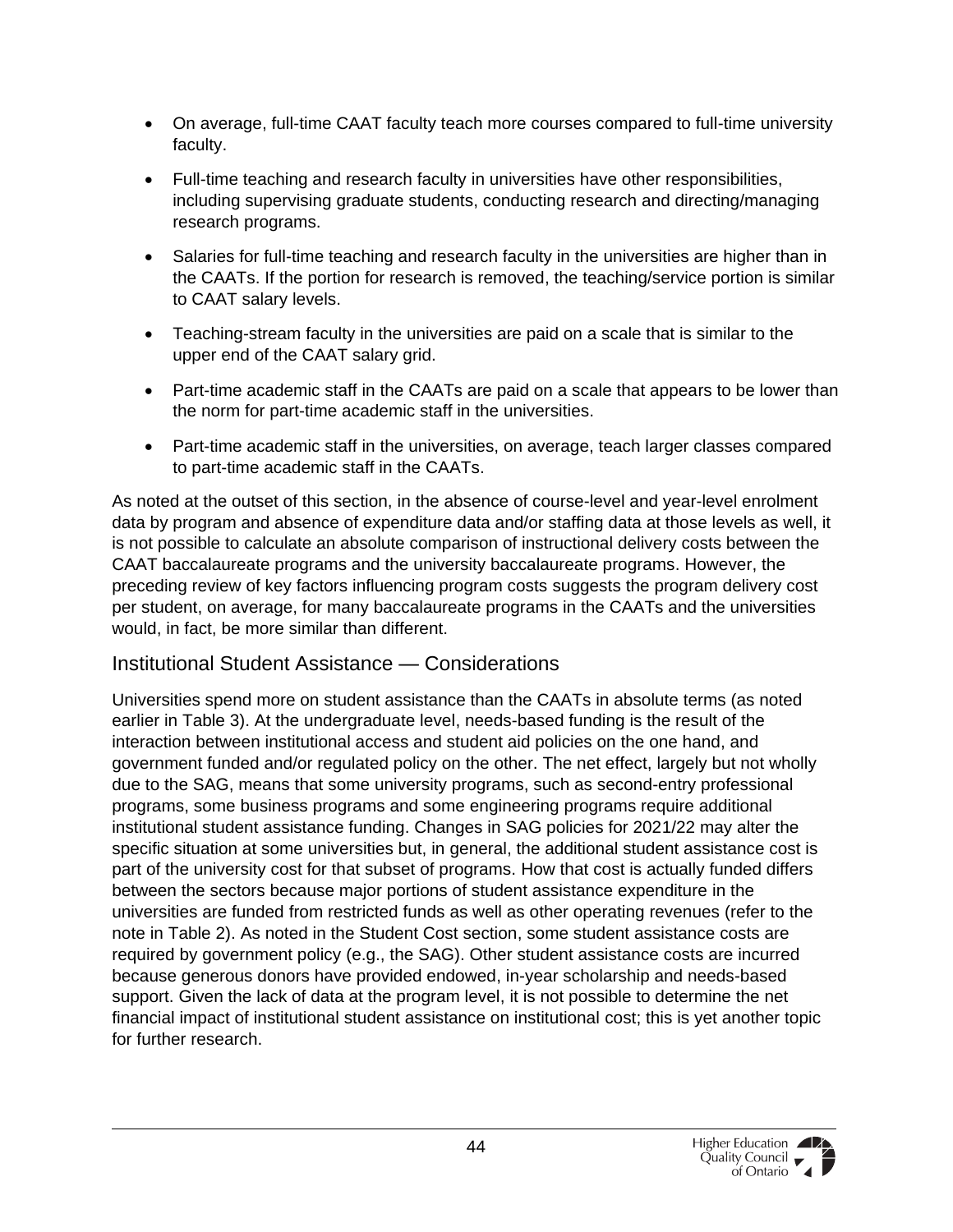- On average, full-time CAAT faculty teach more courses compared to full-time university faculty.
- Full-time teaching and research faculty in universities have other responsibilities, including supervising graduate students, conducting research and directing/managing research programs.
- Salaries for full-time teaching and research faculty in the universities are higher than in the CAATs. If the portion for research is removed, the teaching/service portion is similar to CAAT salary levels.
- Teaching-stream faculty in the universities are paid on a scale that is similar to the upper end of the CAAT salary grid.
- Part-time academic staff in the CAATs are paid on a scale that appears to be lower than the norm for part-time academic staff in the universities.
- Part-time academic staff in the universities, on average, teach larger classes compared to part-time academic staff in the CAATs.

As noted at the outset of this section, in the absence of course-level and year-level enrolment data by program and absence of expenditure data and/or staffing data at those levels as well, it is not possible to calculate an absolute comparison of instructional delivery costs between the CAAT baccalaureate programs and the university baccalaureate programs. However, the preceding review of key factors influencing program costs suggests the program delivery cost per student, on average, for many baccalaureate programs in the CAATs and the universities would, in fact, be more similar than different.

## Institutional Student Assistance — Considerations

Universities spend more on student assistance than the CAATs in absolute terms (as noted earlier in Table 3). At the undergraduate level, needs-based funding is the result of the interaction between institutional access and student aid policies on the one hand, and government funded and/or regulated policy on the other. The net effect, largely but not wholly due to the SAG, means that some university programs, such as second-entry professional programs, some business programs and some engineering programs require additional institutional student assistance funding. Changes in SAG policies for 2021/22 may alter the specific situation at some universities but, in general, the additional student assistance cost is part of the university cost for that subset of programs. How that cost is actually funded differs between the sectors because major portions of student assistance expenditure in the universities are funded from restricted funds as well as other operating revenues (refer to the note in Table 2). As noted in the Student Cost section, some student assistance costs are required by government policy (e.g., the SAG). Other student assistance costs are incurred because generous donors have provided endowed, in-year scholarship and needs-based support. Given the lack of data at the program level, it is not possible to determine the net financial impact of institutional student assistance on institutional cost; this is yet another topic for further research.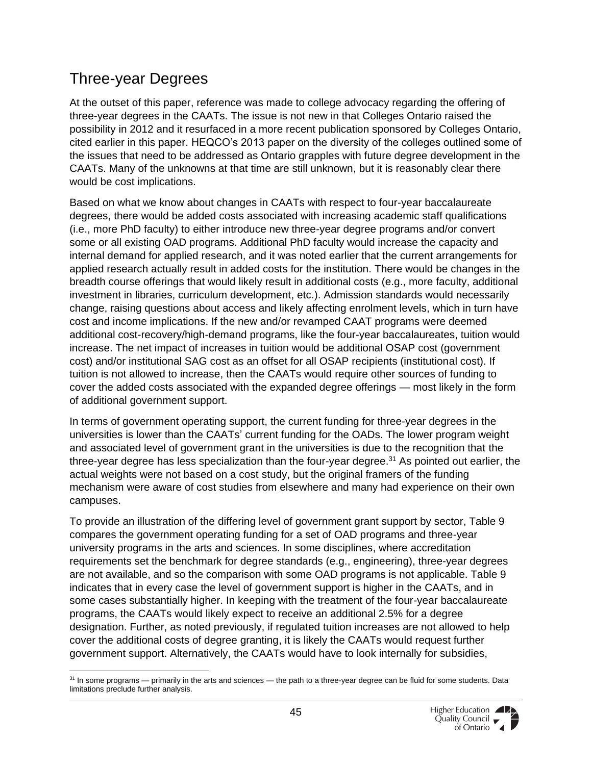## Three-year Degrees

At the outset of this paper, reference was made to college advocacy regarding the offering of three-year degrees in the CAATs. The issue is not new in that Colleges Ontario raised the possibility in 2012 and it resurfaced in a more recent publication sponsored by Colleges Ontario, cited earlier in this paper. HEQCO's 2013 paper on the diversity of the colleges outlined some of the issues that need to be addressed as Ontario grapples with future degree development in the CAATs. Many of the unknowns at that time are still unknown, but it is reasonably clear there would be cost implications.

Based on what we know about changes in CAATs with respect to four-year baccalaureate degrees, there would be added costs associated with increasing academic staff qualifications (i.e., more PhD faculty) to either introduce new three-year degree programs and/or convert some or all existing OAD programs. Additional PhD faculty would increase the capacity and internal demand for applied research, and it was noted earlier that the current arrangements for applied research actually result in added costs for the institution. There would be changes in the breadth course offerings that would likely result in additional costs (e.g., more faculty, additional investment in libraries, curriculum development, etc.). Admission standards would necessarily change, raising questions about access and likely affecting enrolment levels, which in turn have cost and income implications. If the new and/or revamped CAAT programs were deemed additional cost-recovery/high-demand programs, like the four-year baccalaureates, tuition would increase. The net impact of increases in tuition would be additional OSAP cost (government cost) and/or institutional SAG cost as an offset for all OSAP recipients (institutional cost). If tuition is not allowed to increase, then the CAATs would require other sources of funding to cover the added costs associated with the expanded degree offerings — most likely in the form of additional government support.

In terms of government operating support, the current funding for three-year degrees in the universities is lower than the CAATs' current funding for the OADs. The lower program weight and associated level of government grant in the universities is due to the recognition that the three-year degree has less specialization than the four-year degree.[31] As pointed out earlier, the actual weights were not based on a cost study, but the original framers of the funding mechanism were aware of cost studies from elsewhere and many had experience on their own campuses.

To provide an illustration of the differing level of government grant support by sector, Table 9 compares the government operating funding for a set of OAD programs and three-year university programs in the arts and sciences. In some disciplines, where accreditation requirements set the benchmark for degree standards (e.g., engineering), three-year degrees are not available, and so the comparison with some OAD programs is not applicable. Table 9 indicates that in every case the level of government support is higher in the CAATs, and in some cases substantially higher. In keeping with the treatment of the four-year baccalaureate programs, the CAATs would likely expect to receive an additional 2.5% for a degree designation. Further, as noted previously, if regulated tuition increases are not allowed to help cover the additional costs of degree granting, it is likely the CAATs would request further government support. Alternatively, the CAATs would have to look internally for subsidies,

[31] In some programs — primarily in the arts and sciences — the path to a three-year degree can be fluid for some students. Data limitations preclude further analysis.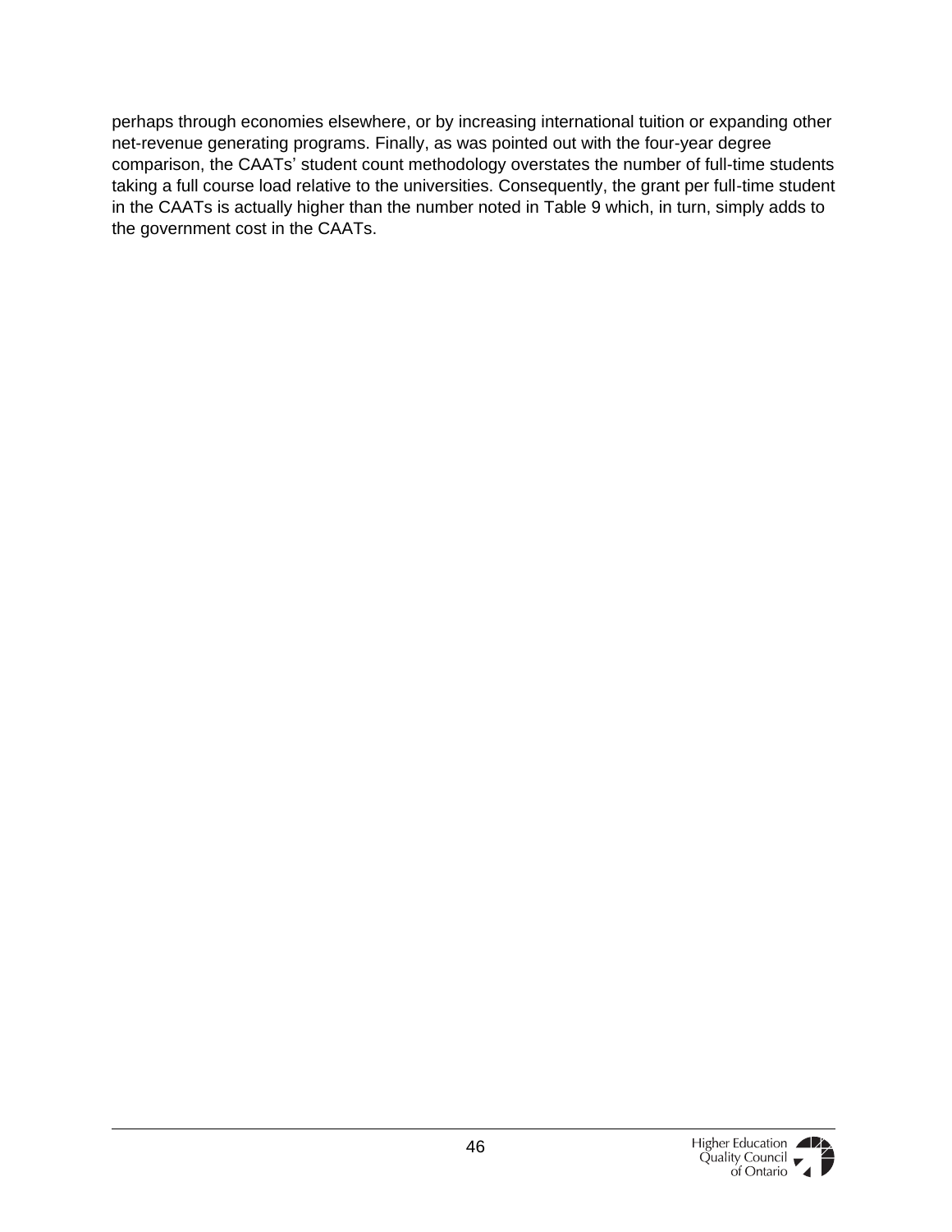perhaps through economies elsewhere, or by increasing international tuition or expanding other net-revenue generating programs. Finally, as was pointed out with the four-year degree comparison, the CAATs' student count methodology overstates the number of full-time students taking a full course load relative to the universities. Consequently, the grant per full-time student in the CAATs is actually higher than the number noted in Table 9 which, in turn, simply adds to the government cost in the CAATs.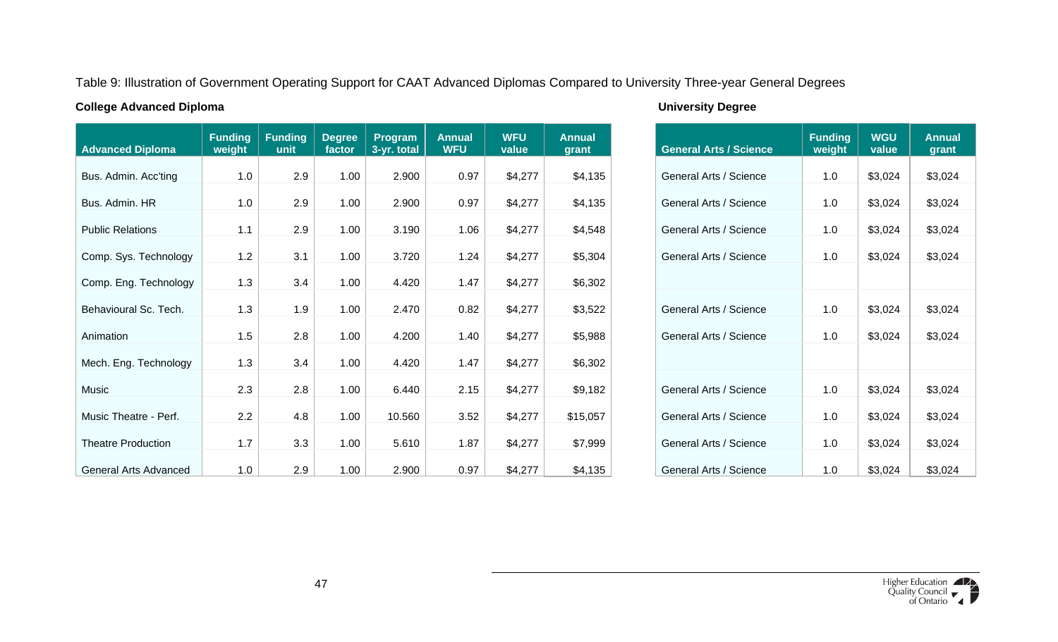Table 9: Illustration of Government Operating Support for CAAT Advanced Diplomas Compared to University Three-year General Degrees

**College Advanced Diploma**

| Advanced Diploma | Funding weight | Funding unit | Degree factor | Program 3-yr. total | Annual WFU | WFU value | Annual grant |
|---|---|---|---|---|---|---|---|
| Bus. Admin. Acc'ting | 1.0 | 2.9 | 1.00 | 2.900 | 0.97 | $4,277 | $4,135 |
| Bus. Admin. HR | 1.0 | 2.9 | 1.00 | 2.900 | 0.97 | $4,277 | $4,135 |
| Public Relations | 1.1 | 2.9 | 1.00 | 3.190 | 1.06 | $4,277 | $4,548 |
| Comp. Sys. Technology | 1.2 | 3.1 | 1.00 | 3.720 | 1.24 | $4,277 | $5,304 |
| Comp. Eng. Technology | 1.3 | 3.4 | 1.00 | 4.420 | 1.47 | $4,277 | $6,302 |
| Behavioural Sc. Tech. | 1.3 | 1.9 | 1.00 | 2.470 | 0.82 | $4,277 | $3,522 |
| Animation | 1.5 | 2.8 | 1.00 | 4.200 | 1.40 | $4,277 | $5,988 |
| Mech. Eng. Technology | 1.3 | 3.4 | 1.00 | 4.420 | 1.47 | $4,277 | $6,302 |
| Music | 2.3 | 2.8 | 1.00 | 6.440 | 2.15 | $4,277 | $9,182 |
| Music Theatre - Perf. | 2.2 | 4.8 | 1.00 | 10.560 | 3.52 | $4,277 | $15,057 |
| Theatre Production | 1.7 | 3.3 | 1.00 | 5.610 | 1.87 | $4,277 | $7,999 |
| General Arts Advanced | 1.0 | 2.9 | 1.00 | 2.900 | 0.97 | $4,277 | $4,135 |

**University Degree**

| General Arts / Science | Funding weight | WGU value | Annual grant |
|---|---|---|---|
| General Arts / Science | 1.0 | $3,024 | $3,024 |
| General Arts / Science | 1.0 | $3,024 | $3,024 |
| General Arts / Science | 1.0 | $3,024 | $3,024 |
| General Arts / Science | 1.0 | $3,024 | $3,024 |
| | | | |
| General Arts / Science | 1.0 | $3,024 | $3,024 |
| General Arts / Science | 1.0 | $3,024 | $3,024 |
| | | | |
| General Arts / Science | 1.0 | $3,024 | $3,024 |
| General Arts / Science | 1.0 | $3,024 | $3,024 |
| General Arts / Science | 1.0 | $3,024 | $3,024 |
| General Arts / Science | 1.0 | $3,024 | $3,024 |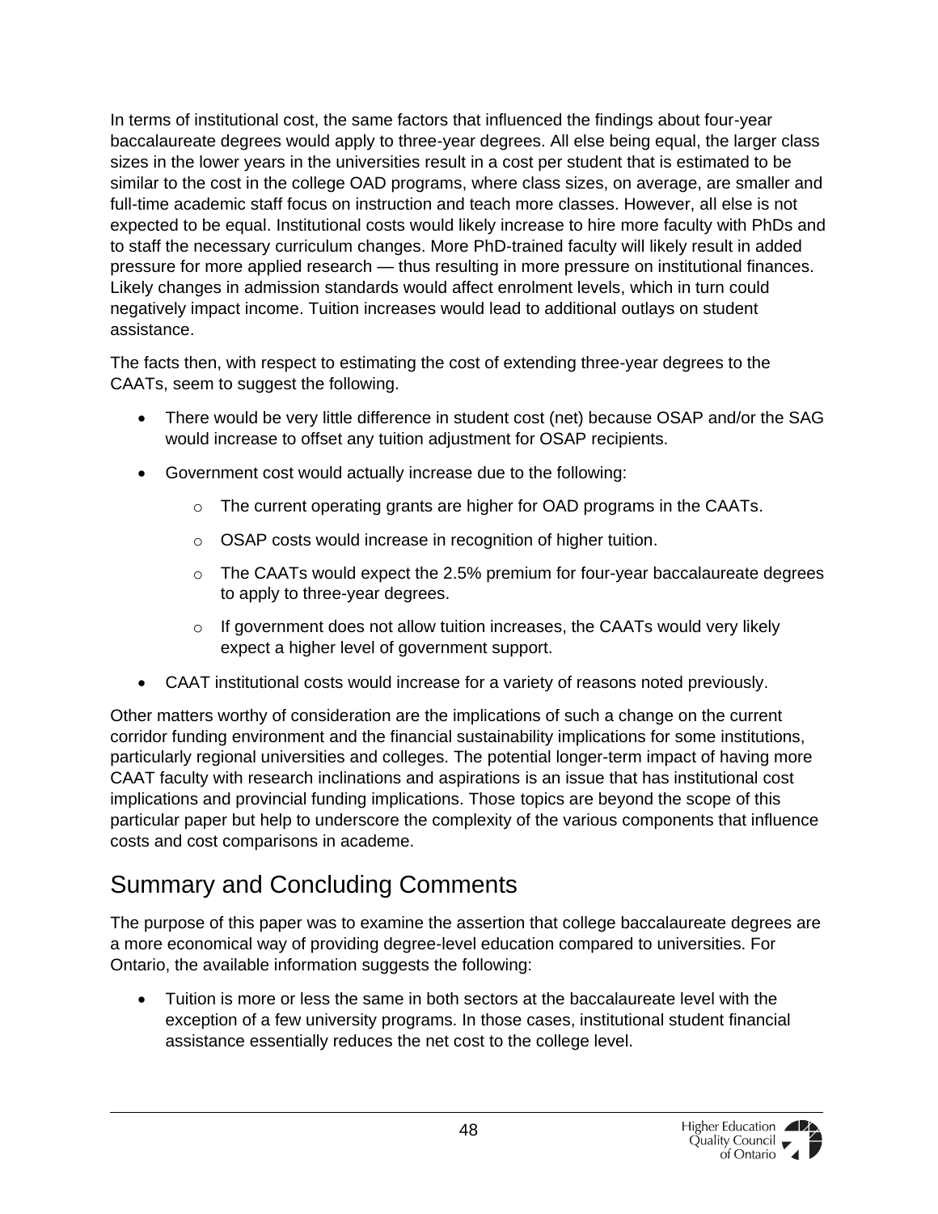In terms of institutional cost, the same factors that influenced the findings about four-year baccalaureate degrees would apply to three-year degrees. All else being equal, the larger class sizes in the lower years in the universities result in a cost per student that is estimated to be similar to the cost in the college OAD programs, where class sizes, on average, are smaller and full-time academic staff focus on instruction and teach more classes. However, all else is not expected to be equal. Institutional costs would likely increase to hire more faculty with PhDs and to staff the necessary curriculum changes. More PhD-trained faculty will likely result in added pressure for more applied research — thus resulting in more pressure on institutional finances. Likely changes in admission standards would affect enrolment levels, which in turn could negatively impact income. Tuition increases would lead to additional outlays on student assistance.

The facts then, with respect to estimating the cost of extending three-year degrees to the CAATs, seem to suggest the following.

- There would be very little difference in student cost (net) because OSAP and/or the SAG would increase to offset any tuition adjustment for OSAP recipients.
- Government cost would actually increase due to the following:
  - The current operating grants are higher for OAD programs in the CAATs.
  - OSAP costs would increase in recognition of higher tuition.
  - The CAATs would expect the 2.5% premium for four-year baccalaureate degrees to apply to three-year degrees.
  - If government does not allow tuition increases, the CAATs would very likely expect a higher level of government support.
- CAAT institutional costs would increase for a variety of reasons noted previously.

Other matters worthy of consideration are the implications of such a change on the current corridor funding environment and the financial sustainability implications for some institutions, particularly regional universities and colleges. The potential longer-term impact of having more CAAT faculty with research inclinations and aspirations is an issue that has institutional cost implications and provincial funding implications. Those topics are beyond the scope of this particular paper but help to underscore the complexity of the various components that influence costs and cost comparisons in academe.

## Summary and Concluding Comments

The purpose of this paper was to examine the assertion that college baccalaureate degrees are a more economical way of providing degree-level education compared to universities. For Ontario, the available information suggests the following:

- Tuition is more or less the same in both sectors at the baccalaureate level with the exception of a few university programs. In those cases, institutional student financial assistance essentially reduces the net cost to the college level.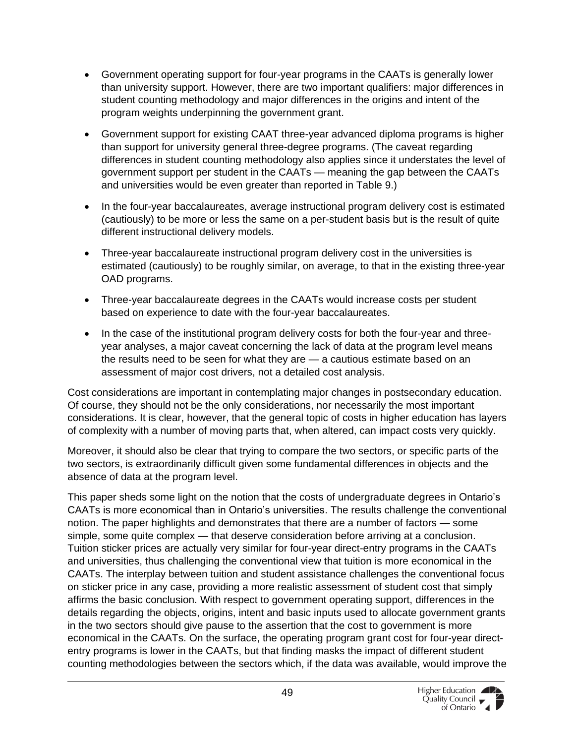- Government operating support for four-year programs in the CAATs is generally lower than university support. However, there are two important qualifiers: major differences in student counting methodology and major differences in the origins and intent of the program weights underpinning the government grant.
- Government support for existing CAAT three-year advanced diploma programs is higher than support for university general three-degree programs. (The caveat regarding differences in student counting methodology also applies since it understates the level of government support per student in the CAATs — meaning the gap between the CAATs and universities would be even greater than reported in Table 9.)
- In the four-year baccalaureates, average instructional program delivery cost is estimated (cautiously) to be more or less the same on a per-student basis but is the result of quite different instructional delivery models.
- Three-year baccalaureate instructional program delivery cost in the universities is estimated (cautiously) to be roughly similar, on average, to that in the existing three-year OAD programs.
- Three-year baccalaureate degrees in the CAATs would increase costs per student based on experience to date with the four-year baccalaureates.
- In the case of the institutional program delivery costs for both the four-year and three-year analyses, a major caveat concerning the lack of data at the program level means the results need to be seen for what they are — a cautious estimate based on an assessment of major cost drivers, not a detailed cost analysis.

Cost considerations are important in contemplating major changes in postsecondary education. Of course, they should not be the only considerations, nor necessarily the most important considerations. It is clear, however, that the general topic of costs in higher education has layers of complexity with a number of moving parts that, when altered, can impact costs very quickly.

Moreover, it should also be clear that trying to compare the two sectors, or specific parts of the two sectors, is extraordinarily difficult given some fundamental differences in objects and the absence of data at the program level.

This paper sheds some light on the notion that the costs of undergraduate degrees in Ontario's CAATs is more economical than in Ontario's universities. The results challenge the conventional notion. The paper highlights and demonstrates that there are a number of factors — some simple, some quite complex — that deserve consideration before arriving at a conclusion. Tuition sticker prices are actually very similar for four-year direct-entry programs in the CAATs and universities, thus challenging the conventional view that tuition is more economical in the CAATs. The interplay between tuition and student assistance challenges the conventional focus on sticker price in any case, providing a more realistic assessment of student cost that simply affirms the basic conclusion. With respect to government operating support, differences in the details regarding the objects, origins, intent and basic inputs used to allocate government grants in the two sectors should give pause to the assertion that the cost to government is more economical in the CAATs. On the surface, the operating program grant cost for four-year direct-entry programs is lower in the CAATs, but that finding masks the impact of different student counting methodologies between the sectors which, if the data was available, would improve the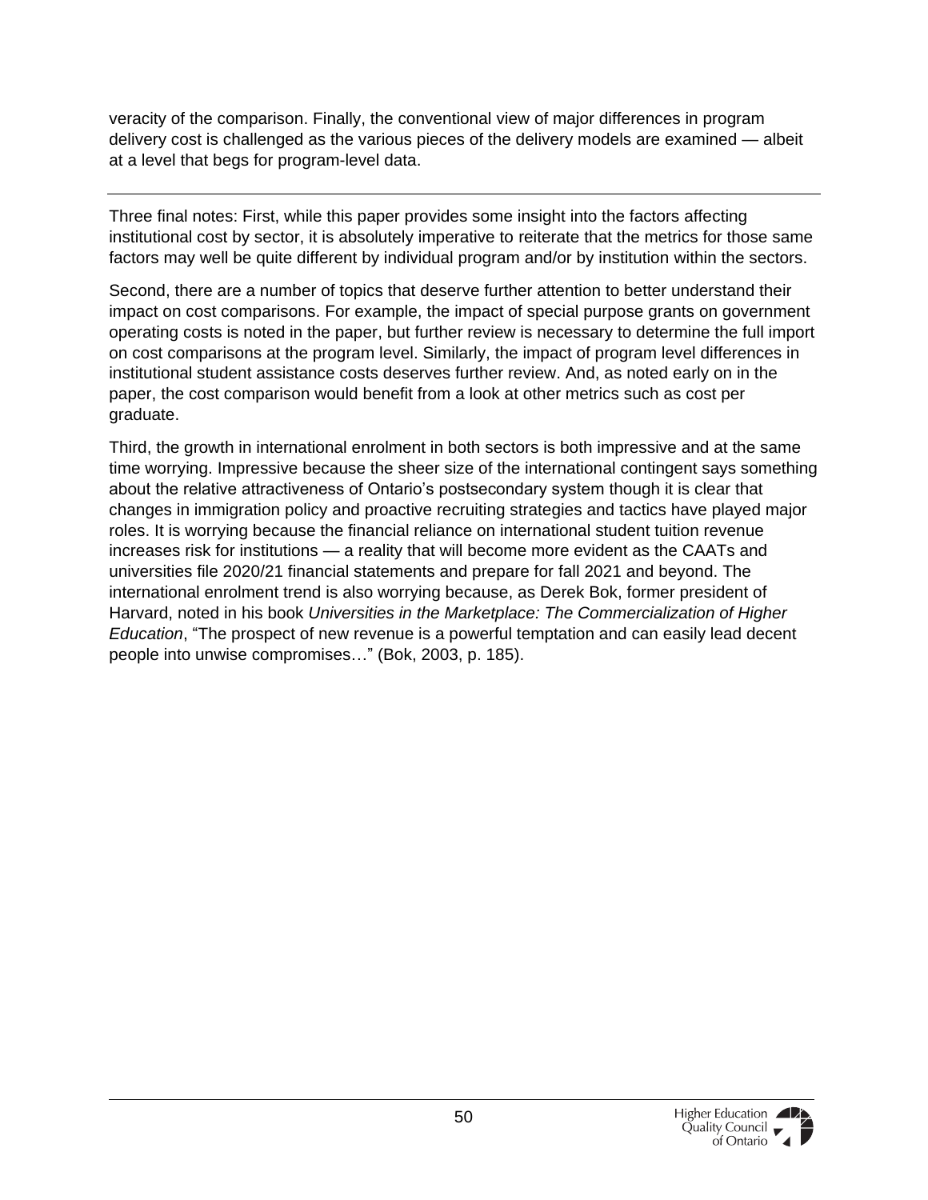veracity of the comparison. Finally, the conventional view of major differences in program delivery cost is challenged as the various pieces of the delivery models are examined — albeit at a level that begs for program-level data.

---

Three final notes: First, while this paper provides some insight into the factors affecting institutional cost by sector, it is absolutely imperative to reiterate that the metrics for those same factors may well be quite different by individual program and/or by institution within the sectors.

Second, there are a number of topics that deserve further attention to better understand their impact on cost comparisons. For example, the impact of special purpose grants on government operating costs is noted in the paper, but further review is necessary to determine the full import on cost comparisons at the program level. Similarly, the impact of program level differences in institutional student assistance costs deserves further review. And, as noted early on in the paper, the cost comparison would benefit from a look at other metrics such as cost per graduate.

Third, the growth in international enrolment in both sectors is both impressive and at the same time worrying. Impressive because the sheer size of the international contingent says something about the relative attractiveness of Ontario's postsecondary system though it is clear that changes in immigration policy and proactive recruiting strategies and tactics have played major roles. It is worrying because the financial reliance on international student tuition revenue increases risk for institutions — a reality that will become more evident as the CAATs and universities file 2020/21 financial statements and prepare for fall 2021 and beyond. The international enrolment trend is also worrying because, as Derek Bok, former president of Harvard, noted in his book *Universities in the Marketplace: The Commercialization of Higher Education*, "The prospect of new revenue is a powerful temptation and can easily lead decent people into unwise compromises…" (Bok, 2003, p. 185).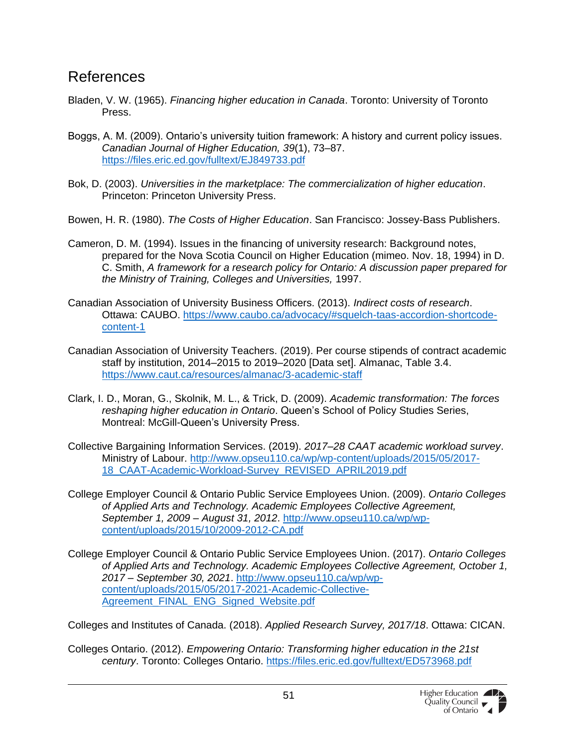# References

Bladen, V. W. (1965). *Financing higher education in Canada*. Toronto: University of Toronto Press.

Boggs, A. M. (2009). Ontario's university tuition framework: A history and current policy issues. *Canadian Journal of Higher Education, 39*(1), 73–87. https://files.eric.ed.gov/fulltext/EJ849733.pdf

Bok, D. (2003). *Universities in the marketplace: The commercialization of higher education*. Princeton: Princeton University Press.

Bowen, H. R. (1980). *The Costs of Higher Education*. San Francisco: Jossey-Bass Publishers.

Cameron, D. M. (1994). Issues in the financing of university research: Background notes, prepared for the Nova Scotia Council on Higher Education (mimeo. Nov. 18, 1994) in D. C. Smith, *A framework for a research policy for Ontario: A discussion paper prepared for the Ministry of Training, Colleges and Universities,* 1997.

Canadian Association of University Business Officers. (2013). *Indirect costs of research*. Ottawa: CAUBO. https://www.caubo.ca/advocacy/#squelch-taas-accordion-shortcode-content-1

Canadian Association of University Teachers. (2019). Per course stipends of contract academic staff by institution, 2014–2015 to 2019–2020 [Data set]. Almanac, Table 3.4. https://www.caut.ca/resources/almanac/3-academic-staff

Clark, I. D., Moran, G., Skolnik, M. L., & Trick, D. (2009). *Academic transformation: The forces reshaping higher education in Ontario*. Queen's School of Policy Studies Series, Montreal: McGill-Queen's University Press.

Collective Bargaining Information Services. (2019). *2017–28 CAAT academic workload survey*. Ministry of Labour. http://www.opseu110.ca/wp/wp-content/uploads/2015/05/2017-18_CAAT-Academic-Workload-Survey_REVISED_APRIL2019.pdf

College Employer Council & Ontario Public Service Employees Union. (2009). *Ontario Colleges of Applied Arts and Technology. Academic Employees Collective Agreement, September 1, 2009 – August 31, 2012*. http://www.opseu110.ca/wp/wp-content/uploads/2015/10/2009-2012-CA.pdf

College Employer Council & Ontario Public Service Employees Union. (2017). *Ontario Colleges of Applied Arts and Technology. Academic Employees Collective Agreement, October 1, 2017 – September 30, 2021*. http://www.opseu110.ca/wp/wp-content/uploads/2015/05/2017-2021-Academic-Collective-Agreement_FINAL_ENG_Signed_Website.pdf

Colleges and Institutes of Canada. (2018). *Applied Research Survey, 2017/18*. Ottawa: CICAN.

Colleges Ontario. (2012). *Empowering Ontario: Transforming higher education in the 21st century*. Toronto: Colleges Ontario. https://files.eric.ed.gov/fulltext/ED573968.pdf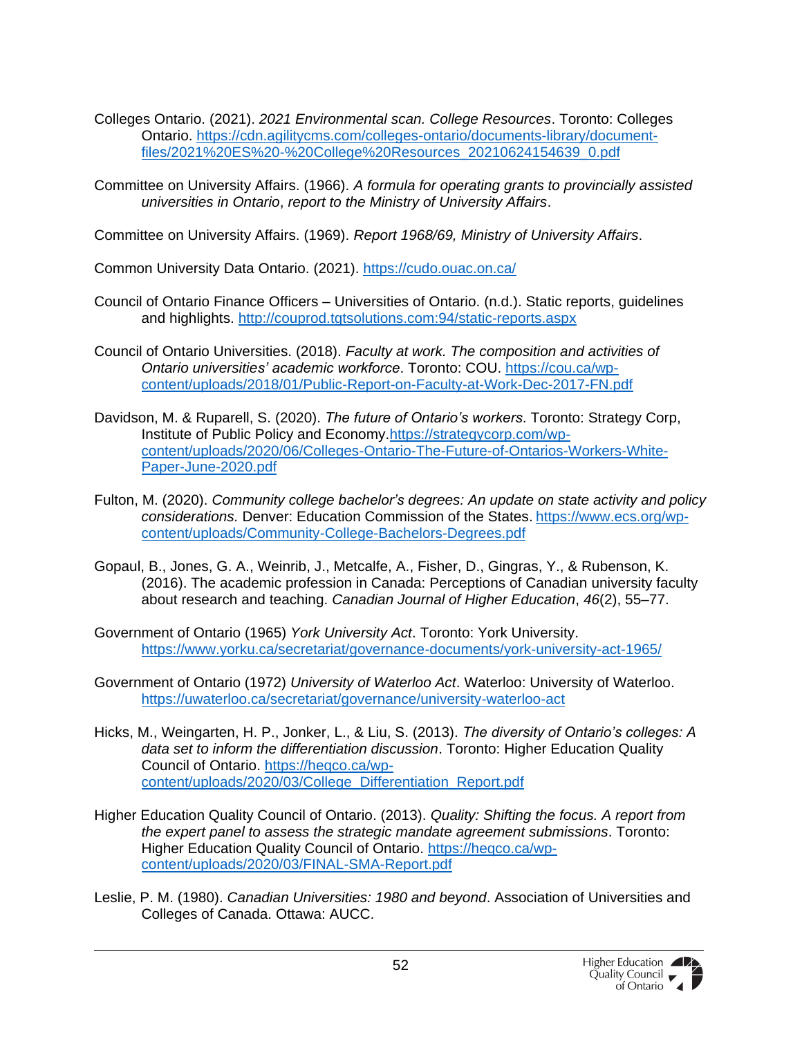Colleges Ontario. (2021). *2021 Environmental scan. College Resources*. Toronto: Colleges Ontario. https://cdn.agilitycms.com/colleges-ontario/documents-library/document-files/2021%20ES%20-%20College%20Resources_20210624154639_0.pdf

Committee on University Affairs. (1966). *A formula for operating grants to provincially assisted universities in Ontario*, *report to the Ministry of University Affairs*.

Committee on University Affairs. (1969). *Report 1968/69, Ministry of University Affairs*.

Common University Data Ontario. (2021). https://cudo.ouac.on.ca/

Council of Ontario Finance Officers – Universities of Ontario. (n.d.). Static reports, guidelines and highlights. http://couprod.tgtsolutions.com:94/static-reports.aspx

Council of Ontario Universities. (2018). *Faculty at work. The composition and activities of Ontario universities' academic workforce*. Toronto: COU. https://cou.ca/wp-content/uploads/2018/01/Public-Report-on-Faculty-at-Work-Dec-2017-FN.pdf

Davidson, M. & Ruparell, S. (2020). *The future of Ontario's workers*. Toronto: Strategy Corp, Institute of Public Policy and Economy.https://strategycorp.com/wp-content/uploads/2020/06/Colleges-Ontario-The-Future-of-Ontarios-Workers-White-Paper-June-2020.pdf

Fulton, M. (2020). *Community college bachelor's degrees: An update on state activity and policy considerations.* Denver: Education Commission of the States. https://www.ecs.org/wp-content/uploads/Community-College-Bachelors-Degrees.pdf

Gopaul, B., Jones, G. A., Weinrib, J., Metcalfe, A., Fisher, D., Gingras, Y., & Rubenson, K. (2016). The academic profession in Canada: Perceptions of Canadian university faculty about research and teaching. *Canadian Journal of Higher Education*, *46*(2), 55–77.

Government of Ontario (1965) *York University Act*. Toronto: York University. https://www.yorku.ca/secretariat/governance-documents/york-university-act-1965/

Government of Ontario (1972) *University of Waterloo Act*. Waterloo: University of Waterloo. https://uwaterloo.ca/secretariat/governance/university-waterloo-act

Hicks, M., Weingarten, H. P., Jonker, L., & Liu, S. (2013). *The diversity of Ontario's colleges: A data set to inform the differentiation discussion*. Toronto: Higher Education Quality Council of Ontario. https://heqco.ca/wp-content/uploads/2020/03/College_Differentiation_Report.pdf

Higher Education Quality Council of Ontario. (2013). *Quality: Shifting the focus. A report from the expert panel to assess the strategic mandate agreement submissions*. Toronto: Higher Education Quality Council of Ontario. https://heqco.ca/wp-content/uploads/2020/03/FINAL-SMA-Report.pdf

Leslie, P. M. (1980). *Canadian Universities: 1980 and beyond*. Association of Universities and Colleges of Canada. Ottawa: AUCC.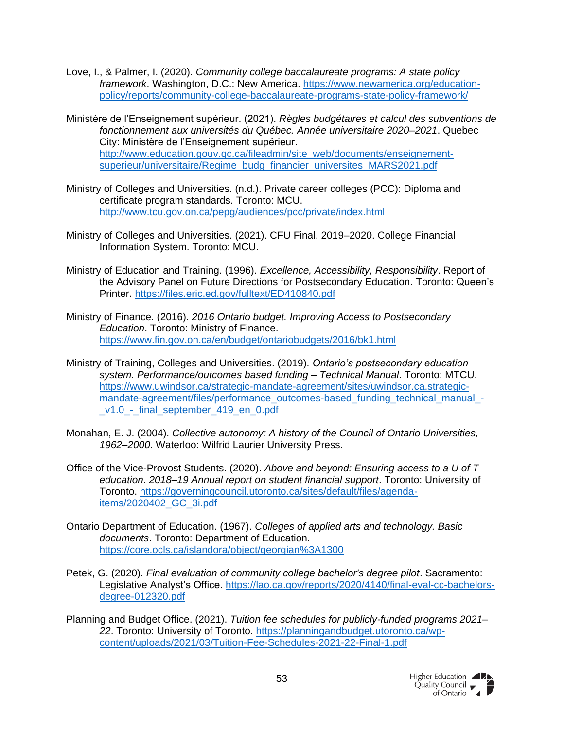Love, I., & Palmer, I. (2020). *Community college baccalaureate programs: A state policy framework*. Washington, D.C.: New America. https://www.newamerica.org/education-policy/reports/community-college-baccalaureate-programs-state-policy-framework/

Ministère de l'Enseignement supérieur. (2021). *Règles budgétaires et calcul des subventions de fonctionnement aux universités du Québec. Année universitaire 2020–2021*. Quebec City: Ministère de l'Enseignement supérieur. http://www.education.gouv.qc.ca/fileadmin/site_web/documents/enseignement-superieur/universitaire/Regime_budg_financier_universites_MARS2021.pdf

Ministry of Colleges and Universities. (n.d.). Private career colleges (PCC): Diploma and certificate program standards. Toronto: MCU. http://www.tcu.gov.on.ca/pepg/audiences/pcc/private/index.html

Ministry of Colleges and Universities. (2021). CFU Final, 2019–2020. College Financial Information System. Toronto: MCU.

Ministry of Education and Training. (1996). *Excellence, Accessibility, Responsibility*. Report of the Advisory Panel on Future Directions for Postsecondary Education. Toronto: Queen's Printer. https://files.eric.ed.gov/fulltext/ED410840.pdf

Ministry of Finance. (2016). *2016 Ontario budget. Improving Access to Postsecondary Education*. Toronto: Ministry of Finance. https://www.fin.gov.on.ca/en/budget/ontariobudgets/2016/bk1.html

Ministry of Training, Colleges and Universities. (2019). *Ontario's postsecondary education system. Performance/outcomes based funding – Technical Manual*. Toronto: MTCU. https://www.uwindsor.ca/strategic-mandate-agreement/sites/uwindsor.ca.strategic-mandate-agreement/files/performance_outcomes-based_funding_technical_manual_-_v1.0_-_final_september_419_en_0.pdf

Monahan, E. J. (2004). *Collective autonomy: A history of the Council of Ontario Universities, 1962–2000*. Waterloo: Wilfrid Laurier University Press.

Office of the Vice-Provost Students. (2020). *Above and beyond: Ensuring access to a U of T education*. *2018–19 Annual report on student financial support*. Toronto: University of Toronto. https://governingcouncil.utoronto.ca/sites/default/files/agenda-items/2020402_GC_3i.pdf

Ontario Department of Education. (1967). *Colleges of applied arts and technology. Basic documents*. Toronto: Department of Education. https://core.ocls.ca/islandora/object/georgian%3A1300

Petek, G. (2020). *Final evaluation of community college bachelor's degree pilot*. Sacramento: Legislative Analyst's Office. https://lao.ca.gov/reports/2020/4140/final-eval-cc-bachelors-degree-012320.pdf

Planning and Budget Office. (2021). *Tuition fee schedules for publicly-funded programs 2021–22*. Toronto: University of Toronto. https://planningandbudget.utoronto.ca/wp-content/uploads/2021/03/Tuition-Fee-Schedules-2021-22-Final-1.pdf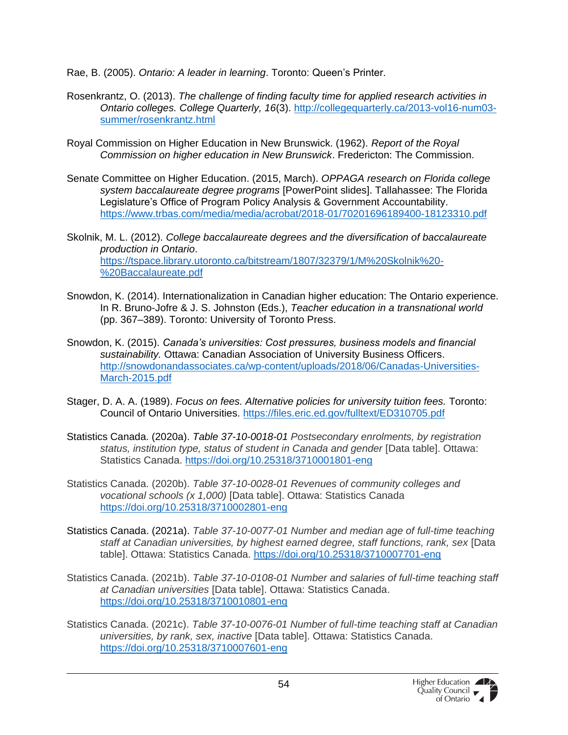Rae, B. (2005). *Ontario: A leader in learning*. Toronto: Queen's Printer.

Rosenkrantz, O. (2013). *The challenge of finding faculty time for applied research activities in Ontario colleges. College Quarterly, 16*(3). http://collegequarterly.ca/2013-vol16-num03-summer/rosenkrantz.html

Royal Commission on Higher Education in New Brunswick. (1962). *Report of the Royal Commission on higher education in New Brunswick*. Fredericton: The Commission.

Senate Committee on Higher Education. (2015, March). *OPPAGA research on Florida college system baccalaureate degree programs* [PowerPoint slides]. Tallahassee: The Florida Legislature's Office of Program Policy Analysis & Government Accountability. https://www.trbas.com/media/media/acrobat/2018-01/70201696189400-18123310.pdf

Skolnik, M. L. (2012). *College baccalaureate degrees and the diversification of baccalaureate production in Ontario*. https://tspace.library.utoronto.ca/bitstream/1807/32379/1/M%20Skolnik%20-%20Baccalaureate.pdf

Snowdon, K. (2014). Internationalization in Canadian higher education: The Ontario experience. In R. Bruno-Jofre & J. S. Johnston (Eds.), *Teacher education in a transnational world* (pp. 367–389). Toronto: University of Toronto Press.

Snowdon, K. (2015). *Canada's universities: Cost pressures, business models and financial sustainability.* Ottawa: Canadian Association of University Business Officers. http://snowdonandassociates.ca/wp-content/uploads/2018/06/Canadas-Universities-March-2015.pdf

Stager, D. A. A. (1989). *Focus on fees. Alternative policies for university tuition fees.* Toronto: Council of Ontario Universities. https://files.eric.ed.gov/fulltext/ED310705.pdf

Statistics Canada. (2020a). *Table 37-10-0018-01 Postsecondary enrolments, by registration status, institution type, status of student in Canada and gender* [Data table]. Ottawa: Statistics Canada. https://doi.org/10.25318/3710001801-eng

Statistics Canada. (2020b). *Table 37-10-0028-01 Revenues of community colleges and vocational schools (x 1,000)* [Data table]. Ottawa: Statistics Canada https://doi.org/10.25318/3710002801-eng

Statistics Canada. (2021a). *Table 37-10-0077-01 Number and median age of full-time teaching staff at Canadian universities, by highest earned degree, staff functions, rank, sex* [Data table]. Ottawa: Statistics Canada. https://doi.org/10.25318/3710007701-eng

Statistics Canada. (2021b). *Table 37-10-0108-01 Number and salaries of full-time teaching staff at Canadian universities* [Data table]. Ottawa: Statistics Canada. https://doi.org/10.25318/3710010801-eng

Statistics Canada. (2021c). *Table 37-10-0076-01 Number of full-time teaching staff at Canadian universities, by rank, sex, inactive* [Data table]. Ottawa: Statistics Canada. https://doi.org/10.25318/3710007601-eng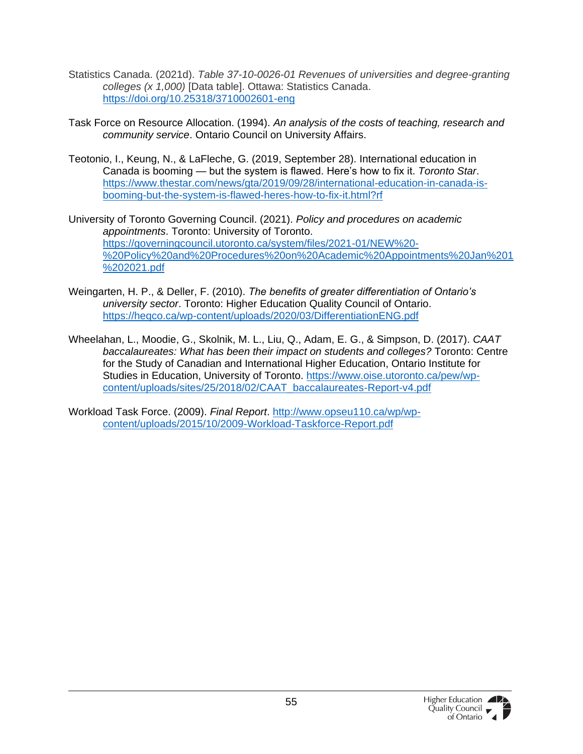Statistics Canada. (2021d). *Table 37-10-0026-01 Revenues of universities and degree-granting colleges (x 1,000)* [Data table]. Ottawa: Statistics Canada. https://doi.org/10.25318/3710002601-eng

Task Force on Resource Allocation. (1994). *An analysis of the costs of teaching, research and community service*. Ontario Council on University Affairs.

Teotonio, I., Keung, N., & LaFleche, G. (2019, September 28). International education in Canada is booming — but the system is flawed. Here's how to fix it. *Toronto Star*. https://www.thestar.com/news/gta/2019/09/28/international-education-in-canada-is-booming-but-the-system-is-flawed-heres-how-to-fix-it.html?rf

University of Toronto Governing Council. (2021). *Policy and procedures on academic appointments*. Toronto: University of Toronto. https://governingcouncil.utoronto.ca/system/files/2021-01/NEW%20-%20Policy%20and%20Procedures%20on%20Academic%20Appointments%20Jan%201%202021.pdf

Weingarten, H. P., & Deller, F. (2010). *The benefits of greater differentiation of Ontario's university sector*. Toronto: Higher Education Quality Council of Ontario. https://heqco.ca/wp-content/uploads/2020/03/DifferentiationENG.pdf

Wheelahan, L., Moodie, G., Skolnik, M. L., Liu, Q., Adam, E. G., & Simpson, D. (2017). *CAAT baccalaureates: What has been their impact on students and colleges?* Toronto: Centre for the Study of Canadian and International Higher Education, Ontario Institute for Studies in Education, University of Toronto. https://www.oise.utoronto.ca/pew/wp-content/uploads/sites/25/2018/02/CAAT_baccalaureates-Report-v4.pdf

Workload Task Force. (2009). *Final Report*. http://www.opseu110.ca/wp/wp-content/uploads/2015/10/2009-Workload-Taskforce-Report.pdf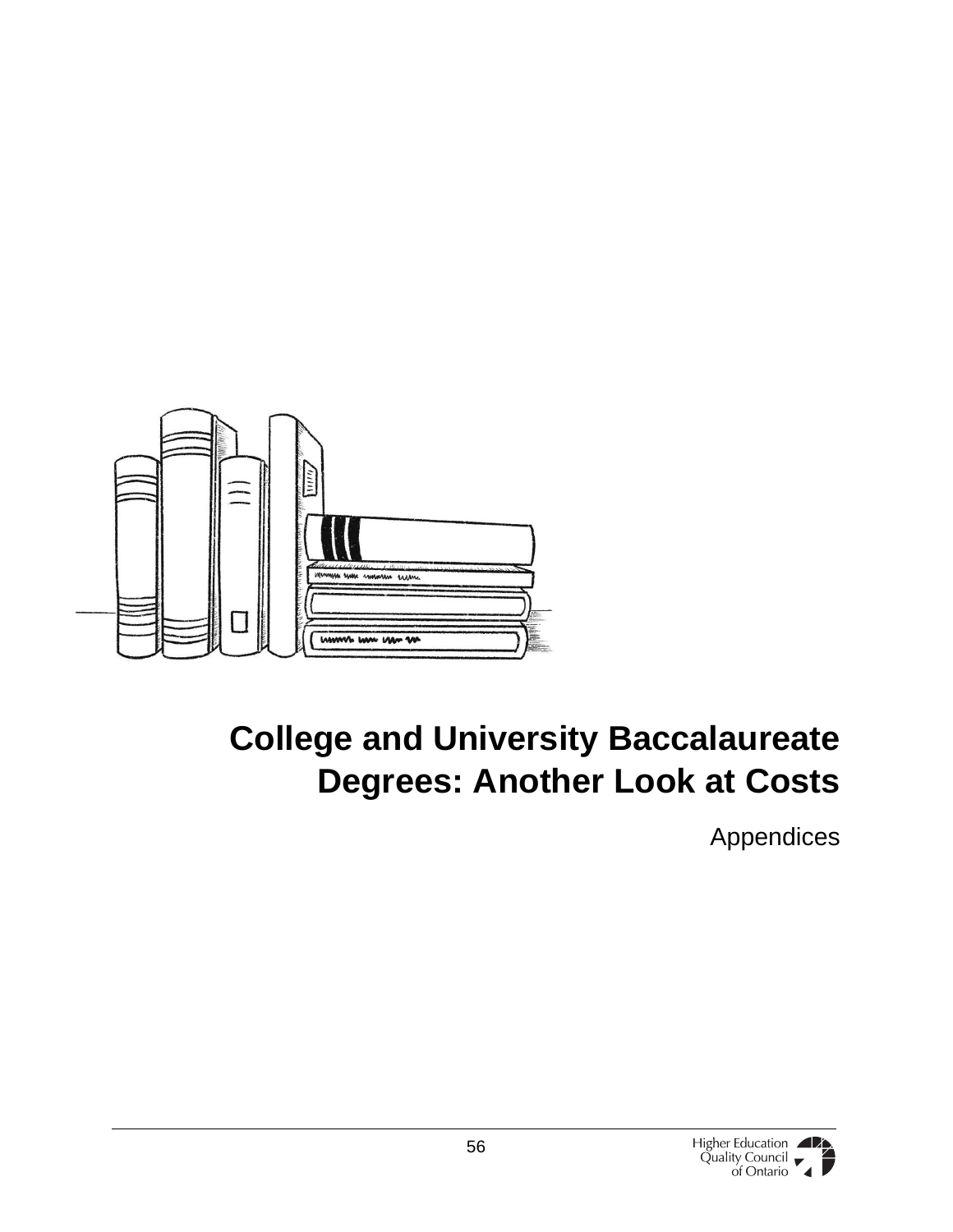# College and University Baccalaureate Degrees: Another Look at Costs

Appendices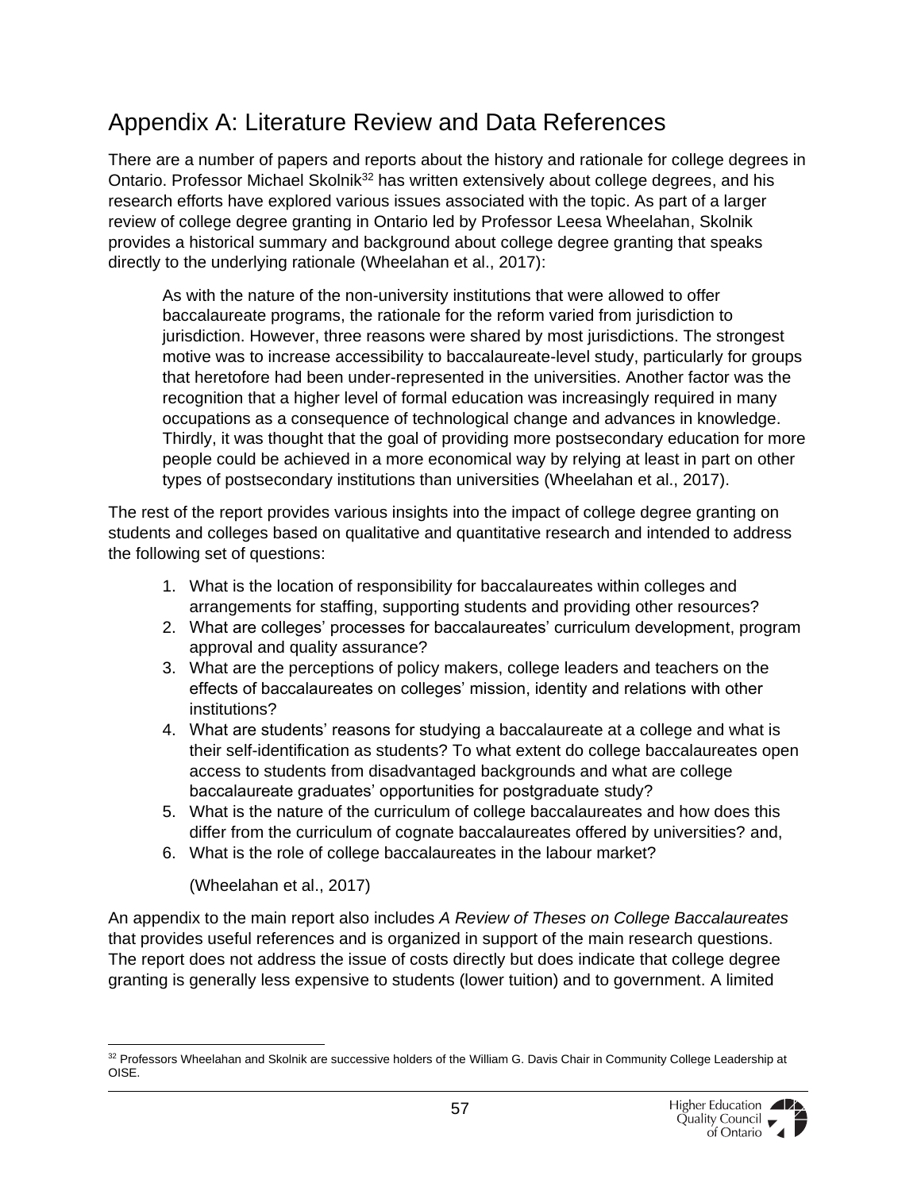# Appendix A: Literature Review and Data References

There are a number of papers and reports about the history and rationale for college degrees in Ontario. Professor Michael Skolnik[32] has written extensively about college degrees, and his research efforts have explored various issues associated with the topic. As part of a larger review of college degree granting in Ontario led by Professor Leesa Wheelahan, Skolnik provides a historical summary and background about college degree granting that speaks directly to the underlying rationale (Wheelahan et al., 2017):

> As with the nature of the non-university institutions that were allowed to offer baccalaureate programs, the rationale for the reform varied from jurisdiction to jurisdiction. However, three reasons were shared by most jurisdictions. The strongest motive was to increase accessibility to baccalaureate-level study, particularly for groups that heretofore had been under-represented in the universities. Another factor was the recognition that a higher level of formal education was increasingly required in many occupations as a consequence of technological change and advances in knowledge. Thirdly, it was thought that the goal of providing more postsecondary education for more people could be achieved in a more economical way by relying at least in part on other types of postsecondary institutions than universities (Wheelahan et al., 2017).

The rest of the report provides various insights into the impact of college degree granting on students and colleges based on qualitative and quantitative research and intended to address the following set of questions:

1. What is the location of responsibility for baccalaureates within colleges and arrangements for staffing, supporting students and providing other resources?
2. What are colleges' processes for baccalaureates' curriculum development, program approval and quality assurance?
3. What are the perceptions of policy makers, college leaders and teachers on the effects of baccalaureates on colleges' mission, identity and relations with other institutions?
4. What are students' reasons for studying a baccalaureate at a college and what is their self-identification as students? To what extent do college baccalaureates open access to students from disadvantaged backgrounds and what are college baccalaureate graduates' opportunities for postgraduate study?
5. What is the nature of the curriculum of college baccalaureates and how does this differ from the curriculum of cognate baccalaureates offered by universities? and,
6. What is the role of college baccalaureates in the labour market?

   (Wheelahan et al., 2017)

An appendix to the main report also includes *A Review of Theses on College Baccalaureates* that provides useful references and is organized in support of the main research questions. The report does not address the issue of costs directly but does indicate that college degree granting is generally less expensive to students (lower tuition) and to government. A limited

[32] Professors Wheelahan and Skolnik are successive holders of the William G. Davis Chair in Community College Leadership at OISE.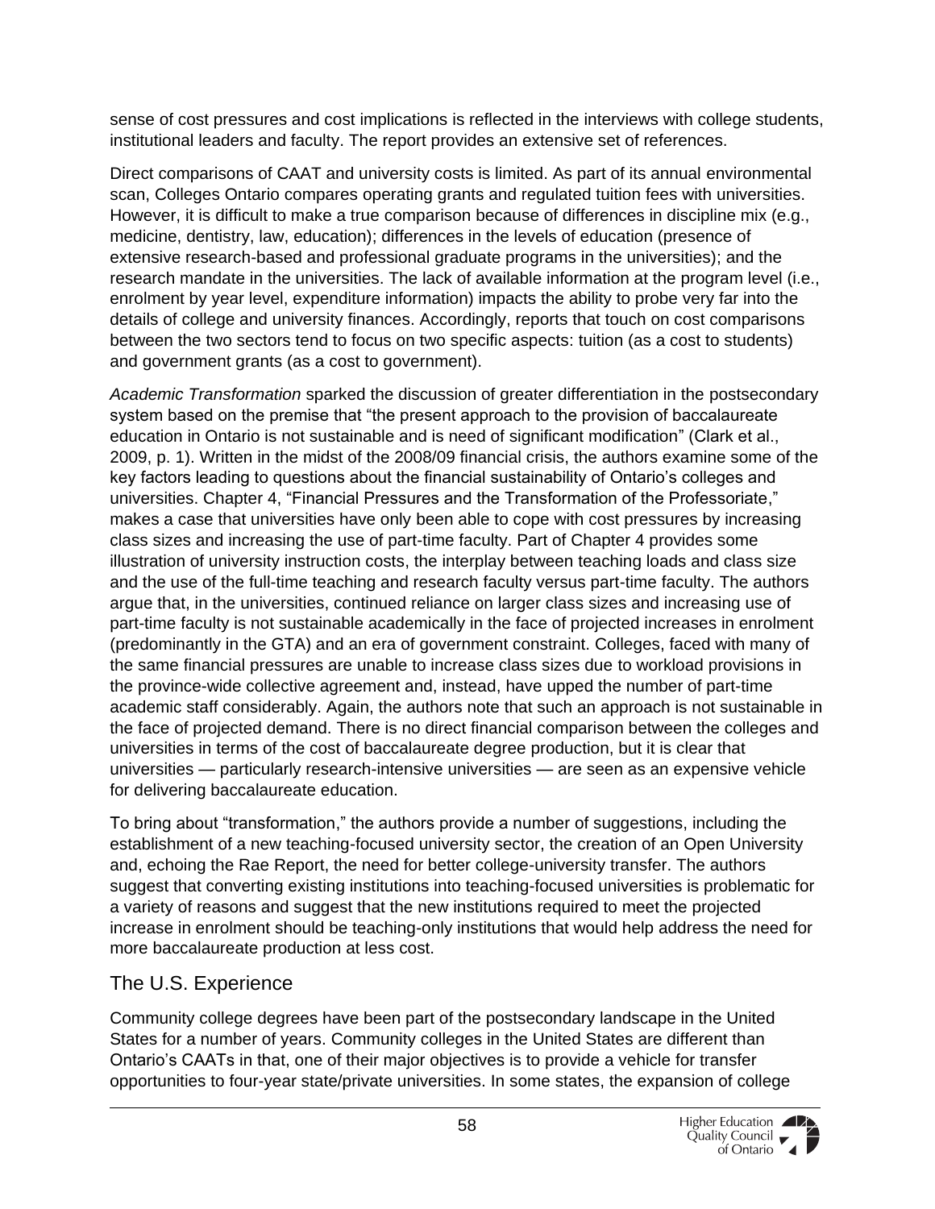sense of cost pressures and cost implications is reflected in the interviews with college students, institutional leaders and faculty. The report provides an extensive set of references.

Direct comparisons of CAAT and university costs is limited. As part of its annual environmental scan, Colleges Ontario compares operating grants and regulated tuition fees with universities. However, it is difficult to make a true comparison because of differences in discipline mix (e.g., medicine, dentistry, law, education); differences in the levels of education (presence of extensive research-based and professional graduate programs in the universities); and the research mandate in the universities. The lack of available information at the program level (i.e., enrolment by year level, expenditure information) impacts the ability to probe very far into the details of college and university finances. Accordingly, reports that touch on cost comparisons between the two sectors tend to focus on two specific aspects: tuition (as a cost to students) and government grants (as a cost to government).

*Academic Transformation* sparked the discussion of greater differentiation in the postsecondary system based on the premise that "the present approach to the provision of baccalaureate education in Ontario is not sustainable and is need of significant modification" (Clark et al., 2009, p. 1). Written in the midst of the 2008/09 financial crisis, the authors examine some of the key factors leading to questions about the financial sustainability of Ontario's colleges and universities. Chapter 4, "Financial Pressures and the Transformation of the Professoriate," makes a case that universities have only been able to cope with cost pressures by increasing class sizes and increasing the use of part-time faculty. Part of Chapter 4 provides some illustration of university instruction costs, the interplay between teaching loads and class size and the use of the full-time teaching and research faculty versus part-time faculty. The authors argue that, in the universities, continued reliance on larger class sizes and increasing use of part-time faculty is not sustainable academically in the face of projected increases in enrolment (predominantly in the GTA) and an era of government constraint. Colleges, faced with many of the same financial pressures are unable to increase class sizes due to workload provisions in the province-wide collective agreement and, instead, have upped the number of part-time academic staff considerably. Again, the authors note that such an approach is not sustainable in the face of projected demand. There is no direct financial comparison between the colleges and universities in terms of the cost of baccalaureate degree production, but it is clear that universities — particularly research-intensive universities — are seen as an expensive vehicle for delivering baccalaureate education.

To bring about "transformation," the authors provide a number of suggestions, including the establishment of a new teaching-focused university sector, the creation of an Open University and, echoing the Rae Report, the need for better college-university transfer. The authors suggest that converting existing institutions into teaching-focused universities is problematic for a variety of reasons and suggest that the new institutions required to meet the projected increase in enrolment should be teaching-only institutions that would help address the need for more baccalaureate production at less cost.

## The U.S. Experience

Community college degrees have been part of the postsecondary landscape in the United States for a number of years. Community colleges in the United States are different than Ontario's CAATs in that, one of their major objectives is to provide a vehicle for transfer opportunities to four-year state/private universities. In some states, the expansion of college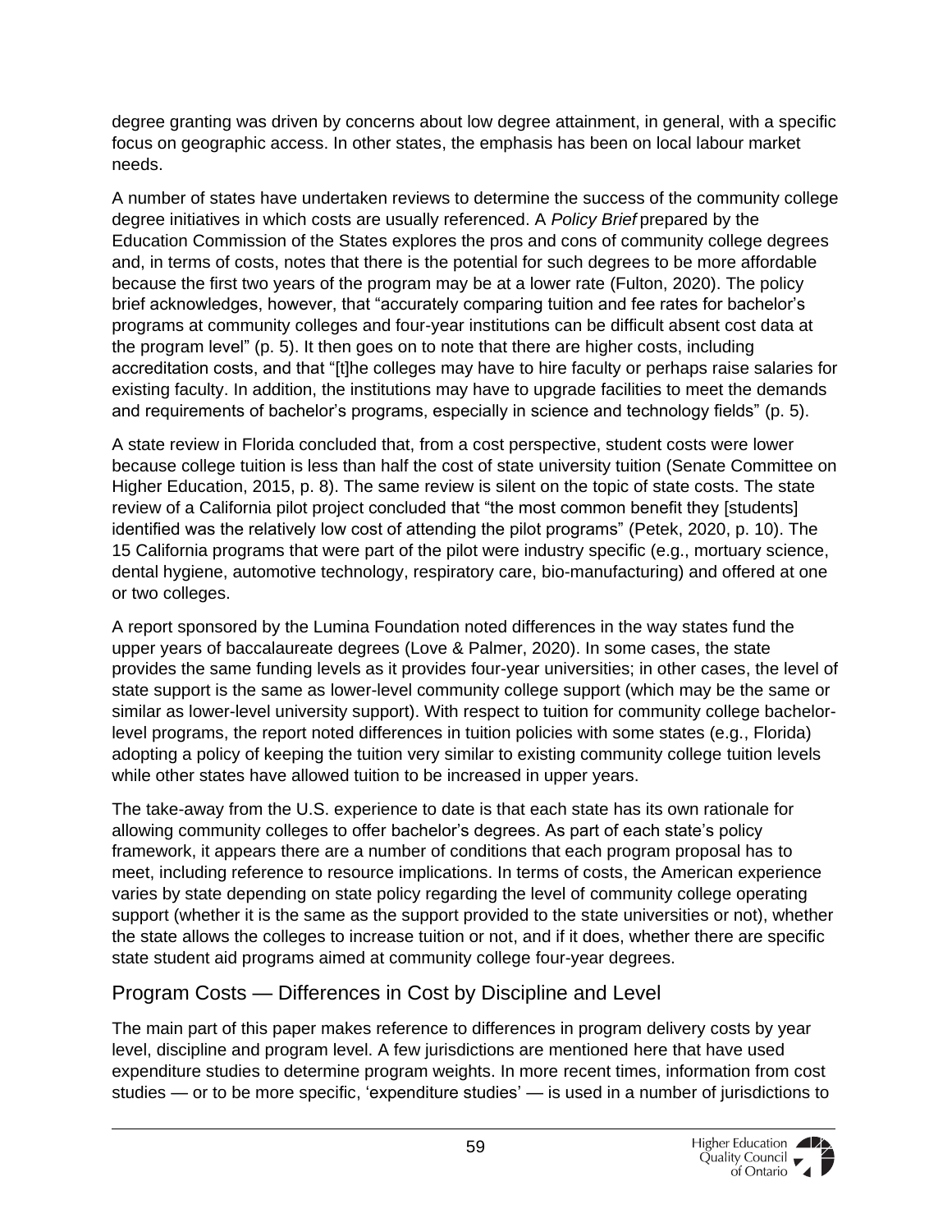degree granting was driven by concerns about low degree attainment, in general, with a specific focus on geographic access. In other states, the emphasis has been on local labour market needs.

A number of states have undertaken reviews to determine the success of the community college degree initiatives in which costs are usually referenced. A *Policy Brief* prepared by the Education Commission of the States explores the pros and cons of community college degrees and, in terms of costs, notes that there is the potential for such degrees to be more affordable because the first two years of the program may be at a lower rate (Fulton, 2020). The policy brief acknowledges, however, that "accurately comparing tuition and fee rates for bachelor's programs at community colleges and four-year institutions can be difficult absent cost data at the program level" (p. 5). It then goes on to note that there are higher costs, including accreditation costs, and that "[t]he colleges may have to hire faculty or perhaps raise salaries for existing faculty. In addition, the institutions may have to upgrade facilities to meet the demands and requirements of bachelor's programs, especially in science and technology fields" (p. 5).

A state review in Florida concluded that, from a cost perspective, student costs were lower because college tuition is less than half the cost of state university tuition (Senate Committee on Higher Education, 2015, p. 8). The same review is silent on the topic of state costs. The state review of a California pilot project concluded that "the most common benefit they [students] identified was the relatively low cost of attending the pilot programs" (Petek, 2020, p. 10). The 15 California programs that were part of the pilot were industry specific (e.g., mortuary science, dental hygiene, automotive technology, respiratory care, bio-manufacturing) and offered at one or two colleges.

A report sponsored by the Lumina Foundation noted differences in the way states fund the upper years of baccalaureate degrees (Love & Palmer, 2020). In some cases, the state provides the same funding levels as it provides four-year universities; in other cases, the level of state support is the same as lower-level community college support (which may be the same or similar as lower-level university support). With respect to tuition for community college bachelor-level programs, the report noted differences in tuition policies with some states (e.g., Florida) adopting a policy of keeping the tuition very similar to existing community college tuition levels while other states have allowed tuition to be increased in upper years.

The take-away from the U.S. experience to date is that each state has its own rationale for allowing community colleges to offer bachelor's degrees. As part of each state's policy framework, it appears there are a number of conditions that each program proposal has to meet, including reference to resource implications. In terms of costs, the American experience varies by state depending on state policy regarding the level of community college operating support (whether it is the same as the support provided to the state universities or not), whether the state allows the colleges to increase tuition or not, and if it does, whether there are specific state student aid programs aimed at community college four-year degrees.

## Program Costs — Differences in Cost by Discipline and Level

The main part of this paper makes reference to differences in program delivery costs by year level, discipline and program level. A few jurisdictions are mentioned here that have used expenditure studies to determine program weights. In more recent times, information from cost studies — or to be more specific, 'expenditure studies' — is used in a number of jurisdictions to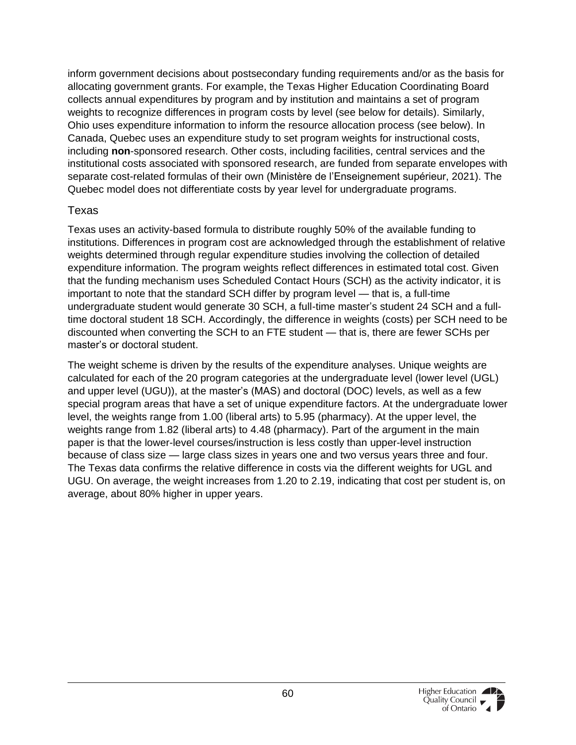inform government decisions about postsecondary funding requirements and/or as the basis for allocating government grants. For example, the Texas Higher Education Coordinating Board collects annual expenditures by program and by institution and maintains a set of program weights to recognize differences in program costs by level (see below for details). Similarly, Ohio uses expenditure information to inform the resource allocation process (see below). In Canada, Quebec uses an expenditure study to set program weights for instructional costs, including **non**-sponsored research. Other costs, including facilities, central services and the institutional costs associated with sponsored research, are funded from separate envelopes with separate cost-related formulas of their own (Ministère de l'Enseignement supérieur, 2021). The Quebec model does not differentiate costs by year level for undergraduate programs.

## Texas

Texas uses an activity-based formula to distribute roughly 50% of the available funding to institutions. Differences in program cost are acknowledged through the establishment of relative weights determined through regular expenditure studies involving the collection of detailed expenditure information. The program weights reflect differences in estimated total cost. Given that the funding mechanism uses Scheduled Contact Hours (SCH) as the activity indicator, it is important to note that the standard SCH differ by program level — that is, a full-time undergraduate student would generate 30 SCH, a full-time master's student 24 SCH and a full-time doctoral student 18 SCH. Accordingly, the difference in weights (costs) per SCH need to be discounted when converting the SCH to an FTE student — that is, there are fewer SCHs per master's or doctoral student.

The weight scheme is driven by the results of the expenditure analyses. Unique weights are calculated for each of the 20 program categories at the undergraduate level (lower level (UGL) and upper level (UGU)), at the master's (MAS) and doctoral (DOC) levels, as well as a few special program areas that have a set of unique expenditure factors. At the undergraduate lower level, the weights range from 1.00 (liberal arts) to 5.95 (pharmacy). At the upper level, the weights range from 1.82 (liberal arts) to 4.48 (pharmacy). Part of the argument in the main paper is that the lower-level courses/instruction is less costly than upper-level instruction because of class size — large class sizes in years one and two versus years three and four. The Texas data confirms the relative difference in costs via the different weights for UGL and UGU. On average, the weight increases from 1.20 to 2.19, indicating that cost per student is, on average, about 80% higher in upper years.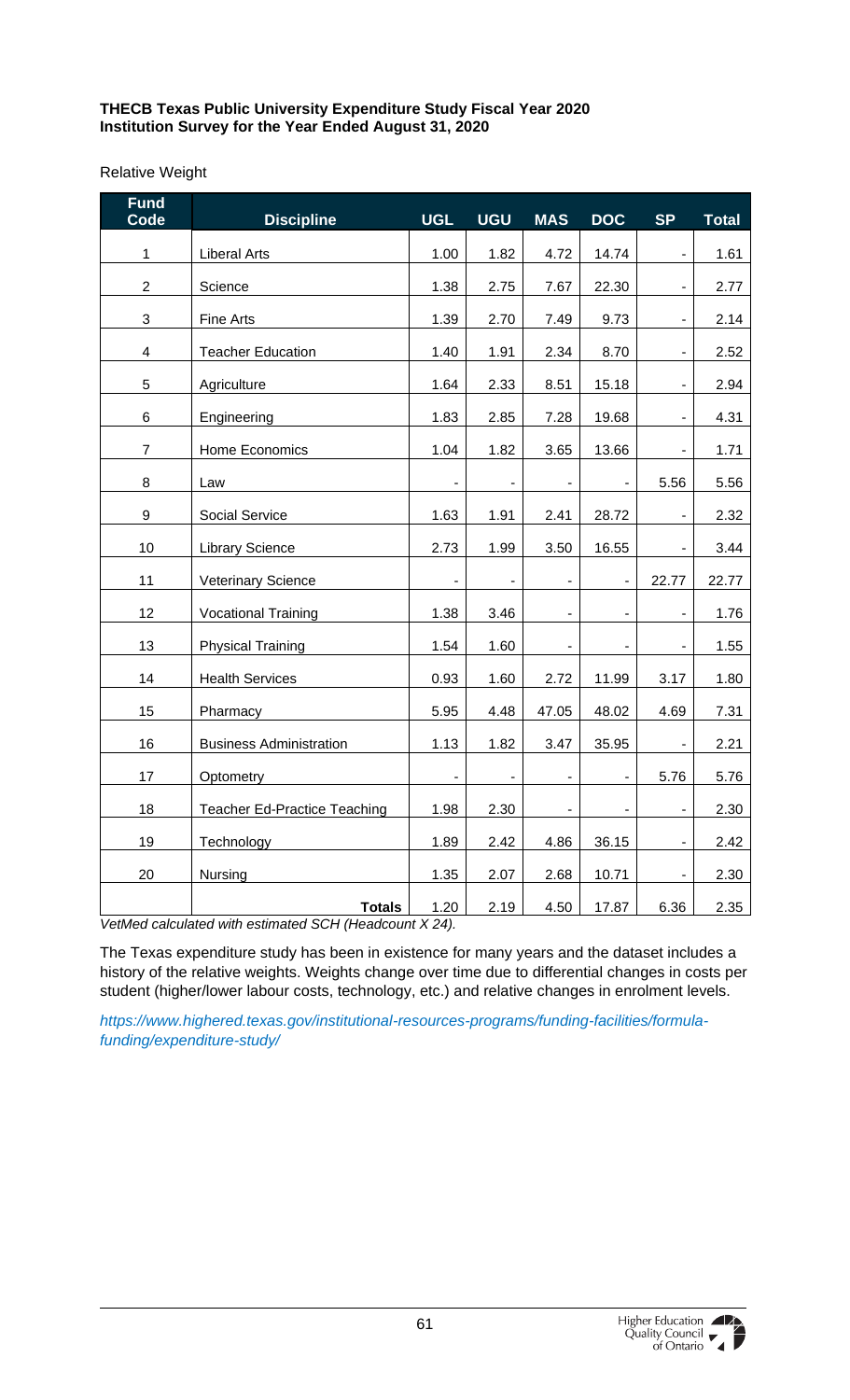**THECB Texas Public University Expenditure Study Fiscal Year 2020**
**Institution Survey for the Year Ended August 31, 2020**

Relative Weight

| Fund Code | Discipline | UGL | UGU | MAS | DOC | SP | Total |
|---|---|---|---|---|---|---|---|
| 1 | Liberal Arts | 1.00 | 1.82 | 4.72 | 14.74 | - | 1.61 |
| 2 | Science | 1.38 | 2.75 | 7.67 | 22.30 | - | 2.77 |
| 3 | Fine Arts | 1.39 | 2.70 | 7.49 | 9.73 | - | 2.14 |
| 4 | Teacher Education | 1.40 | 1.91 | 2.34 | 8.70 | - | 2.52 |
| 5 | Agriculture | 1.64 | 2.33 | 8.51 | 15.18 | - | 2.94 |
| 6 | Engineering | 1.83 | 2.85 | 7.28 | 19.68 | - | 4.31 |
| 7 | Home Economics | 1.04 | 1.82 | 3.65 | 13.66 | - | 1.71 |
| 8 | Law | - | - | - | - | 5.56 | 5.56 |
| 9 | Social Service | 1.63 | 1.91 | 2.41 | 28.72 | - | 2.32 |
| 10 | Library Science | 2.73 | 1.99 | 3.50 | 16.55 | - | 3.44 |
| 11 | Veterinary Science | - | - | - | - | 22.77 | 22.77 |
| 12 | Vocational Training | 1.38 | 3.46 | - | - | - | 1.76 |
| 13 | Physical Training | 1.54 | 1.60 | - | - | - | 1.55 |
| 14 | Health Services | 0.93 | 1.60 | 2.72 | 11.99 | 3.17 | 1.80 |
| 15 | Pharmacy | 5.95 | 4.48 | 47.05 | 48.02 | 4.69 | 7.31 |
| 16 | Business Administration | 1.13 | 1.82 | 3.47 | 35.95 | - | 2.21 |
| 17 | Optometry | - | - | - | - | 5.76 | 5.76 |
| 18 | Teacher Ed-Practice Teaching | 1.98 | 2.30 | - | - | - | 2.30 |
| 19 | Technology | 1.89 | 2.42 | 4.86 | 36.15 | - | 2.42 |
| 20 | Nursing | 1.35 | 2.07 | 2.68 | 10.71 | - | 2.30 |
| | **Totals** | 1.20 | 2.19 | 4.50 | 17.87 | 6.36 | 2.35 |

*VetMed calculated with estimated SCH (Headcount X 24).*

The Texas expenditure study has been in existence for many years and the dataset includes a history of the relative weights. Weights change over time due to differential changes in costs per student (higher/lower labour costs, technology, etc.) and relative changes in enrolment levels.

*https://www.highered.texas.gov/institutional-resources-programs/funding-facilities/formula-funding/expenditure-study/*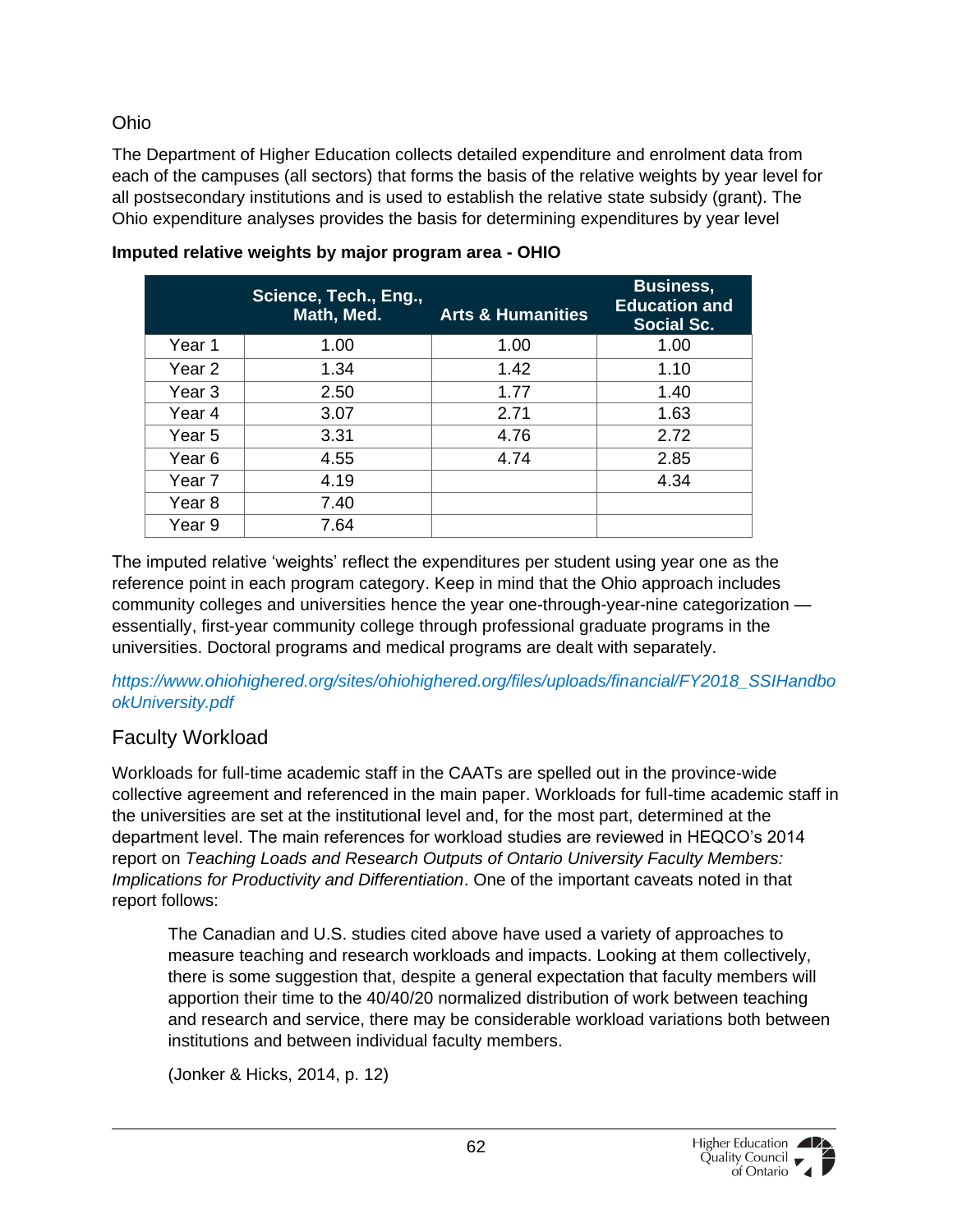## Ohio

The Department of Higher Education collects detailed expenditure and enrolment data from each of the campuses (all sectors) that forms the basis of the relative weights by year level for all postsecondary institutions and is used to establish the relative state subsidy (grant). The Ohio expenditure analyses provides the basis for determining expenditures by year level

**Imputed relative weights by major program area - OHIO**

| | Science, Tech., Eng., Math, Med. | Arts & Humanities | Business, Education and Social Sc. |
|---|---|---|---|
| Year 1 | 1.00 | 1.00 | 1.00 |
| Year 2 | 1.34 | 1.42 | 1.10 |
| Year 3 | 2.50 | 1.77 | 1.40 |
| Year 4 | 3.07 | 2.71 | 1.63 |
| Year 5 | 3.31 | 4.76 | 2.72 |
| Year 6 | 4.55 | 4.74 | 2.85 |
| Year 7 | 4.19 | | 4.34 |
| Year 8 | 7.40 | | |
| Year 9 | 7.64 | | |

The imputed relative 'weights' reflect the expenditures per student using year one as the reference point in each program category. Keep in mind that the Ohio approach includes community colleges and universities hence the year one-through-year-nine categorization — essentially, first-year community college through professional graduate programs in the universities. Doctoral programs and medical programs are dealt with separately.

*https://www.ohiohighered.org/sites/ohiohighered.org/files/uploads/financial/FY2018_SSIHandbookUniversity.pdf*

## Faculty Workload

Workloads for full-time academic staff in the CAATs are spelled out in the province-wide collective agreement and referenced in the main paper. Workloads for full-time academic staff in the universities are set at the institutional level and, for the most part, determined at the department level. The main references for workload studies are reviewed in HEQCO's 2014 report on *Teaching Loads and Research Outputs of Ontario University Faculty Members: Implications for Productivity and Differentiation*. One of the important caveats noted in that report follows:

> The Canadian and U.S. studies cited above have used a variety of approaches to measure teaching and research workloads and impacts. Looking at them collectively, there is some suggestion that, despite a general expectation that faculty members will apportion their time to the 40/40/20 normalized distribution of work between teaching and research and service, there may be considerable workload variations both between institutions and between individual faculty members.
>
> (Jonker & Hicks, 2014, p. 12)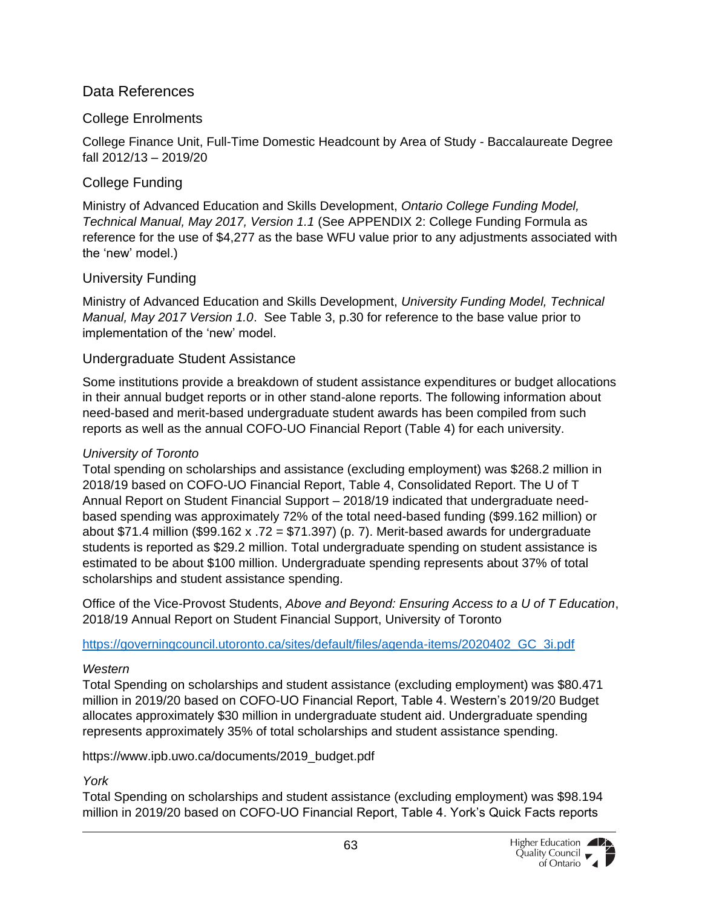## Data References

### College Enrolments

College Finance Unit, Full-Time Domestic Headcount by Area of Study - Baccalaureate Degree fall 2012/13 – 2019/20

### College Funding

Ministry of Advanced Education and Skills Development, *Ontario College Funding Model, Technical Manual, May 2017, Version 1.1* (See APPENDIX 2: College Funding Formula as reference for the use of $4,277 as the base WFU value prior to any adjustments associated with the 'new' model.)

### University Funding

Ministry of Advanced Education and Skills Development, *University Funding Model, Technical Manual, May 2017 Version 1.0*. See Table 3, p.30 for reference to the base value prior to implementation of the 'new' model.

### Undergraduate Student Assistance

Some institutions provide a breakdown of student assistance expenditures or budget allocations in their annual budget reports or in other stand-alone reports. The following information about need-based and merit-based undergraduate student awards has been compiled from such reports as well as the annual COFO-UO Financial Report (Table 4) for each university.

*University of Toronto*

Total spending on scholarships and assistance (excluding employment) was $268.2 million in 2018/19 based on COFO-UO Financial Report, Table 4, Consolidated Report. The U of T Annual Report on Student Financial Support – 2018/19 indicated that undergraduate need-based spending was approximately 72% of the total need-based funding ($99.162 million) or about $71.4 million ($99.162 x .72 = $71.397) (p. 7). Merit-based awards for undergraduate students is reported as $29.2 million. Total undergraduate spending on student assistance is estimated to be about $100 million. Undergraduate spending represents about 37% of total scholarships and student assistance spending.

Office of the Vice-Provost Students, *Above and Beyond: Ensuring Access to a U of T Education*, 2018/19 Annual Report on Student Financial Support, University of Toronto

https://governingcouncil.utoronto.ca/sites/default/files/agenda-items/2020402_GC_3i.pdf

*Western*

Total Spending on scholarships and student assistance (excluding employment) was $80.471 million in 2019/20 based on COFO-UO Financial Report, Table 4. Western's 2019/20 Budget allocates approximately $30 million in undergraduate student aid. Undergraduate spending represents approximately 35% of total scholarships and student assistance spending.

https://www.ipb.uwo.ca/documents/2019_budget.pdf

*York*

Total Spending on scholarships and student assistance (excluding employment) was $98.194 million in 2019/20 based on COFO-UO Financial Report, Table 4. York's Quick Facts reports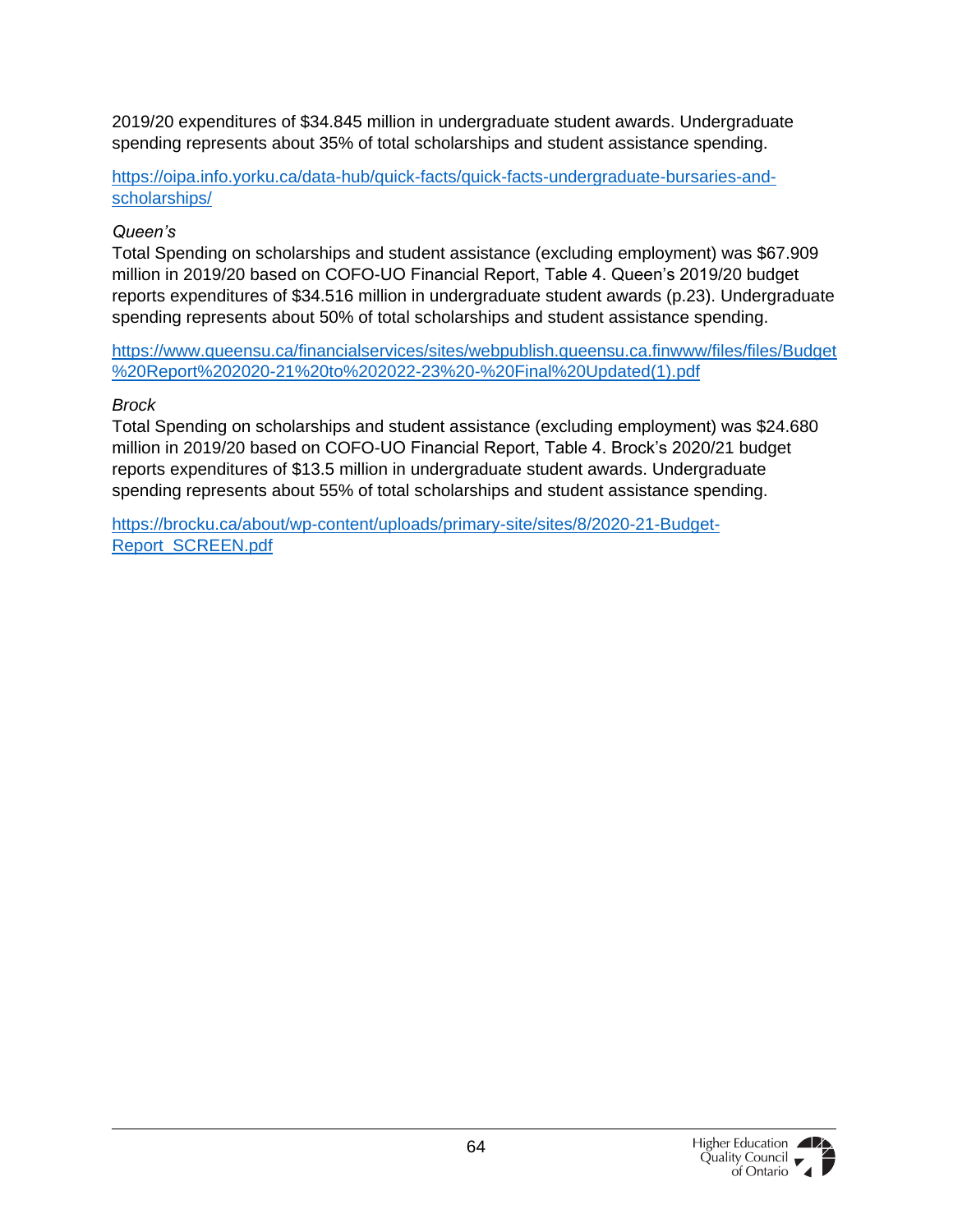2019/20 expenditures of $34.845 million in undergraduate student awards. Undergraduate spending represents about 35% of total scholarships and student assistance spending.

https://oipa.info.yorku.ca/data-hub/quick-facts/quick-facts-undergraduate-bursaries-and-scholarships/

*Queen's*

Total Spending on scholarships and student assistance (excluding employment) was $67.909 million in 2019/20 based on COFO-UO Financial Report, Table 4. Queen's 2019/20 budget reports expenditures of $34.516 million in undergraduate student awards (p.23). Undergraduate spending represents about 50% of total scholarships and student assistance spending.

https://www.queensu.ca/financialservices/sites/webpublish.queensu.ca.finwww/files/files/Budget%20Report%202020-21%20to%202022-23%20-%20Final%20Updated(1).pdf

*Brock*

Total Spending on scholarships and student assistance (excluding employment) was $24.680 million in 2019/20 based on COFO-UO Financial Report, Table 4. Brock's 2020/21 budget reports expenditures of $13.5 million in undergraduate student awards. Undergraduate spending represents about 55% of total scholarships and student assistance spending.

https://brocku.ca/about/wp-content/uploads/primary-site/sites/8/2020-21-Budget-Report_SCREEN.pdf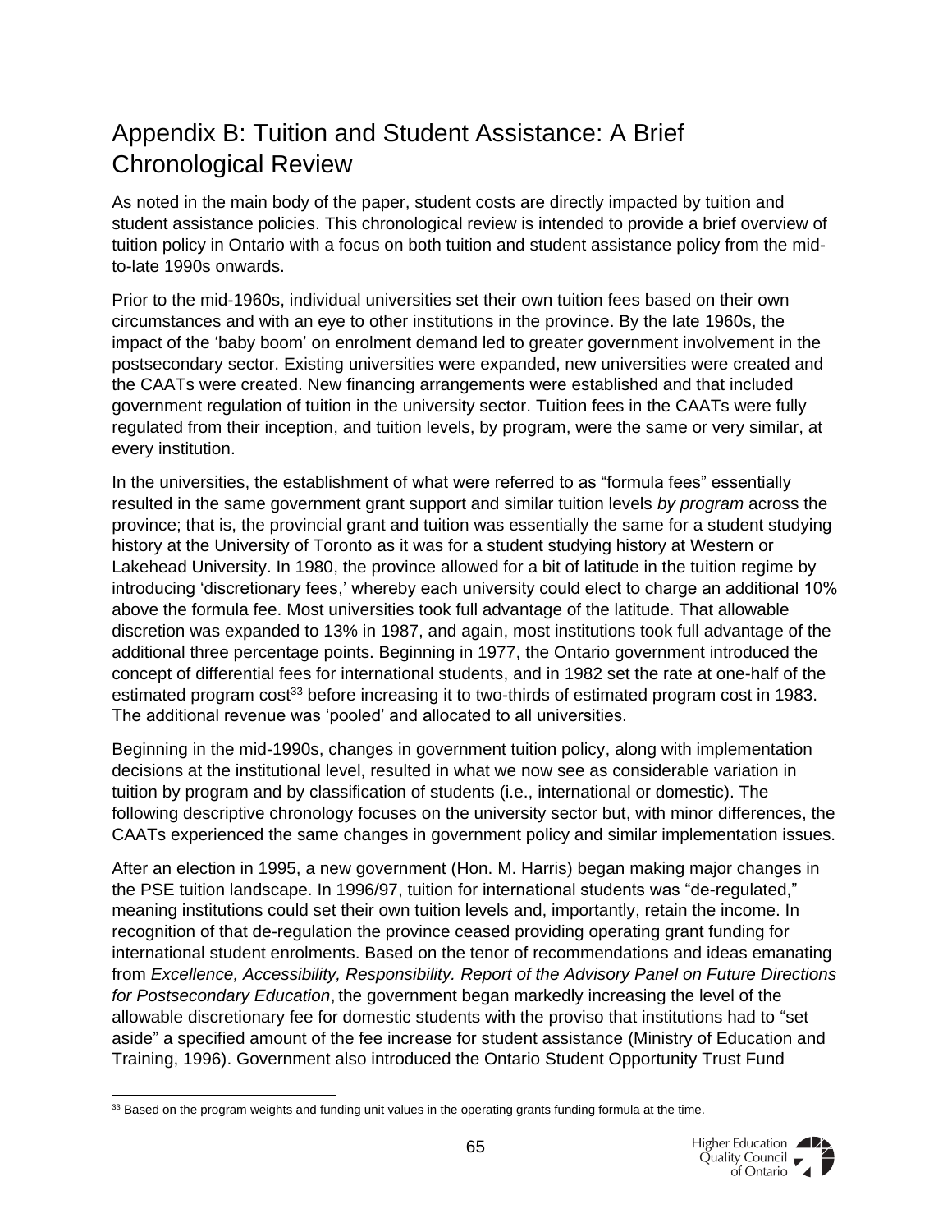# Appendix B: Tuition and Student Assistance: A Brief Chronological Review

As noted in the main body of the paper, student costs are directly impacted by tuition and student assistance policies. This chronological review is intended to provide a brief overview of tuition policy in Ontario with a focus on both tuition and student assistance policy from the mid-to-late 1990s onwards.

Prior to the mid-1960s, individual universities set their own tuition fees based on their own circumstances and with an eye to other institutions in the province. By the late 1960s, the impact of the 'baby boom' on enrolment demand led to greater government involvement in the postsecondary sector. Existing universities were expanded, new universities were created and the CAATs were created. New financing arrangements were established and that included government regulation of tuition in the university sector. Tuition fees in the CAATs were fully regulated from their inception, and tuition levels, by program, were the same or very similar, at every institution.

In the universities, the establishment of what were referred to as "formula fees" essentially resulted in the same government grant support and similar tuition levels *by program* across the province; that is, the provincial grant and tuition was essentially the same for a student studying history at the University of Toronto as it was for a student studying history at Western or Lakehead University. In 1980, the province allowed for a bit of latitude in the tuition regime by introducing 'discretionary fees,' whereby each university could elect to charge an additional 10% above the formula fee. Most universities took full advantage of the latitude. That allowable discretion was expanded to 13% in 1987, and again, most institutions took full advantage of the additional three percentage points. Beginning in 1977, the Ontario government introduced the concept of differential fees for international students, and in 1982 set the rate at one-half of the estimated program cost[33] before increasing it to two-thirds of estimated program cost in 1983. The additional revenue was 'pooled' and allocated to all universities.

Beginning in the mid-1990s, changes in government tuition policy, along with implementation decisions at the institutional level, resulted in what we now see as considerable variation in tuition by program and by classification of students (i.e., international or domestic). The following descriptive chronology focuses on the university sector but, with minor differences, the CAATs experienced the same changes in government policy and similar implementation issues.

After an election in 1995, a new government (Hon. M. Harris) began making major changes in the PSE tuition landscape. In 1996/97, tuition for international students was "de-regulated," meaning institutions could set their own tuition levels and, importantly, retain the income. In recognition of that de-regulation the province ceased providing operating grant funding for international student enrolments. Based on the tenor of recommendations and ideas emanating from *Excellence, Accessibility, Responsibility. Report of the Advisory Panel on Future Directions for Postsecondary Education*, the government began markedly increasing the level of the allowable discretionary fee for domestic students with the proviso that institutions had to "set aside" a specified amount of the fee increase for student assistance (Ministry of Education and Training, 1996). Government also introduced the Ontario Student Opportunity Trust Fund

---

[33] Based on the program weights and funding unit values in the operating grants funding formula at the time.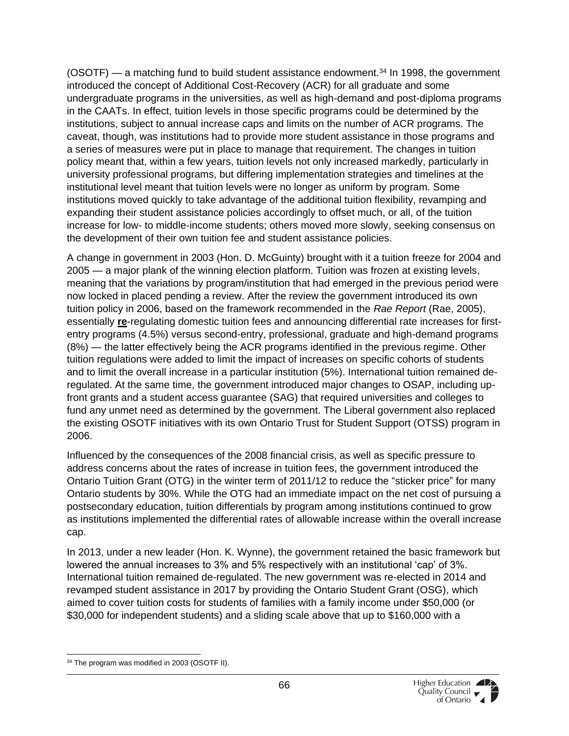(OSOTF) — a matching fund to build student assistance endowment.[34] In 1998, the government introduced the concept of Additional Cost-Recovery (ACR) for all graduate and some undergraduate programs in the universities, as well as high-demand and post-diploma programs in the CAATs. In effect, tuition levels in those specific programs could be determined by the institutions, subject to annual increase caps and limits on the number of ACR programs. The caveat, though, was institutions had to provide more student assistance in those programs and a series of measures were put in place to manage that requirement. The changes in tuition policy meant that, within a few years, tuition levels not only increased markedly, particularly in university professional programs, but differing implementation strategies and timelines at the institutional level meant that tuition levels were no longer as uniform by program. Some institutions moved quickly to take advantage of the additional tuition flexibility, revamping and expanding their student assistance policies accordingly to offset much, or all, of the tuition increase for low- to middle-income students; others moved more slowly, seeking consensus on the development of their own tuition fee and student assistance policies.

A change in government in 2003 (Hon. D. McGuinty) brought with it a tuition freeze for 2004 and 2005 — a major plank of the winning election platform. Tuition was frozen at existing levels, meaning that the variations by program/institution that had emerged in the previous period were now locked in placed pending a review. After the review the government introduced its own tuition policy in 2006, based on the framework recommended in the *Rae Report* (Rae, 2005), essentially **re**-regulating domestic tuition fees and announcing differential rate increases for first-entry programs (4.5%) versus second-entry, professional, graduate and high-demand programs (8%) — the latter effectively being the ACR programs identified in the previous regime. Other tuition regulations were added to limit the impact of increases on specific cohorts of students and to limit the overall increase in a particular institution (5%). International tuition remained de-regulated. At the same time, the government introduced major changes to OSAP, including up-front grants and a student access guarantee (SAG) that required universities and colleges to fund any unmet need as determined by the government. The Liberal government also replaced the existing OSOTF initiatives with its own Ontario Trust for Student Support (OTSS) program in 2006.

Influenced by the consequences of the 2008 financial crisis, as well as specific pressure to address concerns about the rates of increase in tuition fees, the government introduced the Ontario Tuition Grant (OTG) in the winter term of 2011/12 to reduce the "sticker price" for many Ontario students by 30%. While the OTG had an immediate impact on the net cost of pursuing a postsecondary education, tuition differentials by program among institutions continued to grow as institutions implemented the differential rates of allowable increase within the overall increase cap.

In 2013, under a new leader (Hon. K. Wynne), the government retained the basic framework but lowered the annual increases to 3% and 5% respectively with an institutional 'cap' of 3%. International tuition remained de-regulated. The new government was re-elected in 2014 and revamped student assistance in 2017 by providing the Ontario Student Grant (OSG), which aimed to cover tuition costs for students of families with a family income under $50,000 (or $30,000 for independent students) and a sliding scale above that up to $160,000 with a

---

[34] The program was modified in 2003 (OSOTF II).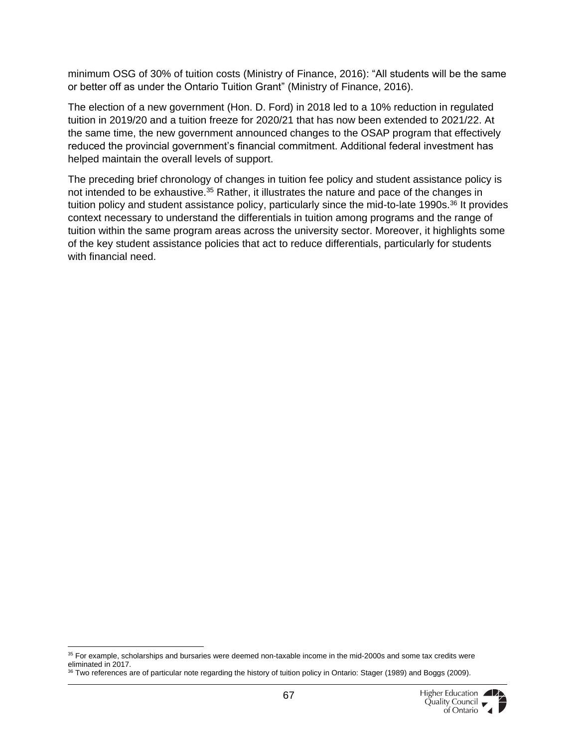minimum OSG of 30% of tuition costs (Ministry of Finance, 2016): “All students will be the same or better off as under the Ontario Tuition Grant” (Ministry of Finance, 2016).

The election of a new government (Hon. D. Ford) in 2018 led to a 10% reduction in regulated tuition in 2019/20 and a tuition freeze for 2020/21 that has now been extended to 2021/22. At the same time, the new government announced changes to the OSAP program that effectively reduced the provincial government’s financial commitment. Additional federal investment has helped maintain the overall levels of support.

The preceding brief chronology of changes in tuition fee policy and student assistance policy is not intended to be exhaustive.[35] Rather, it illustrates the nature and pace of the changes in tuition policy and student assistance policy, particularly since the mid-to-late 1990s.[36] It provides context necessary to understand the differentials in tuition among programs and the range of tuition within the same program areas across the university sector. Moreover, it highlights some of the key student assistance policies that act to reduce differentials, particularly for students with financial need.

[35] For example, scholarships and bursaries were deemed non-taxable income in the mid-2000s and some tax credits were eliminated in 2017.

[36] Two references are of particular note regarding the history of tuition policy in Ontario: Stager (1989) and Boggs (2009).